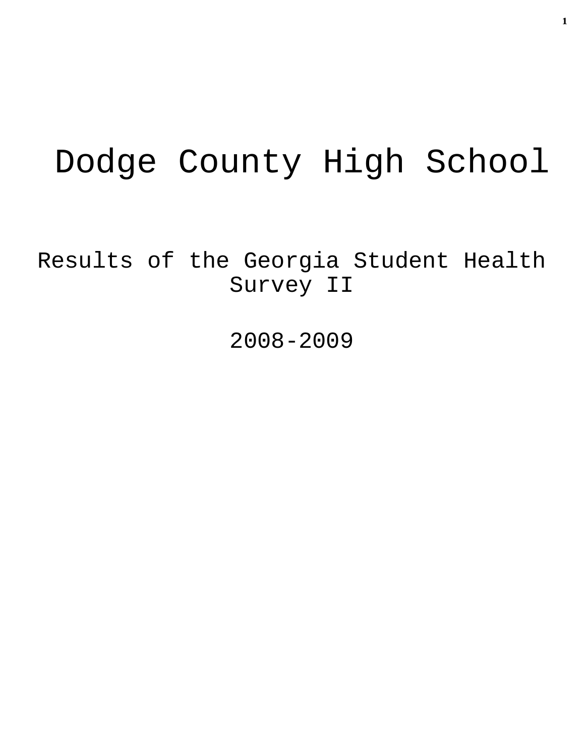# Dodge County High School

## Results of the Georgia Student Health Survey II

## 2008-2009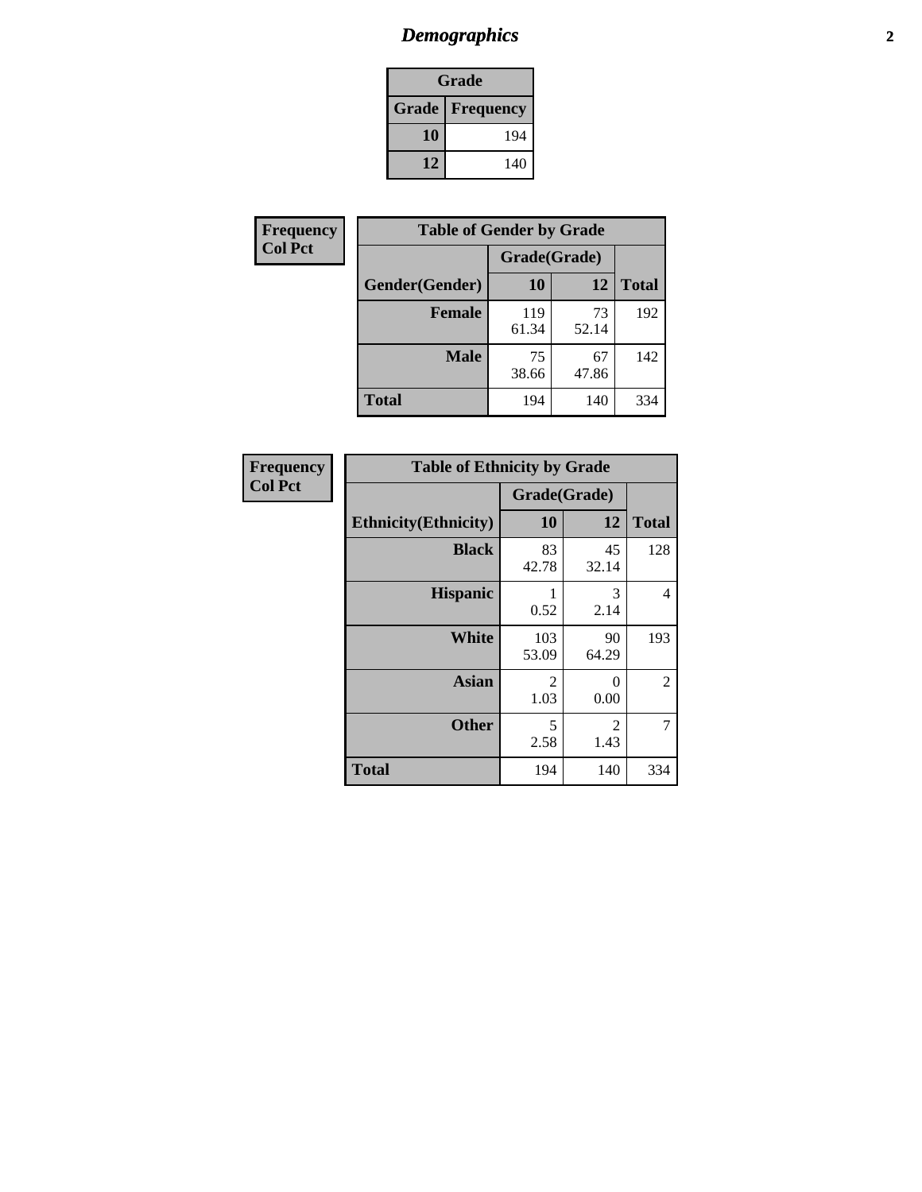# *Demographics*

| Grade | |
|---|---|
| **Grade** | **Frequency** |
| **10** | 194 |
| **12** | 140 |

**Frequency**
**Col Pct**

| Table of Gender by Grade | | | |
|---|---|---|---|
| | Grade(Grade) | | |
| **Gender(Gender)** | **10** | **12** | **Total** |
| **Female** | 119<br>61.34 | 73<br>52.14 | 192 |
| **Male** | 75<br>38.66 | 67<br>47.86 | 142 |
| **Total** | 194 | 140 | 334 |

**Frequency**
**Col Pct**

| Table of Ethnicity by Grade | | | |
|---|---|---|---|
| | Grade(Grade) | | |
| **Ethnicity(Ethnicity)** | **10** | **12** | **Total** |
| **Black** | 83<br>42.78 | 45<br>32.14 | 128 |
| **Hispanic** | 1<br>0.52 | 3<br>2.14 | 4 |
| **White** | 103<br>53.09 | 90<br>64.29 | 193 |
| **Asian** | 2<br>1.03 | 0<br>0.00 | 2 |
| **Other** | 5<br>2.58 | 2<br>1.43 | 7 |
| **Total** | 194 | 140 | 334 |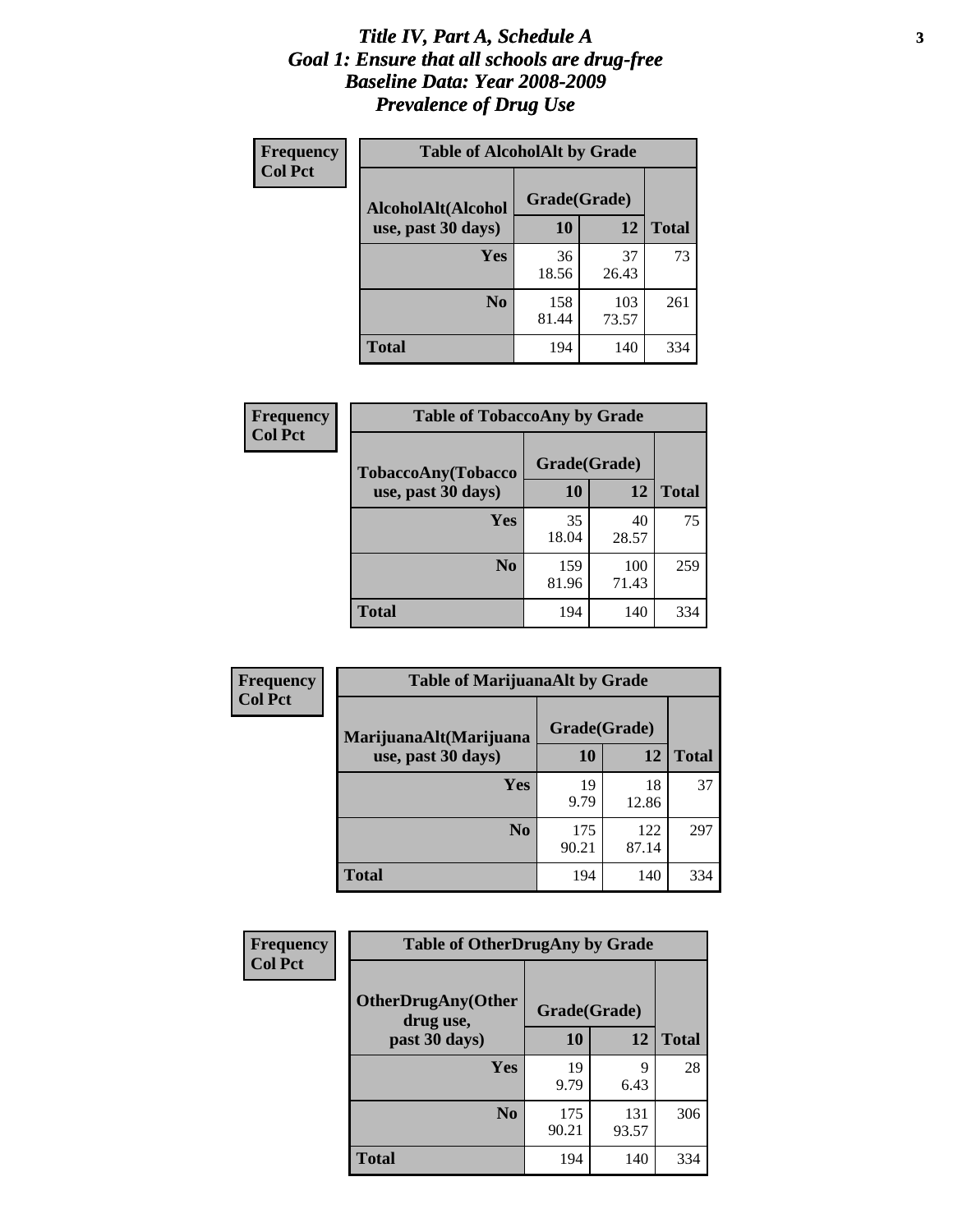# *Title IV, Part A, Schedule A*
## *Goal 1: Ensure that all schools are drug-free*
## *Baseline Data: Year 2008-2009*
## *Prevalence of Drug Use*

**Frequency**
**Col Pct**

| Table of AlcoholAlt by Grade | | | |
|---|---|---|---|
| AlcoholAlt(Alcohol use, past 30 days) | Grade(Grade) | | |
| | 10 | 12 | Total |
| Yes | 36<br>18.56 | 37<br>26.43 | 73 |
| No | 158<br>81.44 | 103<br>73.57 | 261 |
| Total | 194 | 140 | 334 |

**Frequency**
**Col Pct**

| Table of TobaccoAny by Grade | | | |
|---|---|---|---|
| TobaccoAny(Tobacco use, past 30 days) | Grade(Grade) | | |
| | 10 | 12 | Total |
| Yes | 35<br>18.04 | 40<br>28.57 | 75 |
| No | 159<br>81.96 | 100<br>71.43 | 259 |
| Total | 194 | 140 | 334 |

**Frequency**
**Col Pct**

| Table of MarijuanaAlt by Grade | | | |
|---|---|---|---|
| MarijuanaAlt(Marijuana use, past 30 days) | Grade(Grade) | | |
| | 10 | 12 | Total |
| Yes | 19<br>9.79 | 18<br>12.86 | 37 |
| No | 175<br>90.21 | 122<br>87.14 | 297 |
| Total | 194 | 140 | 334 |

**Frequency**
**Col Pct**

| Table of OtherDrugAny by Grade | | | |
|---|---|---|---|
| OtherDrugAny(Other drug use, past 30 days) | Grade(Grade) | | |
| | 10 | 12 | Total |
| Yes | 19<br>9.79 | 9<br>6.43 | 28 |
| No | 175<br>90.21 | 131<br>93.57 | 306 |
| Total | 194 | 140 | 334 |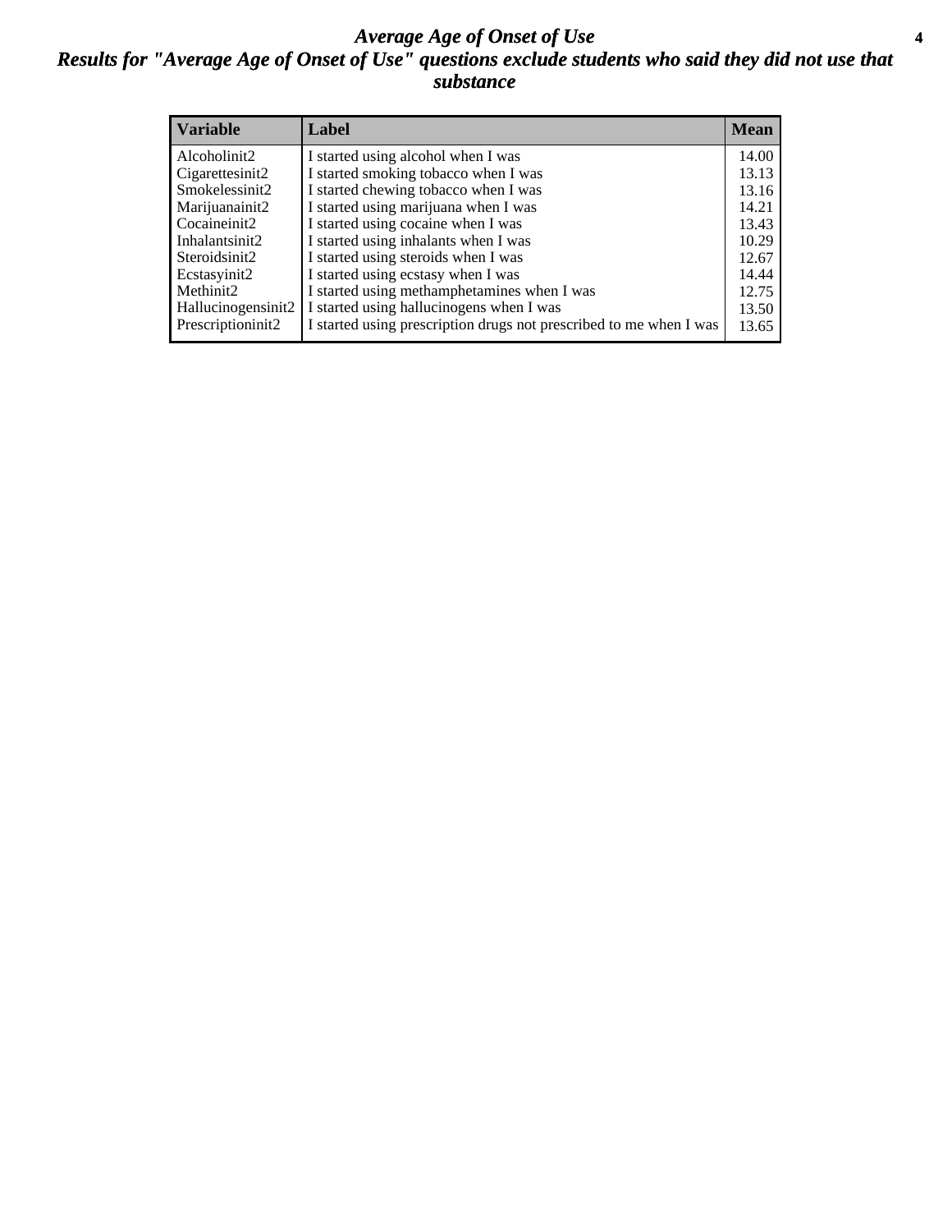# *Average Age of Onset of Use*

## *Results for "Average Age of Onset of Use" questions exclude students who said they did not use that substance*

| Variable | Label | Mean |
|---|---|---|
| Alcoholinit2 | I started using alcohol when I was | 14.00 |
| Cigarettesinit2 | I started smoking tobacco when I was | 13.13 |
| Smokelessinit2 | I started chewing tobacco when I was | 13.16 |
| Marijuanainit2 | I started using marijuana when I was | 14.21 |
| Cocaineinit2 | I started using cocaine when I was | 13.43 |
| Inhalantsinit2 | I started using inhalants when I was | 10.29 |
| Steroidsinit2 | I started using steroids when I was | 12.67 |
| Ecstasyinit2 | I started using ecstasy when I was | 14.44 |
| Methinit2 | I started using methamphetamines when I was | 12.75 |
| Hallucinogensinit2 | I started using hallucinogens when I was | 13.50 |
| Prescriptioninit2 | I started using prescription drugs not prescribed to me when I was | 13.65 |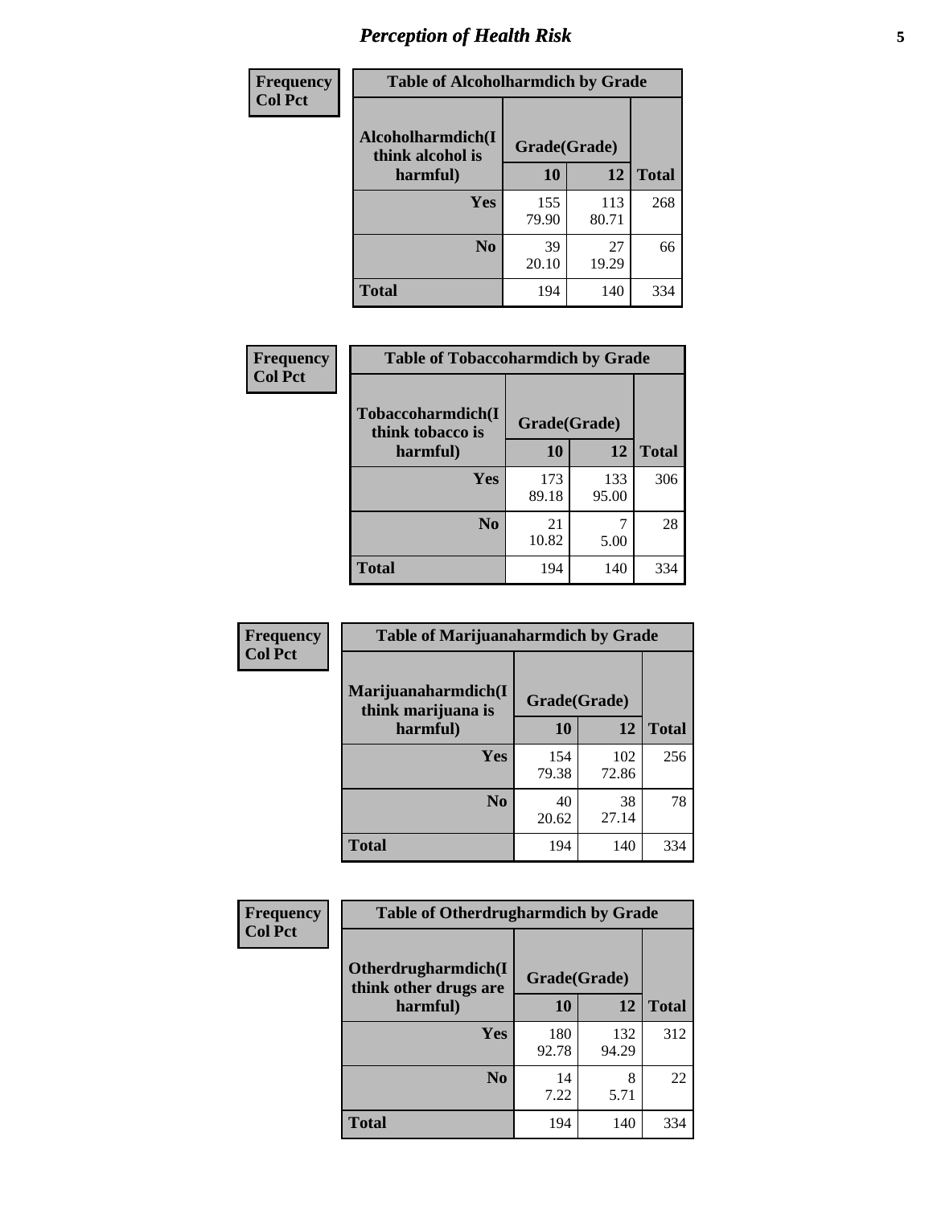# Perception of Health Risk

| Frequency Col Pct | Table of Alcoholharmdich by Grade | | |
|---|---|---|---|
| Alcoholharmdich(I think alcohol is harmful) | Grade(Grade) | | |
| | 10 | 12 | Total |
| Yes | 155<br>79.90 | 113<br>80.71 | 268 |
| No | 39<br>20.10 | 27<br>19.29 | 66 |
| Total | 194 | 140 | 334 |

| Frequency Col Pct | Table of Tobaccoharmdich by Grade | | |
|---|---|---|---|
| Tobaccoharmdich(I think tobacco is harmful) | Grade(Grade) | | |
| | 10 | 12 | Total |
| Yes | 173<br>89.18 | 133<br>95.00 | 306 |
| No | 21<br>10.82 | 7<br>5.00 | 28 |
| Total | 194 | 140 | 334 |

| Frequency Col Pct | Table of Marijuanaharmdich by Grade | | |
|---|---|---|---|
| Marijuanaharmdich(I think marijuana is harmful) | Grade(Grade) | | |
| | 10 | 12 | Total |
| Yes | 154<br>79.38 | 102<br>72.86 | 256 |
| No | 40<br>20.62 | 38<br>27.14 | 78 |
| Total | 194 | 140 | 334 |

| Frequency Col Pct | Table of Otherdrugharmdich by Grade | | |
|---|---|---|---|
| Otherdrugharmdich(I think other drugs are harmful) | Grade(Grade) | | |
| | 10 | 12 | Total |
| Yes | 180<br>92.78 | 132<br>94.29 | 312 |
| No | 14<br>7.22 | 8<br>5.71 | 22 |
| Total | 194 | 140 | 334 |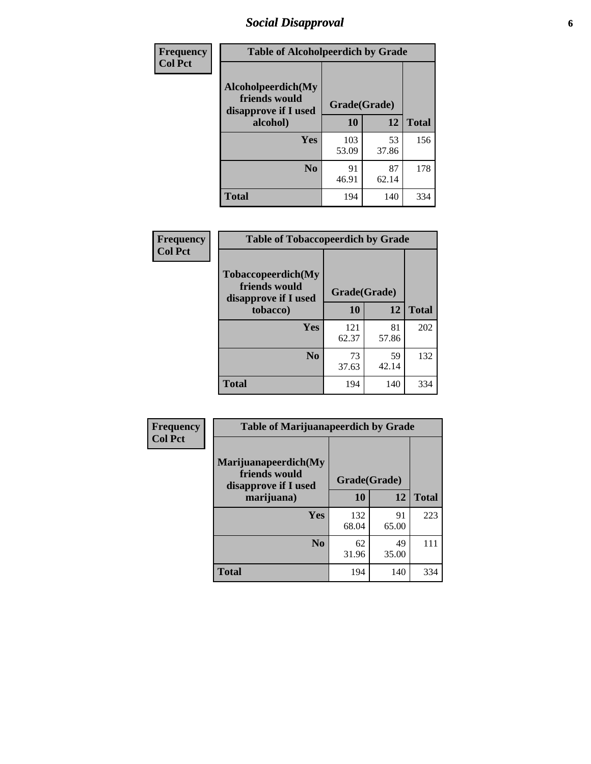## Social Disapproval

| Frequency<br>Col Pct | | | |
|---|---|---|---|

**Table of Alcoholpeerdich by Grade**

| Alcoholpeerdich(My friends would disapprove if I used alcohol) | Grade(Grade) 10 | 12 | Total |
|---|---|---|---|
| Yes | 103<br>53.09 | 53<br>37.86 | 156 |
| No | 91<br>46.91 | 87<br>62.14 | 178 |
| Total | 194 | 140 | 334 |

| Frequency<br>Col Pct | | | |
|---|---|---|---|

**Table of Tobaccopeerdich by Grade**

| Tobaccopeerdich(My friends would disapprove if I used tobacco) | Grade(Grade) 10 | 12 | Total |
|---|---|---|---|
| Yes | 121<br>62.37 | 81<br>57.86 | 202 |
| No | 73<br>37.63 | 59<br>42.14 | 132 |
| Total | 194 | 140 | 334 |

| Frequency<br>Col Pct | | | |
|---|---|---|---|

**Table of Marijuanapeerdich by Grade**

| Marijuanapeerdich(My friends would disapprove if I used marijuana) | Grade(Grade) 10 | 12 | Total |
|---|---|---|---|
| Yes | 132<br>68.04 | 91<br>65.00 | 223 |
| No | 62<br>31.96 | 49<br>35.00 | 111 |
| Total | 194 | 140 | 334 |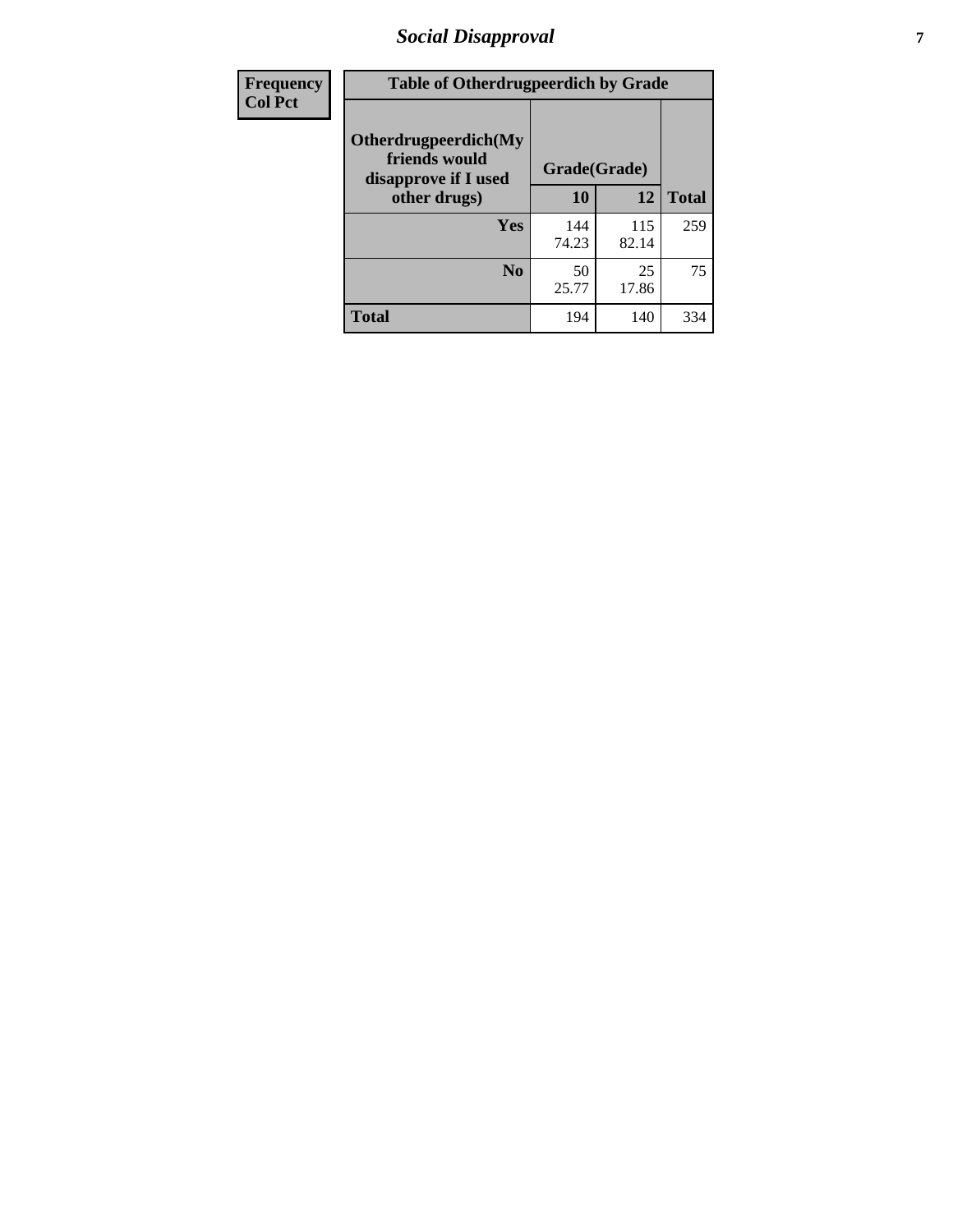## *Social Disapproval*

| Frequency<br>Col Pct | | | |
|---|---|---|---|
| **Table of Otherdrugpeerdich by Grade** | | | |
| **Otherdrugpeerdich(My friends would disapprove if I used other drugs)** | **Grade(Grade)** | | **Total** |
| | **10** | **12** | |
| **Yes** | 144<br>74.23 | 115<br>82.14 | 259 |
| **No** | 50<br>25.77 | 25<br>17.86 | 75 |
| **Total** | 194 | 140 | 334 |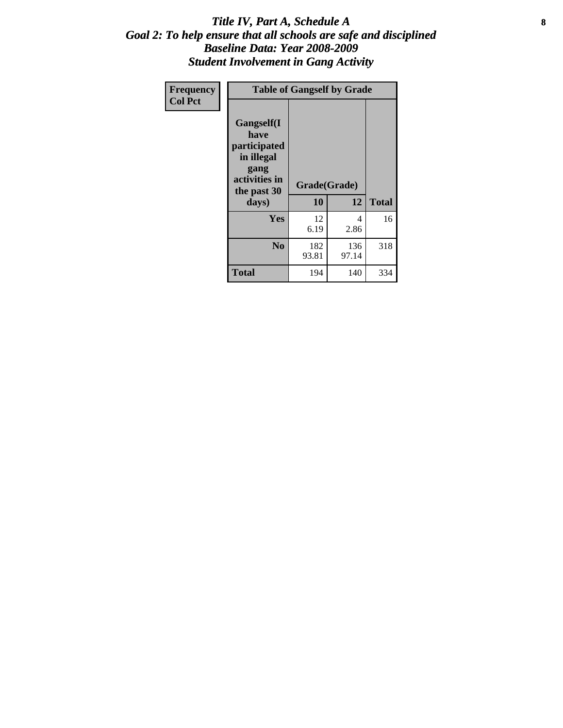# *Title IV, Part A, Schedule A*
## *Goal 2: To help ensure that all schools are safe and disciplined*
## *Baseline Data: Year 2008-2009*
## *Student Involvement in Gang Activity*

| Frequency<br>Col Pct | Table of Gangself by Grade | | |
|---|---|---|---|
| **Gangself(I have participated in illegal gang activities in the past 30 days)** | **Grade(Grade)** | | |
| | **10** | **12** | **Total** |
| **Yes** | 12<br>6.19 | 4<br>2.86 | 16 |
| **No** | 182<br>93.81 | 136<br>97.14 | 318 |
| **Total** | 194 | 140 | 334 |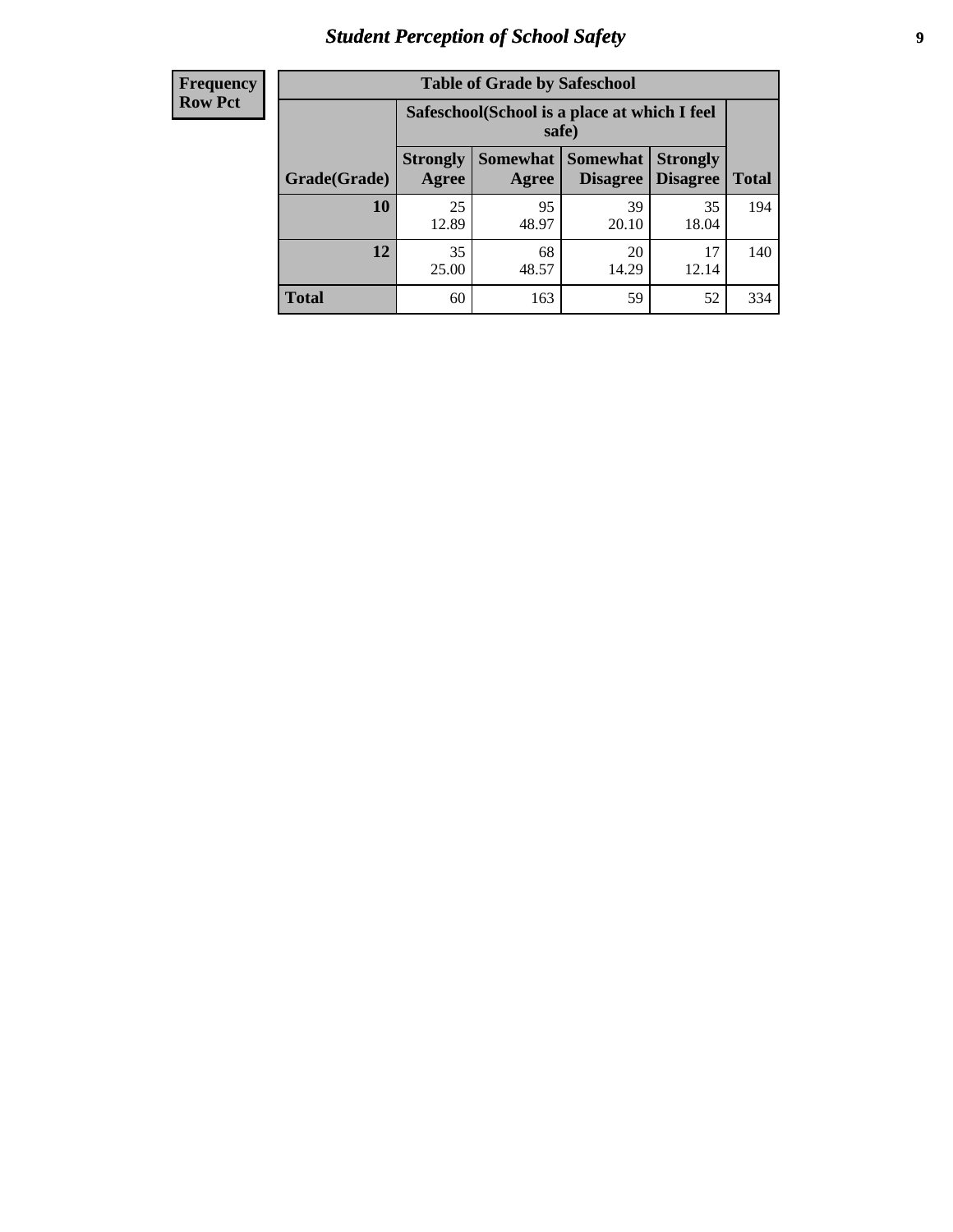| Frequency<br>Row Pct |
| --- |

| Table of Grade by Safeschool | | | | | |
| --- | --- | --- | --- | --- | --- |
| | Safeschool(School is a place at which I feel safe) | | | | |
| Grade(Grade) | Strongly Agree | Somewhat Agree | Somewhat Disagree | Strongly Disagree | Total |
| 10 | 25<br>12.89 | 95<br>48.97 | 39<br>20.10 | 35<br>18.04 | 194 |
| 12 | 35<br>25.00 | 68<br>48.57 | 20<br>14.29 | 17<br>12.14 | 140 |
| Total | 60 | 163 | 59 | 52 | 334 |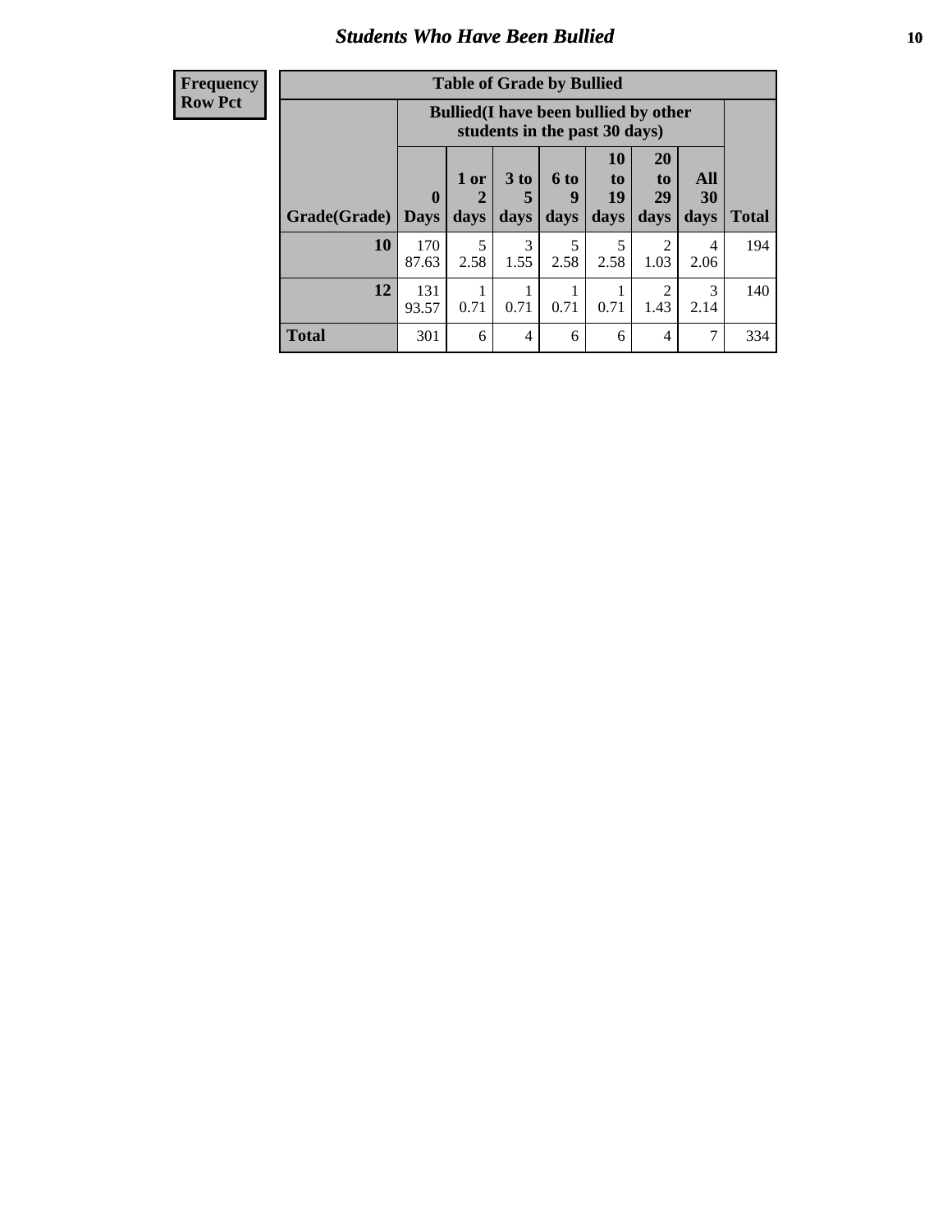## Students Who Have Been Bullied

| Frequency<br>Row Pct |
|---|

**Table of Grade by Bullied**

| | Bullied(I have been bullied by other students in the past 30 days) | | | | | | | |
|---|---|---|---|---|---|---|---|---|
| Grade(Grade) | 0 Days | 1 or 2 days | 3 to 5 days | 6 to 9 days | 10 to 19 days | 20 to 29 days | All 30 days | Total |
| **10** | 170<br>87.63 | 5<br>2.58 | 3<br>1.55 | 5<br>2.58 | 5<br>2.58 | 2<br>1.03 | 4<br>2.06 | 194 |
| **12** | 131<br>93.57 | 1<br>0.71 | 1<br>0.71 | 1<br>0.71 | 1<br>0.71 | 2<br>1.43 | 3<br>2.14 | 140 |
| **Total** | 301 | 6 | 4 | 6 | 6 | 4 | 7 | 334 |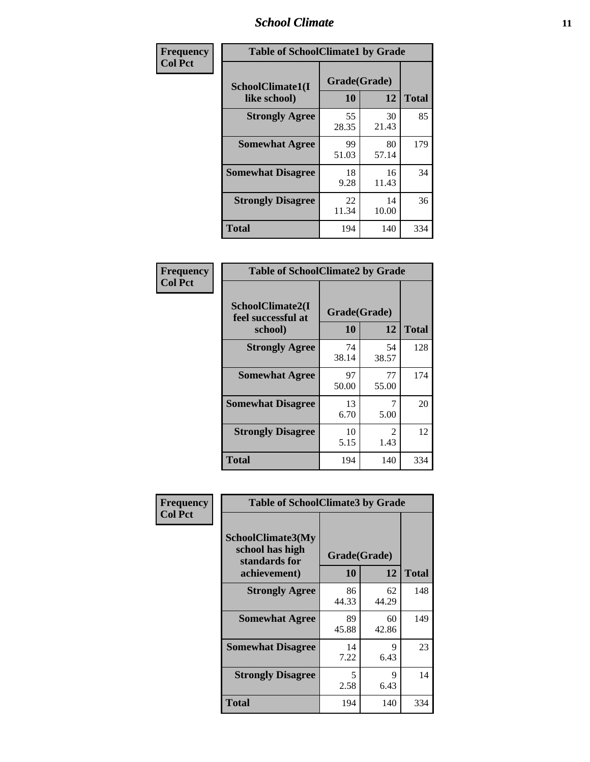| Frequency<br>Col Pct | Table of SchoolClimate1 by Grade | | |
|---|---|---|---|
| SchoolClimate1(I like school) | Grade(Grade) | | |
| | 10 | 12 | Total |
| Strongly Agree | 55<br>28.35 | 30<br>21.43 | 85 |
| Somewhat Agree | 99<br>51.03 | 80<br>57.14 | 179 |
| Somewhat Disagree | 18<br>9.28 | 16<br>11.43 | 34 |
| Strongly Disagree | 22<br>11.34 | 14<br>10.00 | 36 |
| Total | 194 | 140 | 334 |

| Frequency<br>Col Pct | Table of SchoolClimate2 by Grade | | |
|---|---|---|---|
| SchoolClimate2(I feel successful at school) | Grade(Grade) | | |
| | 10 | 12 | Total |
| Strongly Agree | 74<br>38.14 | 54<br>38.57 | 128 |
| Somewhat Agree | 97<br>50.00 | 77<br>55.00 | 174 |
| Somewhat Disagree | 13<br>6.70 | 7<br>5.00 | 20 |
| Strongly Disagree | 10<br>5.15 | 2<br>1.43 | 12 |
| Total | 194 | 140 | 334 |

| Frequency<br>Col Pct | Table of SchoolClimate3 by Grade | | |
|---|---|---|---|
| SchoolClimate3(My school has high standards for achievement) | Grade(Grade) | | |
| | 10 | 12 | Total |
| Strongly Agree | 86<br>44.33 | 62<br>44.29 | 148 |
| Somewhat Agree | 89<br>45.88 | 60<br>42.86 | 149 |
| Somewhat Disagree | 14<br>7.22 | 9<br>6.43 | 23 |
| Strongly Disagree | 5<br>2.58 | 9<br>6.43 | 14 |
| Total | 194 | 140 | 334 |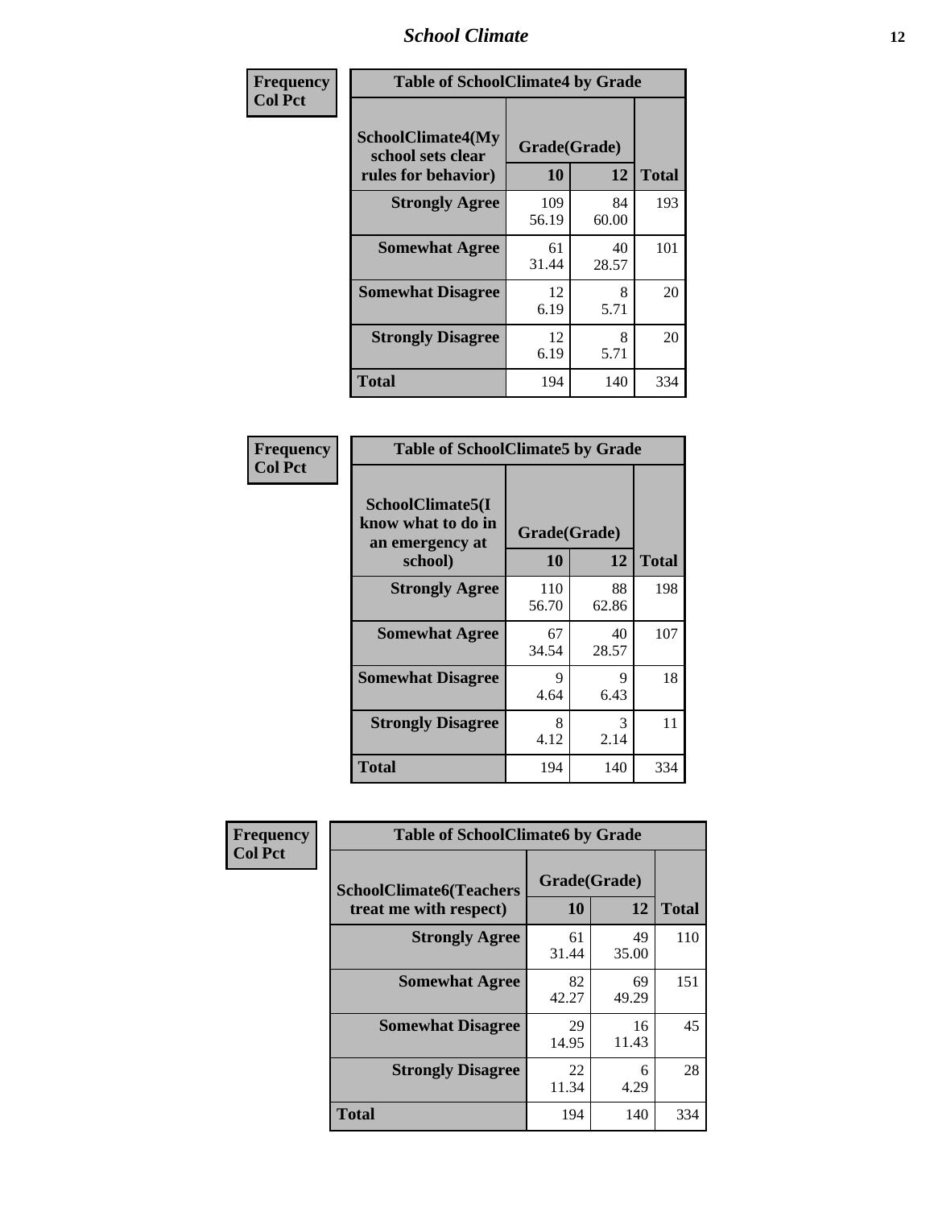| Frequency<br>Col Pct | Table of SchoolClimate4 by Grade | | |
|---|---|---|---|
| SchoolClimate4(My school sets clear rules for behavior) | Grade(Grade) | | |
| | 10 | 12 | Total |
| Strongly Agree | 109<br>56.19 | 84<br>60.00 | 193 |
| Somewhat Agree | 61<br>31.44 | 40<br>28.57 | 101 |
| Somewhat Disagree | 12<br>6.19 | 8<br>5.71 | 20 |
| Strongly Disagree | 12<br>6.19 | 8<br>5.71 | 20 |
| Total | 194 | 140 | 334 |

| Frequency<br>Col Pct | Table of SchoolClimate5 by Grade | | |
|---|---|---|---|
| SchoolClimate5(I know what to do in an emergency at school) | Grade(Grade) | | |
| | 10 | 12 | Total |
| Strongly Agree | 110<br>56.70 | 88<br>62.86 | 198 |
| Somewhat Agree | 67<br>34.54 | 40<br>28.57 | 107 |
| Somewhat Disagree | 9<br>4.64 | 9<br>6.43 | 18 |
| Strongly Disagree | 8<br>4.12 | 3<br>2.14 | 11 |
| Total | 194 | 140 | 334 |

| Frequency<br>Col Pct | Table of SchoolClimate6 by Grade | | |
|---|---|---|---|
| SchoolClimate6(Teachers treat me with respect) | Grade(Grade) | | |
| | 10 | 12 | Total |
| Strongly Agree | 61<br>31.44 | 49<br>35.00 | 110 |
| Somewhat Agree | 82<br>42.27 | 69<br>49.29 | 151 |
| Somewhat Disagree | 29<br>14.95 | 16<br>11.43 | 45 |
| Strongly Disagree | 22<br>11.34 | 6<br>4.29 | 28 |
| Total | 194 | 140 | 334 |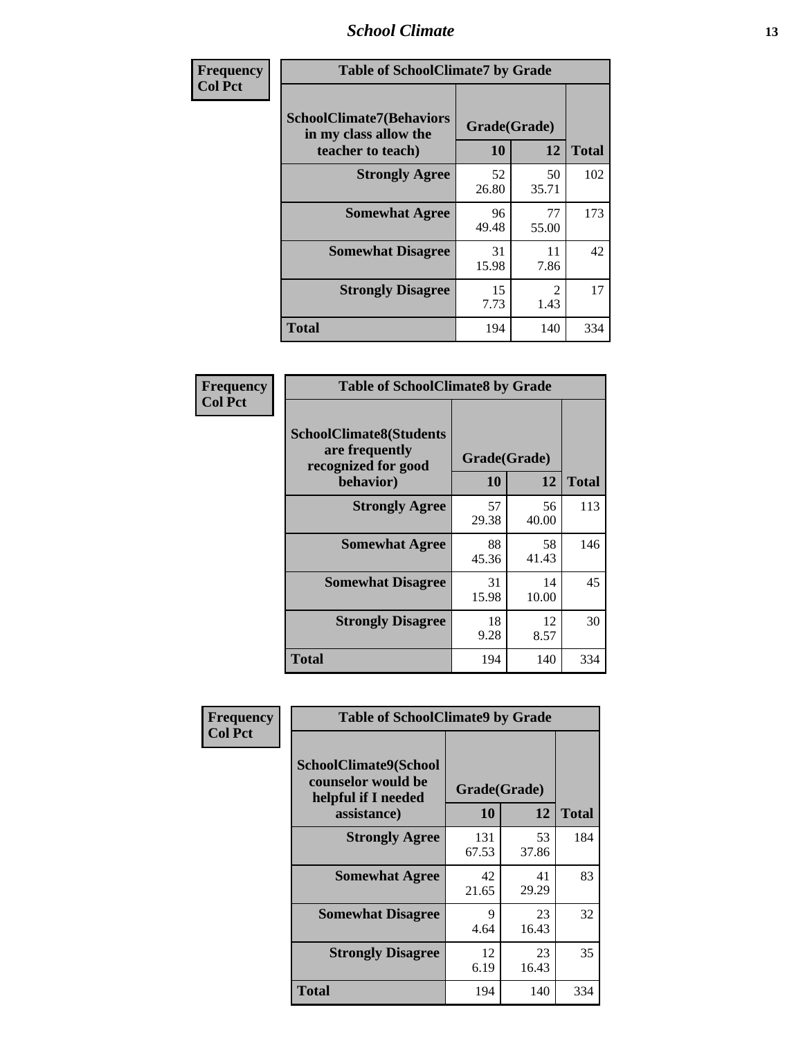| Frequency<br>Col Pct |
|---|

| Table of SchoolClimate7 by Grade | | | |
|---|---|---|---|
| SchoolClimate7(Behaviors in my class allow the teacher to teach) | Grade(Grade) | | Total |
| | 10 | 12 | |
| Strongly Agree | 52<br>26.80 | 50<br>35.71 | 102 |
| Somewhat Agree | 96<br>49.48 | 77<br>55.00 | 173 |
| Somewhat Disagree | 31<br>15.98 | 11<br>7.86 | 42 |
| Strongly Disagree | 15<br>7.73 | 2<br>1.43 | 17 |
| Total | 194 | 140 | 334 |

| Frequency<br>Col Pct |
|---|

| Table of SchoolClimate8 by Grade | | | |
|---|---|---|---|
| SchoolClimate8(Students are frequently recognized for good behavior) | Grade(Grade) | | Total |
| | 10 | 12 | |
| Strongly Agree | 57<br>29.38 | 56<br>40.00 | 113 |
| Somewhat Agree | 88<br>45.36 | 58<br>41.43 | 146 |
| Somewhat Disagree | 31<br>15.98 | 14<br>10.00 | 45 |
| Strongly Disagree | 18<br>9.28 | 12<br>8.57 | 30 |
| Total | 194 | 140 | 334 |

| Frequency<br>Col Pct |
|---|

| Table of SchoolClimate9 by Grade | | | |
|---|---|---|---|
| SchoolClimate9(School counselor would be helpful if I needed assistance) | Grade(Grade) | | Total |
| | 10 | 12 | |
| Strongly Agree | 131<br>67.53 | 53<br>37.86 | 184 |
| Somewhat Agree | 42<br>21.65 | 41<br>29.29 | 83 |
| Somewhat Disagree | 9<br>4.64 | 23<br>16.43 | 32 |
| Strongly Disagree | 12<br>6.19 | 23<br>16.43 | 35 |
| Total | 194 | 140 | 334 |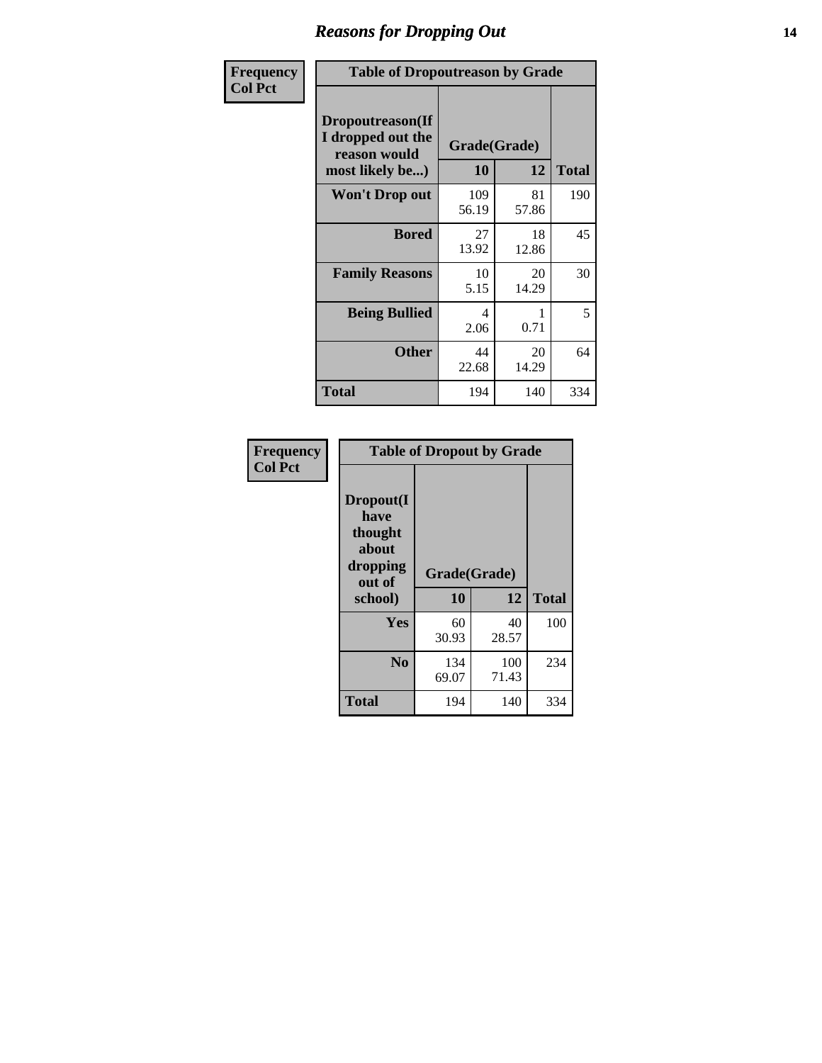## Reasons for Dropping Out

**Frequency**
**Col Pct**

**Table of Dropoutreason by Grade**

| Dropoutreason(If I dropped out the reason would most likely be...) | Grade(Grade) 10 | 12 | Total |
|---|---|---|---|
| **Won't Drop out** | 109<br>56.19 | 81<br>57.86 | 190 |
| **Bored** | 27<br>13.92 | 18<br>12.86 | 45 |
| **Family Reasons** | 10<br>5.15 | 20<br>14.29 | 30 |
| **Being Bullied** | 4<br>2.06 | 1<br>0.71 | 5 |
| **Other** | 44<br>22.68 | 20<br>14.29 | 64 |
| **Total** | 194 | 140 | 334 |

**Frequency**
**Col Pct**

**Table of Dropout by Grade**

| Dropout(I have thought about dropping out of school) | Grade(Grade) 10 | 12 | Total |
|---|---|---|---|
| **Yes** | 60<br>30.93 | 40<br>28.57 | 100 |
| **No** | 134<br>69.07 | 100<br>71.43 | 234 |
| **Total** | 194 | 140 | 334 |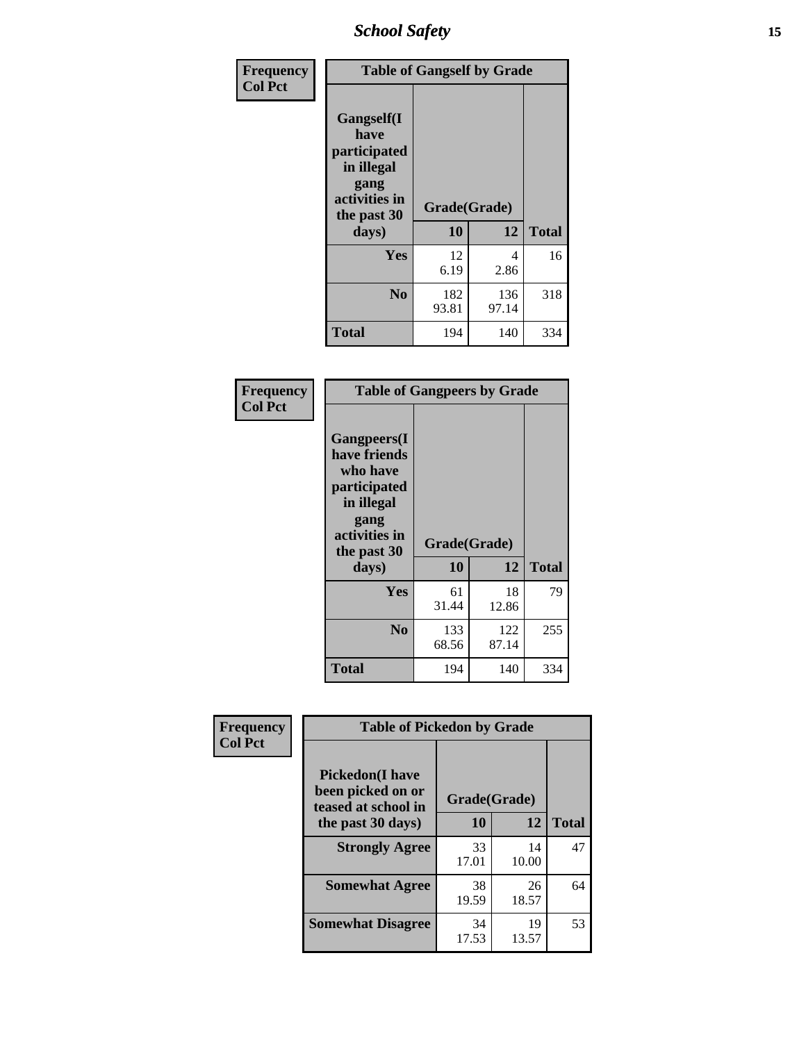Frequency
Col Pct

| Table of Gangself by Grade | | | |
|---|---|---|---|
| Gangself(I have participated in illegal gang activities in the past 30 days) | Grade(Grade) | | |
| | 10 | 12 | Total |
| Yes | 12<br>6.19 | 4<br>2.86 | 16 |
| No | 182<br>93.81 | 136<br>97.14 | 318 |
| Total | 194 | 140 | 334 |

Frequency
Col Pct

| Table of Gangpeers by Grade | | | |
|---|---|---|---|
| Gangpeers(I have friends who have participated in illegal gang activities in the past 30 days) | Grade(Grade) | | |
| | 10 | 12 | Total |
| Yes | 61<br>31.44 | 18<br>12.86 | 79 |
| No | 133<br>68.56 | 122<br>87.14 | 255 |
| Total | 194 | 140 | 334 |

Frequency
Col Pct

| Table of Pickedon by Grade | | | |
|---|---|---|---|
| Pickedon(I have been picked on or teased at school in the past 30 days) | Grade(Grade) | | |
| | 10 | 12 | Total |
| Strongly Agree | 33<br>17.01 | 14<br>10.00 | 47 |
| Somewhat Agree | 38<br>19.59 | 26<br>18.57 | 64 |
| Somewhat Disagree | 34<br>17.53 | 19<br>13.57 | 53 |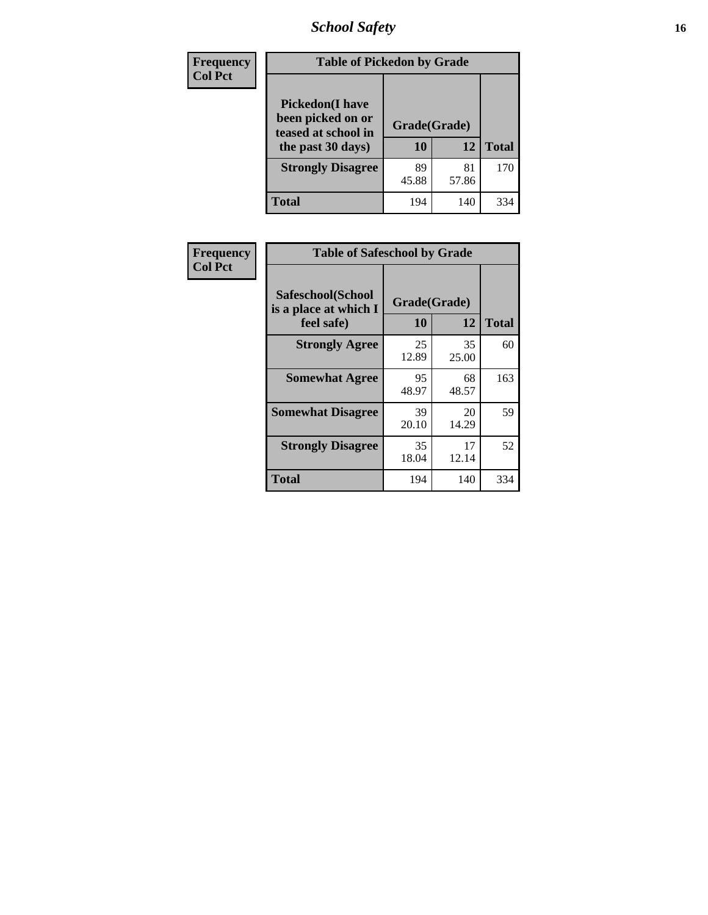## School Safety

| Frequency<br>Col Pct | | | |
|---|---|---|---|
| **Table of Pickedon by Grade** | | | |
| **Pickedon(I have been picked on or teased at school in the past 30 days)** | **Grade(Grade)** | | **Total** |
| | **10** | **12** | |
| **Strongly Disagree** | 89<br>45.88 | 81<br>57.86 | 170 |
| **Total** | 194 | 140 | 334 |

| Frequency<br>Col Pct | | | |
|---|---|---|---|
| **Table of Safeschool by Grade** | | | |
| **Safeschool(School is a place at which I feel safe)** | **Grade(Grade)** | | **Total** |
| | **10** | **12** | |
| **Strongly Agree** | 25<br>12.89 | 35<br>25.00 | 60 |
| **Somewhat Agree** | 95<br>48.97 | 68<br>48.57 | 163 |
| **Somewhat Disagree** | 39<br>20.10 | 20<br>14.29 | 59 |
| **Strongly Disagree** | 35<br>18.04 | 17<br>12.14 | 52 |
| **Total** | 194 | 140 | 334 |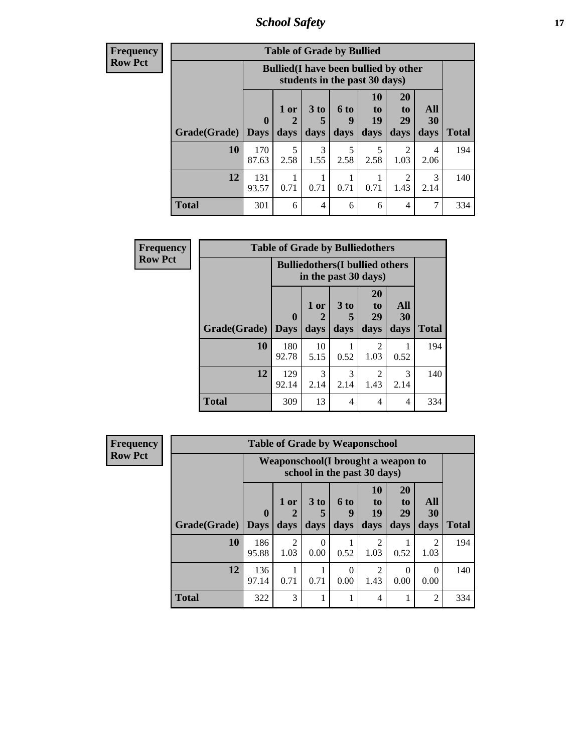# School Safety

**Frequency**
**Row Pct**

| Table of Grade by Bullied | | | | | | | | |
|---|---|---|---|---|---|---|---|---|
| | Bullied(I have been bullied by other students in the past 30 days) | | | | | | | |
| Grade(Grade) | 0 Days | 1 or 2 days | 3 to 5 days | 6 to 9 days | 10 to 19 days | 20 to 29 days | All 30 days | Total |
| **10** | 170<br>87.63 | 5<br>2.58 | 3<br>1.55 | 5<br>2.58 | 5<br>2.58 | 2<br>1.03 | 4<br>2.06 | 194 |
| **12** | 131<br>93.57 | 1<br>0.71 | 1<br>0.71 | 1<br>0.71 | 1<br>0.71 | 2<br>1.43 | 3<br>2.14 | 140 |
| **Total** | 301 | 6 | 4 | 6 | 6 | 4 | 7 | 334 |

**Frequency**
**Row Pct**

| Table of Grade by Bulliedothers | | | | | | |
|---|---|---|---|---|---|---|
| | Bulliedothers(I bullied others in the past 30 days) | | | | | |
| Grade(Grade) | 0 Days | 1 or 2 days | 3 to 5 days | 20 to 29 days | All 30 days | Total |
| **10** | 180<br>92.78 | 10<br>5.15 | 1<br>0.52 | 2<br>1.03 | 1<br>0.52 | 194 |
| **12** | 129<br>92.14 | 3<br>2.14 | 3<br>2.14 | 2<br>1.43 | 3<br>2.14 | 140 |
| **Total** | 309 | 13 | 4 | 4 | 4 | 334 |

**Frequency**
**Row Pct**

| Table of Grade by Weaponschool | | | | | | | | |
|---|---|---|---|---|---|---|---|---|
| | Weaponschool(I brought a weapon to school in the past 30 days) | | | | | | | |
| Grade(Grade) | 0 Days | 1 or 2 days | 3 to 5 days | 6 to 9 days | 10 to 19 days | 20 to 29 days | All 30 days | Total |
| **10** | 186<br>95.88 | 2<br>1.03 | 0<br>0.00 | 1<br>0.52 | 2<br>1.03 | 1<br>0.52 | 2<br>1.03 | 194 |
| **12** | 136<br>97.14 | 1<br>0.71 | 1<br>0.71 | 0<br>0.00 | 2<br>1.43 | 0<br>0.00 | 0<br>0.00 | 140 |
| **Total** | 322 | 3 | 1 | 1 | 4 | 1 | 2 | 334 |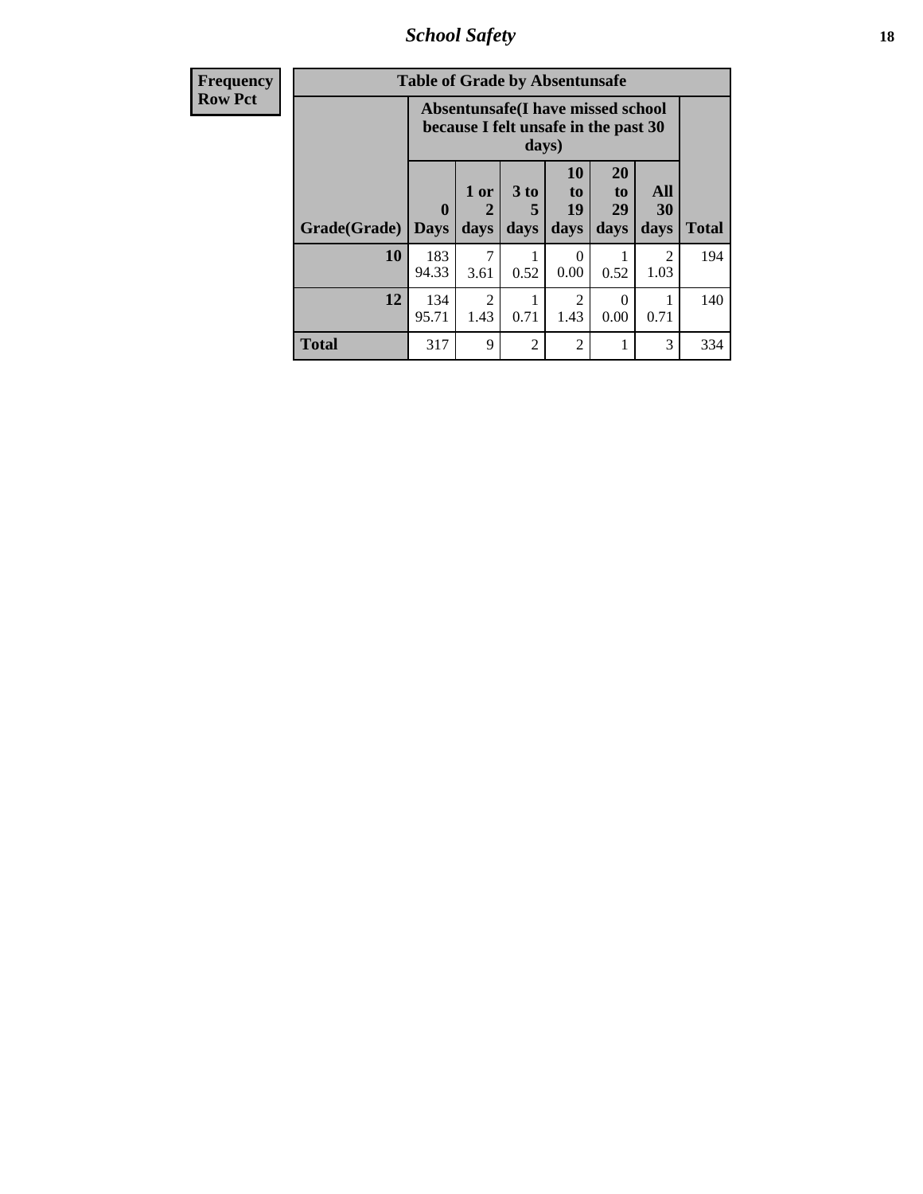| Frequency Row Pct |
|---|

**Table of Grade by Absentunsafe**

| Grade(Grade) | Absentunsafe(I have missed school because I felt unsafe in the past 30 days) | | | | | | Total |
|---|---|---|---|---|---|---|---|
| | 0 Days | 1 or 2 days | 3 to 5 days | 10 to 19 days | 20 to 29 days | All 30 days | |
| **10** | 183<br>94.33 | 7<br>3.61 | 1<br>0.52 | 0<br>0.00 | 1<br>0.52 | 2<br>1.03 | 194 |
| **12** | 134<br>95.71 | 2<br>1.43 | 1<br>0.71 | 2<br>1.43 | 0<br>0.00 | 1<br>0.71 | 140 |
| **Total** | 317 | 9 | 2 | 2 | 1 | 3 | 334 |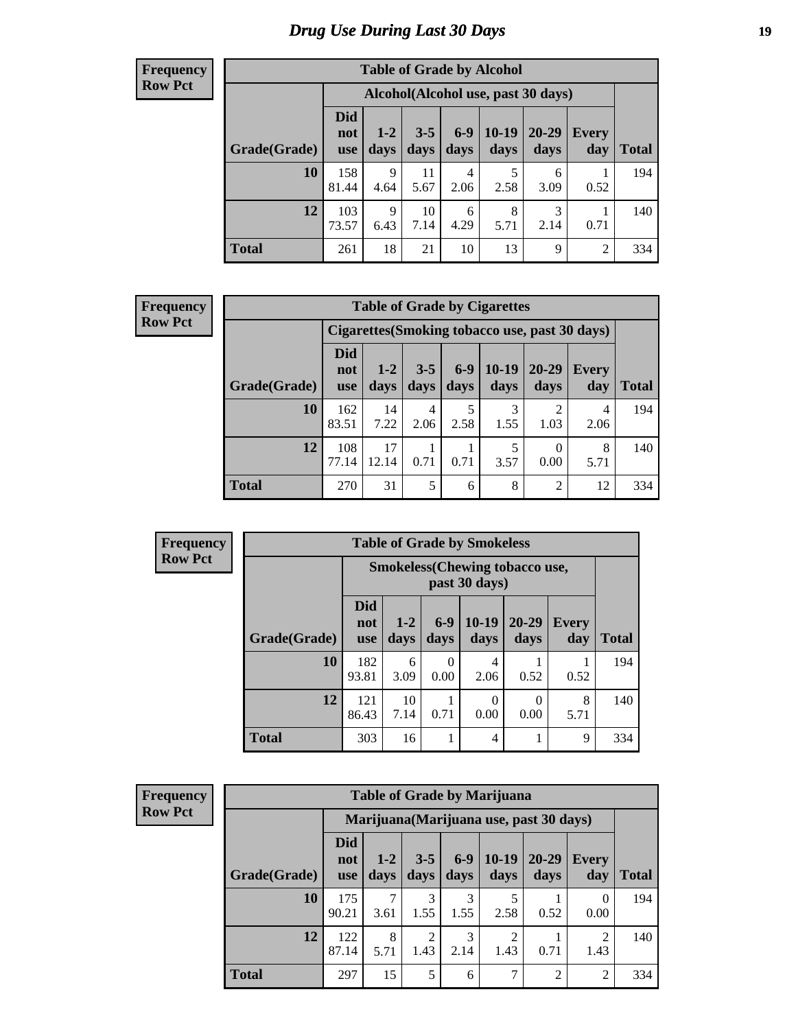# Drug Use During Last 30 Days

**Frequency**
**Row Pct**

| Table of Grade by Alcohol | | | | | | | | |
|---|---|---|---|---|---|---|---|---|
| | Alcohol(Alcohol use, past 30 days) | | | | | | | |
| Grade(Grade) | Did not use | 1-2 days | 3-5 days | 6-9 days | 10-19 days | 20-29 days | Every day | Total |
| 10 | 158<br>81.44 | 9<br>4.64 | 11<br>5.67 | 4<br>2.06 | 5<br>2.58 | 6<br>3.09 | 1<br>0.52 | 194 |
| 12 | 103<br>73.57 | 9<br>6.43 | 10<br>7.14 | 6<br>4.29 | 8<br>5.71 | 3<br>2.14 | 1<br>0.71 | 140 |
| Total | 261 | 18 | 21 | 10 | 13 | 9 | 2 | 334 |

**Frequency**
**Row Pct**

| Table of Grade by Cigarettes | | | | | | | | |
|---|---|---|---|---|---|---|---|---|
| | Cigarettes(Smoking tobacco use, past 30 days) | | | | | | | |
| Grade(Grade) | Did not use | 1-2 days | 3-5 days | 6-9 days | 10-19 days | 20-29 days | Every day | Total |
| 10 | 162<br>83.51 | 14<br>7.22 | 4<br>2.06 | 5<br>2.58 | 3<br>1.55 | 2<br>1.03 | 4<br>2.06 | 194 |
| 12 | 108<br>77.14 | 17<br>12.14 | 1<br>0.71 | 1<br>0.71 | 5<br>3.57 | 0<br>0.00 | 8<br>5.71 | 140 |
| Total | 270 | 31 | 5 | 6 | 8 | 2 | 12 | 334 |

**Frequency**
**Row Pct**

| Table of Grade by Smokeless | | | | | | | |
|---|---|---|---|---|---|---|---|
| | Smokeless(Chewing tobacco use, past 30 days) | | | | | | |
| Grade(Grade) | Did not use | 1-2 days | 6-9 days | 10-19 days | 20-29 days | Every day | Total |
| 10 | 182<br>93.81 | 6<br>3.09 | 0<br>0.00 | 4<br>2.06 | 1<br>0.52 | 1<br>0.52 | 194 |
| 12 | 121<br>86.43 | 10<br>7.14 | 1<br>0.71 | 0<br>0.00 | 0<br>0.00 | 8<br>5.71 | 140 |
| Total | 303 | 16 | 1 | 4 | 1 | 9 | 334 |

**Frequency**
**Row Pct**

| Table of Grade by Marijuana | | | | | | | | |
|---|---|---|---|---|---|---|---|---|
| | Marijuana(Marijuana use, past 30 days) | | | | | | | |
| Grade(Grade) | Did not use | 1-2 days | 3-5 days | 6-9 days | 10-19 days | 20-29 days | Every day | Total |
| 10 | 175<br>90.21 | 7<br>3.61 | 3<br>1.55 | 3<br>1.55 | 5<br>2.58 | 1<br>0.52 | 0<br>0.00 | 194 |
| 12 | 122<br>87.14 | 8<br>5.71 | 2<br>1.43 | 3<br>2.14 | 2<br>1.43 | 1<br>0.71 | 2<br>1.43 | 140 |
| Total | 297 | 15 | 5 | 6 | 7 | 2 | 2 | 334 |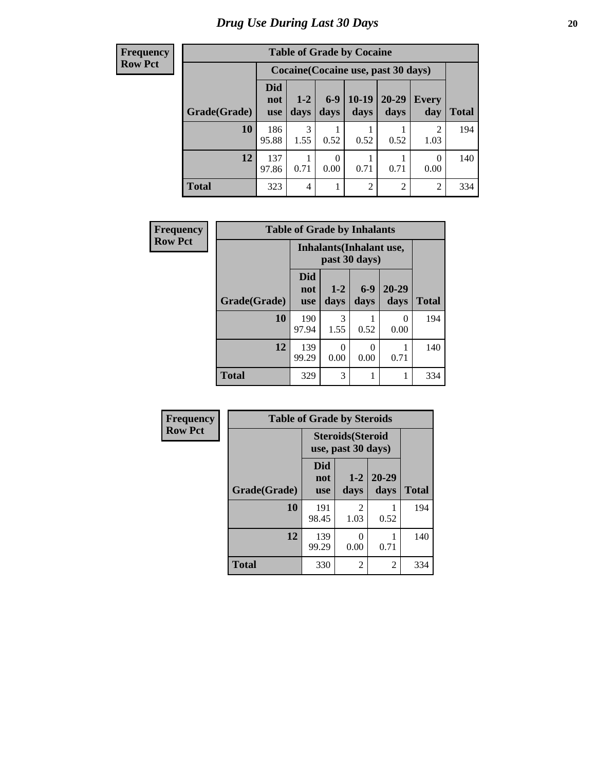# Drug Use During Last 30 Days

**Frequency**
**Row Pct**

| Table of Grade by Cocaine | | | | | | | |
|---|---|---|---|---|---|---|---|
| | Cocaine(Cocaine use, past 30 days) | | | | | | |
| Grade(Grade) | Did not use | 1-2 days | 6-9 days | 10-19 days | 20-29 days | Every day | Total |
| 10 | 186<br>95.88 | 3<br>1.55 | 1<br>0.52 | 1<br>0.52 | 1<br>0.52 | 2<br>1.03 | 194 |
| 12 | 137<br>97.86 | 1<br>0.71 | 0<br>0.00 | 1<br>0.71 | 1<br>0.71 | 0<br>0.00 | 140 |
| Total | 323 | 4 | 1 | 2 | 2 | 2 | 334 |

**Frequency**
**Row Pct**

| Table of Grade by Inhalants | | | | | |
|---|---|---|---|---|---|
| | Inhalants(Inhalant use, past 30 days) | | | | |
| Grade(Grade) | Did not use | 1-2 days | 6-9 days | 20-29 days | Total |
| 10 | 190<br>97.94 | 3<br>1.55 | 1<br>0.52 | 0<br>0.00 | 194 |
| 12 | 139<br>99.29 | 0<br>0.00 | 0<br>0.00 | 1<br>0.71 | 140 |
| Total | 329 | 3 | 1 | 1 | 334 |

**Frequency**
**Row Pct**

| Table of Grade by Steroids | | | | |
|---|---|---|---|---|
| | Steroids(Steroid use, past 30 days) | | | |
| Grade(Grade) | Did not use | 1-2 days | 20-29 days | Total |
| 10 | 191<br>98.45 | 2<br>1.03 | 1<br>0.52 | 194 |
| 12 | 139<br>99.29 | 0<br>0.00 | 1<br>0.71 | 140 |
| Total | 330 | 2 | 2 | 334 |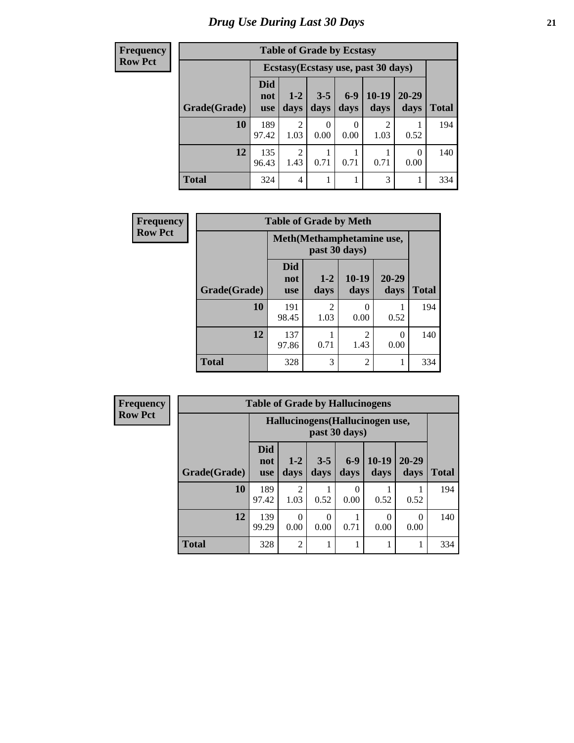# Drug Use During Last 30 Days

| Frequency<br>Row Pct |
|---|

**Table of Grade by Ecstasy**

| Grade(Grade) | Ecstasy(Ecstasy use, past 30 days) | | | | | | Total |
|---|---|---|---|---|---|---|---|
| | Did not use | 1-2 days | 3-5 days | 6-9 days | 10-19 days | 20-29 days | |
| 10 | 189<br>97.42 | 2<br>1.03 | 0<br>0.00 | 0<br>0.00 | 2<br>1.03 | 1<br>0.52 | 194 |
| 12 | 135<br>96.43 | 2<br>1.43 | 1<br>0.71 | 1<br>0.71 | 1<br>0.71 | 0<br>0.00 | 140 |
| Total | 324 | 4 | 1 | 1 | 3 | 1 | 334 |

| Frequency<br>Row Pct |
|---|

**Table of Grade by Meth**

| Grade(Grade) | Meth(Methamphetamine use, past 30 days) | | | | Total |
|---|---|---|---|---|---|
| | Did not use | 1-2 days | 10-19 days | 20-29 days | |
| 10 | 191<br>98.45 | 2<br>1.03 | 0<br>0.00 | 1<br>0.52 | 194 |
| 12 | 137<br>97.86 | 1<br>0.71 | 2<br>1.43 | 0<br>0.00 | 140 |
| Total | 328 | 3 | 2 | 1 | 334 |

| Frequency<br>Row Pct |
|---|

**Table of Grade by Hallucinogens**

| Grade(Grade) | Hallucinogens(Hallucinogen use, past 30 days) | | | | | | Total |
|---|---|---|---|---|---|---|---|
| | Did not use | 1-2 days | 3-5 days | 6-9 days | 10-19 days | 20-29 days | |
| 10 | 189<br>97.42 | 2<br>1.03 | 1<br>0.52 | 0<br>0.00 | 1<br>0.52 | 1<br>0.52 | 194 |
| 12 | 139<br>99.29 | 0<br>0.00 | 0<br>0.00 | 1<br>0.71 | 0<br>0.00 | 0<br>0.00 | 140 |
| Total | 328 | 2 | 1 | 1 | 1 | 1 | 334 |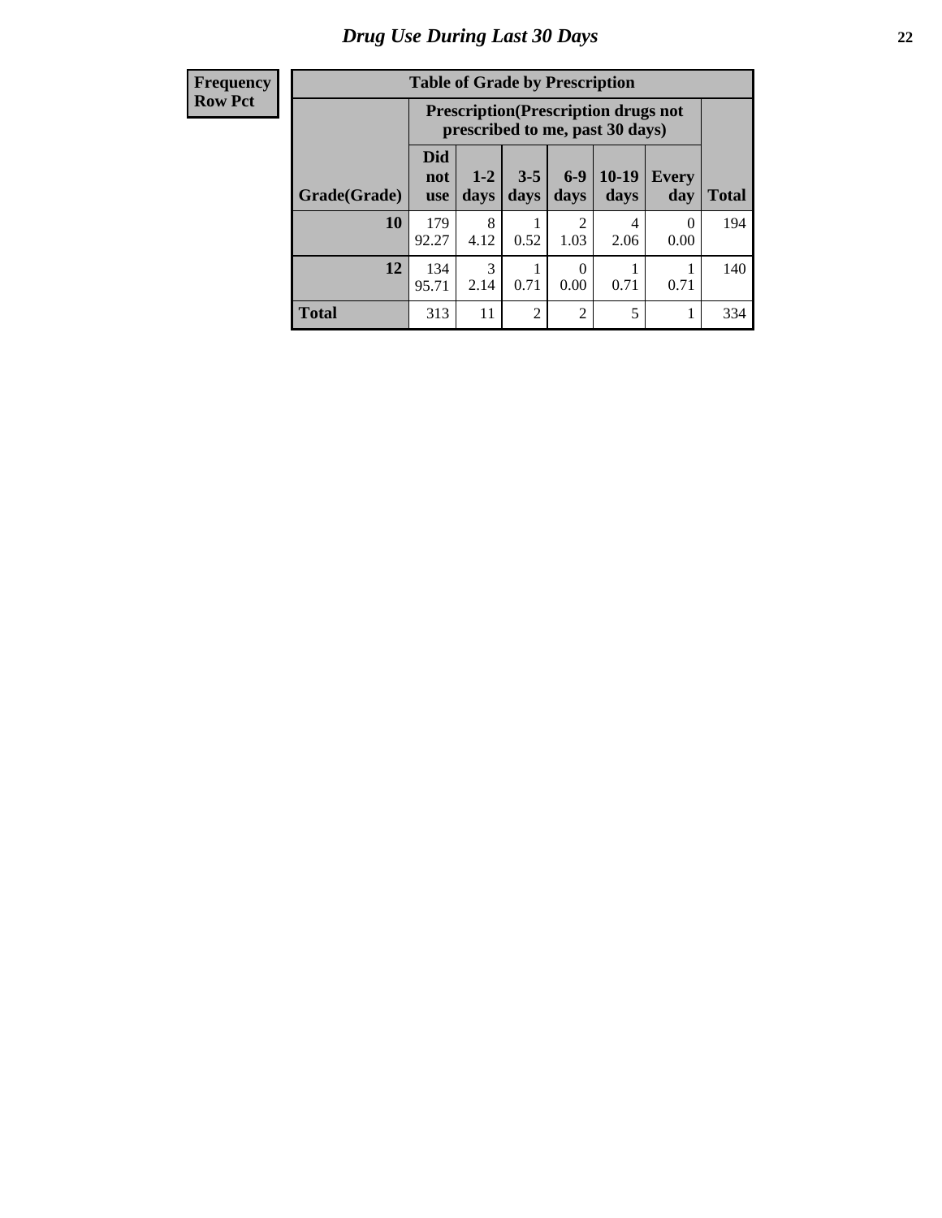# Drug Use During Last 30 Days

| Frequency Row Pct |
|---|

**Table of Grade by Prescription**

| Grade(Grade) | Prescription(Prescription drugs not prescribed to me, past 30 days) | | | | | | Total |
|---|---|---|---|---|---|---|---|
| | Did not use | 1-2 days | 3-5 days | 6-9 days | 10-19 days | Every day | |
| **10** | 179<br>92.27 | 8<br>4.12 | 1<br>0.52 | 2<br>1.03 | 4<br>2.06 | 0<br>0.00 | 194 |
| **12** | 134<br>95.71 | 3<br>2.14 | 1<br>0.71 | 0<br>0.00 | 1<br>0.71 | 1<br>0.71 | 140 |
| **Total** | 313 | 11 | 2 | 2 | 5 | 1 | 334 |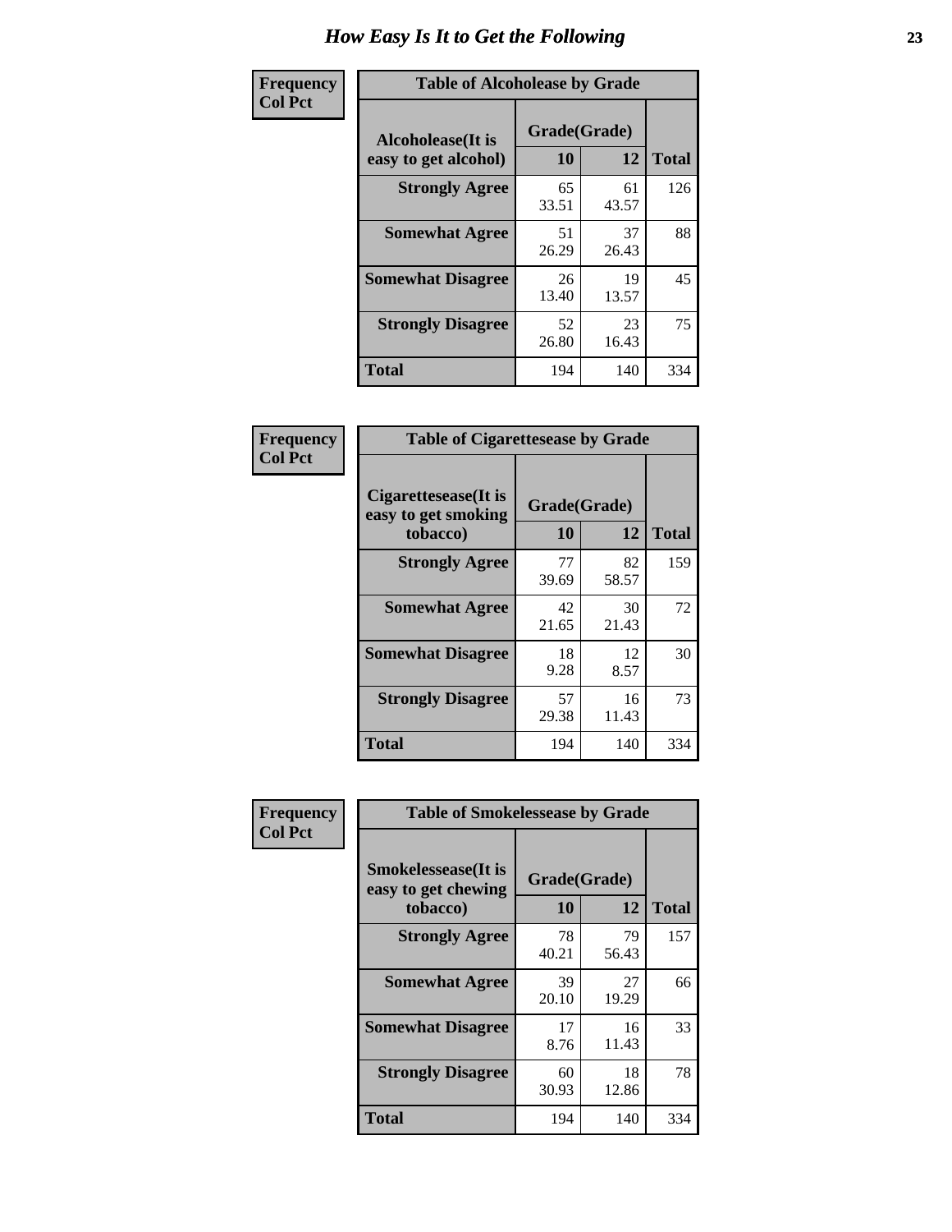# How Easy Is It to Get the Following

**Frequency**
**Col Pct**

| Table of Alcoholease by Grade | | | |
|---|---|---|---|
| Alcoholease(It is easy to get alcohol) | Grade(Grade) | | Total |
| | 10 | 12 | |
| **Strongly Agree** | 65<br>33.51 | 61<br>43.57 | 126 |
| **Somewhat Agree** | 51<br>26.29 | 37<br>26.43 | 88 |
| **Somewhat Disagree** | 26<br>13.40 | 19<br>13.57 | 45 |
| **Strongly Disagree** | 52<br>26.80 | 23<br>16.43 | 75 |
| **Total** | 194 | 140 | 334 |

**Frequency**
**Col Pct**

| Table of Cigarettesease by Grade | | | |
|---|---|---|---|
| Cigarettesease(It is easy to get smoking tobacco) | Grade(Grade) | | Total |
| | 10 | 12 | |
| **Strongly Agree** | 77<br>39.69 | 82<br>58.57 | 159 |
| **Somewhat Agree** | 42<br>21.65 | 30<br>21.43 | 72 |
| **Somewhat Disagree** | 18<br>9.28 | 12<br>8.57 | 30 |
| **Strongly Disagree** | 57<br>29.38 | 16<br>11.43 | 73 |
| **Total** | 194 | 140 | 334 |

**Frequency**
**Col Pct**

| Table of Smokelessease by Grade | | | |
|---|---|---|---|
| Smokelessease(It is easy to get chewing tobacco) | Grade(Grade) | | Total |
| | 10 | 12 | |
| **Strongly Agree** | 78<br>40.21 | 79<br>56.43 | 157 |
| **Somewhat Agree** | 39<br>20.10 | 27<br>19.29 | 66 |
| **Somewhat Disagree** | 17<br>8.76 | 16<br>11.43 | 33 |
| **Strongly Disagree** | 60<br>30.93 | 18<br>12.86 | 78 |
| **Total** | 194 | 140 | 334 |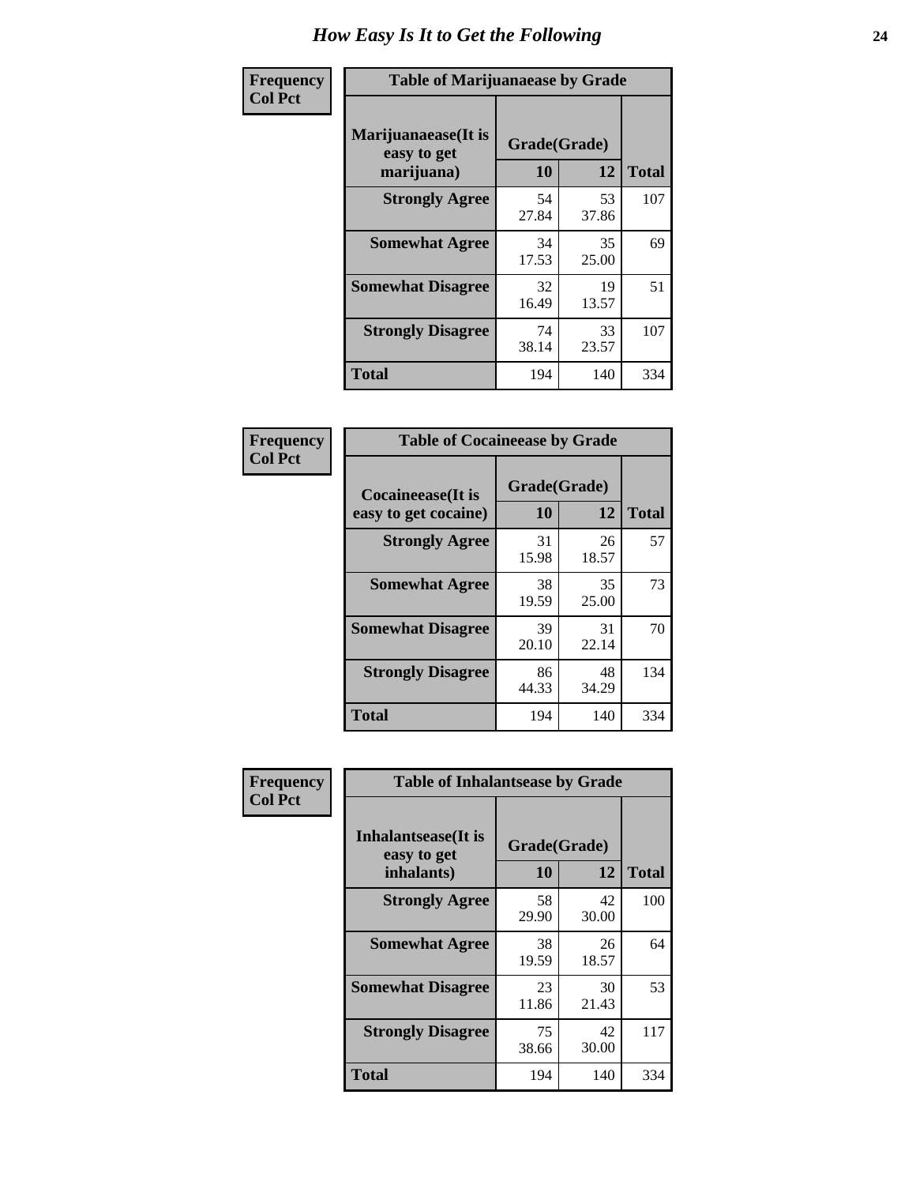# How Easy Is It to Get the Following

**Frequency**
**Col Pct**

| Table of Marijuanaease by Grade | | | |
|---|---|---|---|
| **Marijuanaease(It is easy to get marijuana)** | **Grade(Grade)** | | **Total** |
| | **10** | **12** | |
| **Strongly Agree** | 54<br>27.84 | 53<br>37.86 | 107 |
| **Somewhat Agree** | 34<br>17.53 | 35<br>25.00 | 69 |
| **Somewhat Disagree** | 32<br>16.49 | 19<br>13.57 | 51 |
| **Strongly Disagree** | 74<br>38.14 | 33<br>23.57 | 107 |
| **Total** | 194 | 140 | 334 |

**Frequency**
**Col Pct**

| Table of Cocaineease by Grade | | | |
|---|---|---|---|
| **Cocaineease(It is easy to get cocaine)** | **Grade(Grade)** | | **Total** |
| | **10** | **12** | |
| **Strongly Agree** | 31<br>15.98 | 26<br>18.57 | 57 |
| **Somewhat Agree** | 38<br>19.59 | 35<br>25.00 | 73 |
| **Somewhat Disagree** | 39<br>20.10 | 31<br>22.14 | 70 |
| **Strongly Disagree** | 86<br>44.33 | 48<br>34.29 | 134 |
| **Total** | 194 | 140 | 334 |

**Frequency**
**Col Pct**

| Table of Inhalantsease by Grade | | | |
|---|---|---|---|
| **Inhalantsease(It is easy to get inhalants)** | **Grade(Grade)** | | **Total** |
| | **10** | **12** | |
| **Strongly Agree** | 58<br>29.90 | 42<br>30.00 | 100 |
| **Somewhat Agree** | 38<br>19.59 | 26<br>18.57 | 64 |
| **Somewhat Disagree** | 23<br>11.86 | 30<br>21.43 | 53 |
| **Strongly Disagree** | 75<br>38.66 | 42<br>30.00 | 117 |
| **Total** | 194 | 140 | 334 |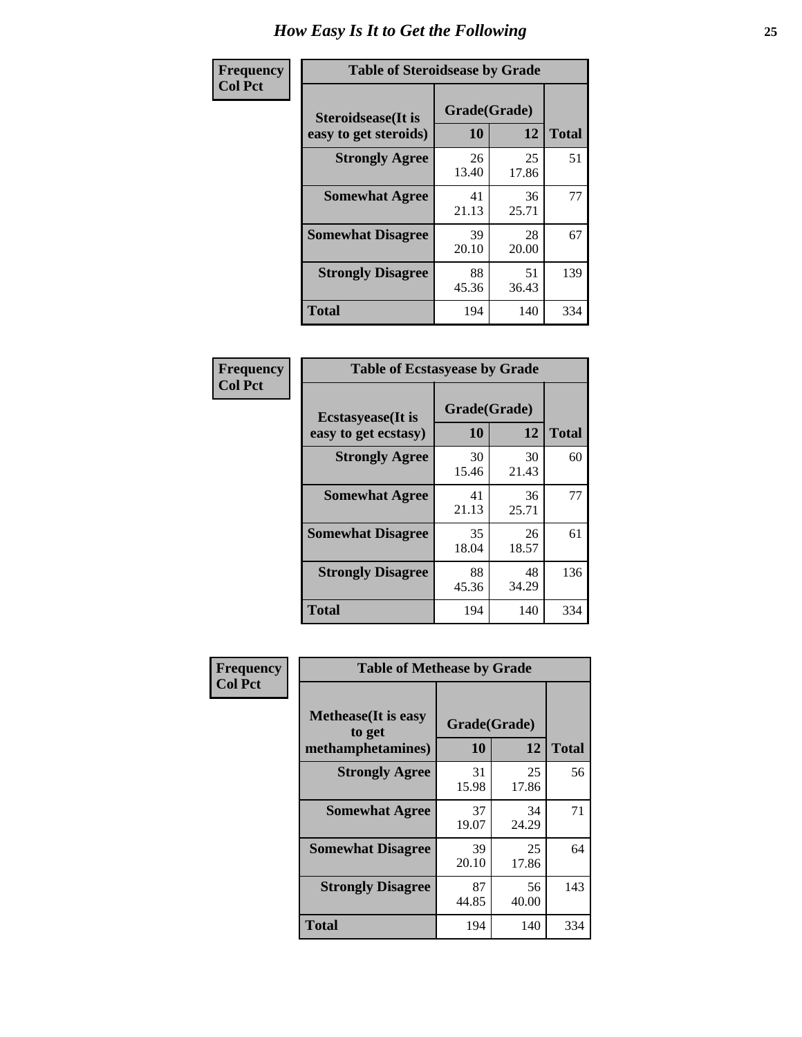# How Easy Is It to Get the Following

**Frequency**
**Col Pct**

**Table of Steroidsease by Grade**

| Steroidsease(It is easy to get steroids) | Grade(Grade) 10 | 12 | Total |
|---|---|---|---|
| **Strongly Agree** | 26<br>13.40 | 25<br>17.86 | 51 |
| **Somewhat Agree** | 41<br>21.13 | 36<br>25.71 | 77 |
| **Somewhat Disagree** | 39<br>20.10 | 28<br>20.00 | 67 |
| **Strongly Disagree** | 88<br>45.36 | 51<br>36.43 | 139 |
| **Total** | 194 | 140 | 334 |

**Frequency**
**Col Pct**

**Table of Ecstasyease by Grade**

| Ecstasyease(It is easy to get ecstasy) | Grade(Grade) 10 | 12 | Total |
|---|---|---|---|
| **Strongly Agree** | 30<br>15.46 | 30<br>21.43 | 60 |
| **Somewhat Agree** | 41<br>21.13 | 36<br>25.71 | 77 |
| **Somewhat Disagree** | 35<br>18.04 | 26<br>18.57 | 61 |
| **Strongly Disagree** | 88<br>45.36 | 48<br>34.29 | 136 |
| **Total** | 194 | 140 | 334 |

**Frequency**
**Col Pct**

**Table of Methease by Grade**

| Methease(It is easy to get methamphetamines) | Grade(Grade) 10 | 12 | Total |
|---|---|---|---|
| **Strongly Agree** | 31<br>15.98 | 25<br>17.86 | 56 |
| **Somewhat Agree** | 37<br>19.07 | 34<br>24.29 | 71 |
| **Somewhat Disagree** | 39<br>20.10 | 25<br>17.86 | 64 |
| **Strongly Disagree** | 87<br>44.85 | 56<br>40.00 | 143 |
| **Total** | 194 | 140 | 334 |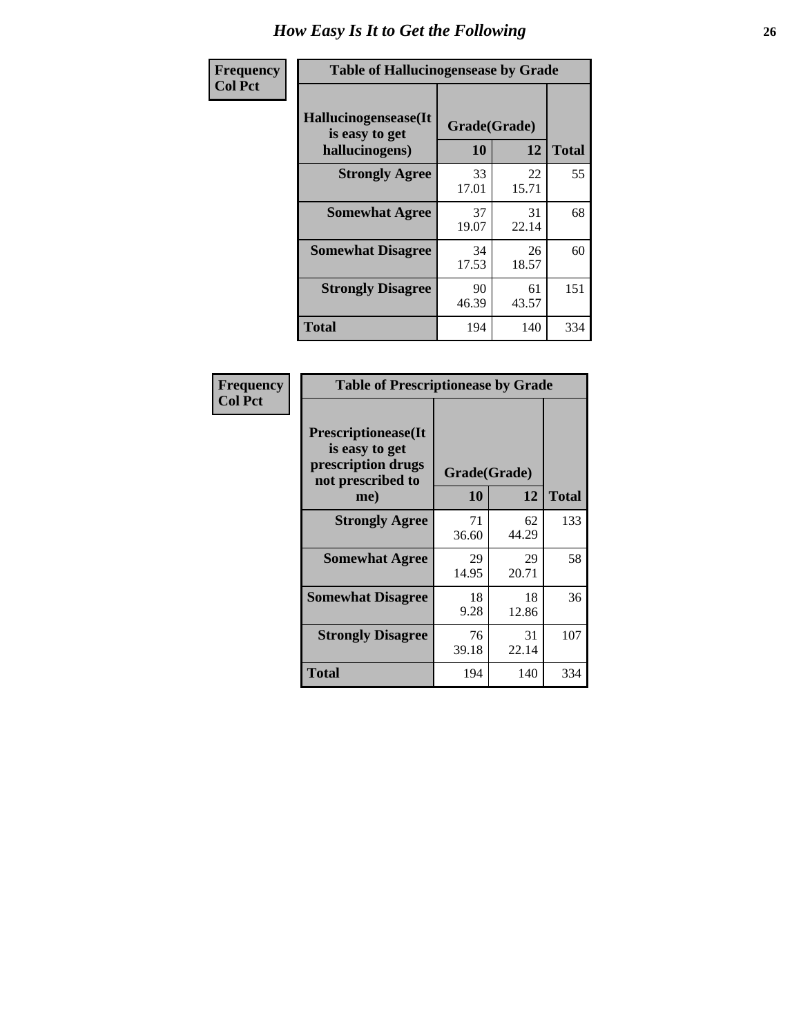# How Easy Is It to Get the Following

**Frequency Col Pct**

**Table of Hallucinogensease by Grade**

| Hallucinogensease(It is easy to get hallucinogens) | Grade(Grade) 10 | 12 | Total |
|---|---|---|---|
| **Strongly Agree** | 33<br>17.01 | 22<br>15.71 | 55 |
| **Somewhat Agree** | 37<br>19.07 | 31<br>22.14 | 68 |
| **Somewhat Disagree** | 34<br>17.53 | 26<br>18.57 | 60 |
| **Strongly Disagree** | 90<br>46.39 | 61<br>43.57 | 151 |
| **Total** | 194 | 140 | 334 |

**Frequency Col Pct**

**Table of Prescriptionease by Grade**

| Prescriptionease(It is easy to get prescription drugs not prescribed to me) | Grade(Grade) 10 | 12 | Total |
|---|---|---|---|
| **Strongly Agree** | 71<br>36.60 | 62<br>44.29 | 133 |
| **Somewhat Agree** | 29<br>14.95 | 29<br>20.71 | 58 |
| **Somewhat Disagree** | 18<br>9.28 | 18<br>12.86 | 36 |
| **Strongly Disagree** | 76<br>39.18 | 31<br>22.14 | 107 |
| **Total** | 194 | 140 | 334 |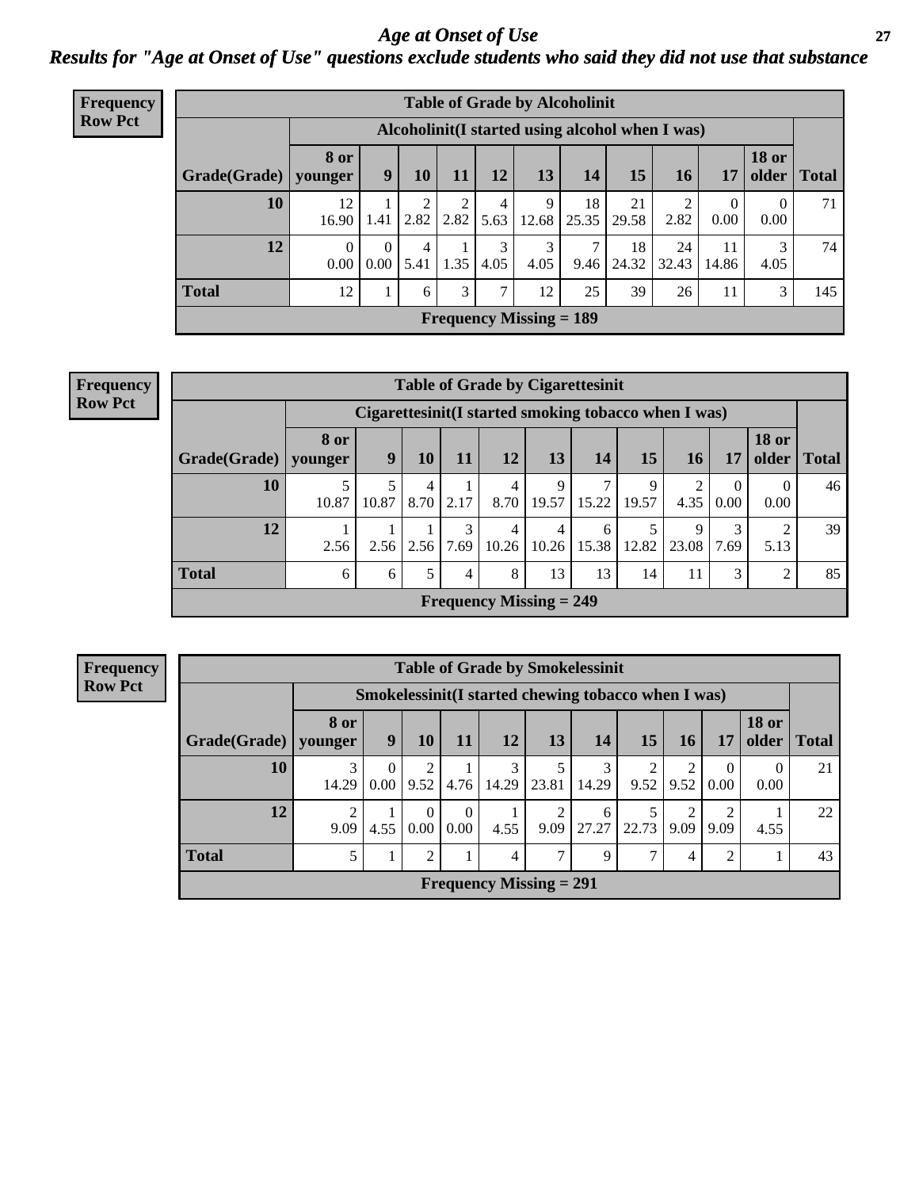# Age at Onset of Use

## Results for "Age at Onset of Use" questions exclude students who said they did not use that substance

**Frequency**
**Row Pct**

| Table of Grade by Alcoholinit | | | | | | | | | | | | |
|---|---|---|---|---|---|---|---|---|---|---|---|---|
| | Alcoholinit(I started using alcohol when I was) | | | | | | | | | | | |
| Grade(Grade) | 8 or younger | 9 | 10 | 11 | 12 | 13 | 14 | 15 | 16 | 17 | 18 or older | Total |
| 10 | 12<br>16.90 | 1<br>1.41 | 2<br>2.82 | 2<br>2.82 | 4<br>5.63 | 9<br>12.68 | 18<br>25.35 | 21<br>29.58 | 2<br>2.82 | 0<br>0.00 | 0<br>0.00 | 71 |
| 12 | 0<br>0.00 | 0<br>0.00 | 4<br>5.41 | 1<br>1.35 | 3<br>4.05 | 3<br>4.05 | 7<br>9.46 | 18<br>24.32 | 24<br>32.43 | 11<br>14.86 | 3<br>4.05 | 74 |
| Total | 12 | 1 | 6 | 3 | 7 | 12 | 25 | 39 | 26 | 11 | 3 | 145 |
| Frequency Missing = 189 | | | | | | | | | | | | |

**Frequency**
**Row Pct**

| Table of Grade by Cigarettesinit | | | | | | | | | | | | |
|---|---|---|---|---|---|---|---|---|---|---|---|---|
| | Cigarettesinit(I started smoking tobacco when I was) | | | | | | | | | | | |
| Grade(Grade) | 8 or younger | 9 | 10 | 11 | 12 | 13 | 14 | 15 | 16 | 17 | 18 or older | Total |
| 10 | 5<br>10.87 | 5<br>10.87 | 4<br>8.70 | 1<br>2.17 | 4<br>8.70 | 9<br>19.57 | 7<br>15.22 | 9<br>19.57 | 2<br>4.35 | 0<br>0.00 | 0<br>0.00 | 46 |
| 12 | 1<br>2.56 | 1<br>2.56 | 1<br>2.56 | 3<br>7.69 | 4<br>10.26 | 4<br>10.26 | 6<br>15.38 | 5<br>12.82 | 9<br>23.08 | 3<br>7.69 | 2<br>5.13 | 39 |
| Total | 6 | 6 | 5 | 4 | 8 | 13 | 13 | 14 | 11 | 3 | 2 | 85 |
| Frequency Missing = 249 | | | | | | | | | | | | |

**Frequency**
**Row Pct**

| Table of Grade by Smokelessinit | | | | | | | | | | | | |
|---|---|---|---|---|---|---|---|---|---|---|---|---|
| | Smokelessinit(I started chewing tobacco when I was) | | | | | | | | | | | |
| Grade(Grade) | 8 or younger | 9 | 10 | 11 | 12 | 13 | 14 | 15 | 16 | 17 | 18 or older | Total |
| 10 | 3<br>14.29 | 0<br>0.00 | 2<br>9.52 | 1<br>4.76 | 3<br>14.29 | 5<br>23.81 | 3<br>14.29 | 2<br>9.52 | 2<br>9.52 | 0<br>0.00 | 0<br>0.00 | 21 |
| 12 | 2<br>9.09 | 1<br>4.55 | 0<br>0.00 | 0<br>0.00 | 1<br>4.55 | 2<br>9.09 | 6<br>27.27 | 5<br>22.73 | 2<br>9.09 | 2<br>9.09 | 1<br>4.55 | 22 |
| Total | 5 | 1 | 2 | 1 | 4 | 7 | 9 | 7 | 4 | 2 | 1 | 43 |
| Frequency Missing = 291 | | | | | | | | | | | | |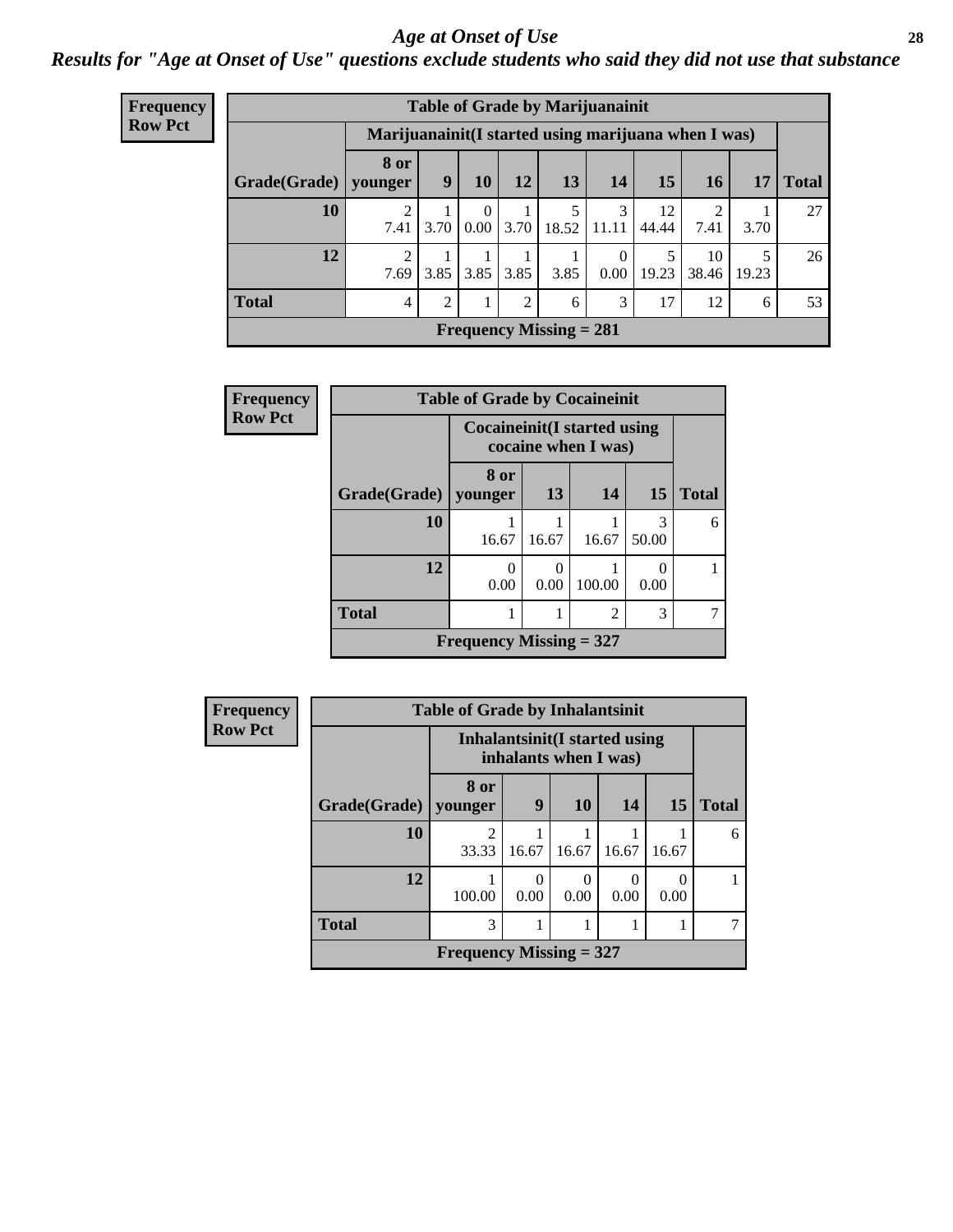# Age at Onset of Use

## Results for "Age at Onset of Use" questions exclude students who said they did not use that substance

**Frequency**
**Row Pct**

| Table of Grade by Marijuanainit | | | | | | | | | | |
|---|---|---|---|---|---|---|---|---|---|---|
| | Marijuanainit(I started using marijuana when I was) | | | | | | | | | |
| Grade(Grade) | 8 or younger | 9 | 10 | 12 | 13 | 14 | 15 | 16 | 17 | Total |
| 10 | 2<br>7.41 | 1<br>3.70 | 0<br>0.00 | 1<br>3.70 | 5<br>18.52 | 3<br>11.11 | 12<br>44.44 | 2<br>7.41 | 1<br>3.70 | 27 |
| 12 | 2<br>7.69 | 1<br>3.85 | 1<br>3.85 | 1<br>3.85 | 1<br>3.85 | 0<br>0.00 | 5<br>19.23 | 10<br>38.46 | 5<br>19.23 | 26 |
| Total | 4 | 2 | 1 | 2 | 6 | 3 | 17 | 12 | 6 | 53 |
| Frequency Missing = 281 | | | | | | | | | | |

**Frequency**
**Row Pct**

| Table of Grade by Cocaineinit | | | | | |
|---|---|---|---|---|---|
| | Cocaineinit(I started using cocaine when I was) | | | | |
| Grade(Grade) | 8 or younger | 13 | 14 | 15 | Total |
| 10 | 1<br>16.67 | 1<br>16.67 | 1<br>16.67 | 3<br>50.00 | 6 |
| 12 | 0<br>0.00 | 0<br>0.00 | 1<br>100.00 | 0<br>0.00 | 1 |
| Total | 1 | 1 | 2 | 3 | 7 |
| Frequency Missing = 327 | | | | | |

**Frequency**
**Row Pct**

| Table of Grade by Inhalantsinit | | | | | | |
|---|---|---|---|---|---|---|
| | Inhalantsinit(I started using inhalants when I was) | | | | | |
| Grade(Grade) | 8 or younger | 9 | 10 | 14 | 15 | Total |
| 10 | 2<br>33.33 | 1<br>16.67 | 1<br>16.67 | 1<br>16.67 | 1<br>16.67 | 6 |
| 12 | 1<br>100.00 | 0<br>0.00 | 0<br>0.00 | 0<br>0.00 | 0<br>0.00 | 1 |
| Total | 3 | 1 | 1 | 1 | 1 | 7 |
| Frequency Missing = 327 | | | | | | |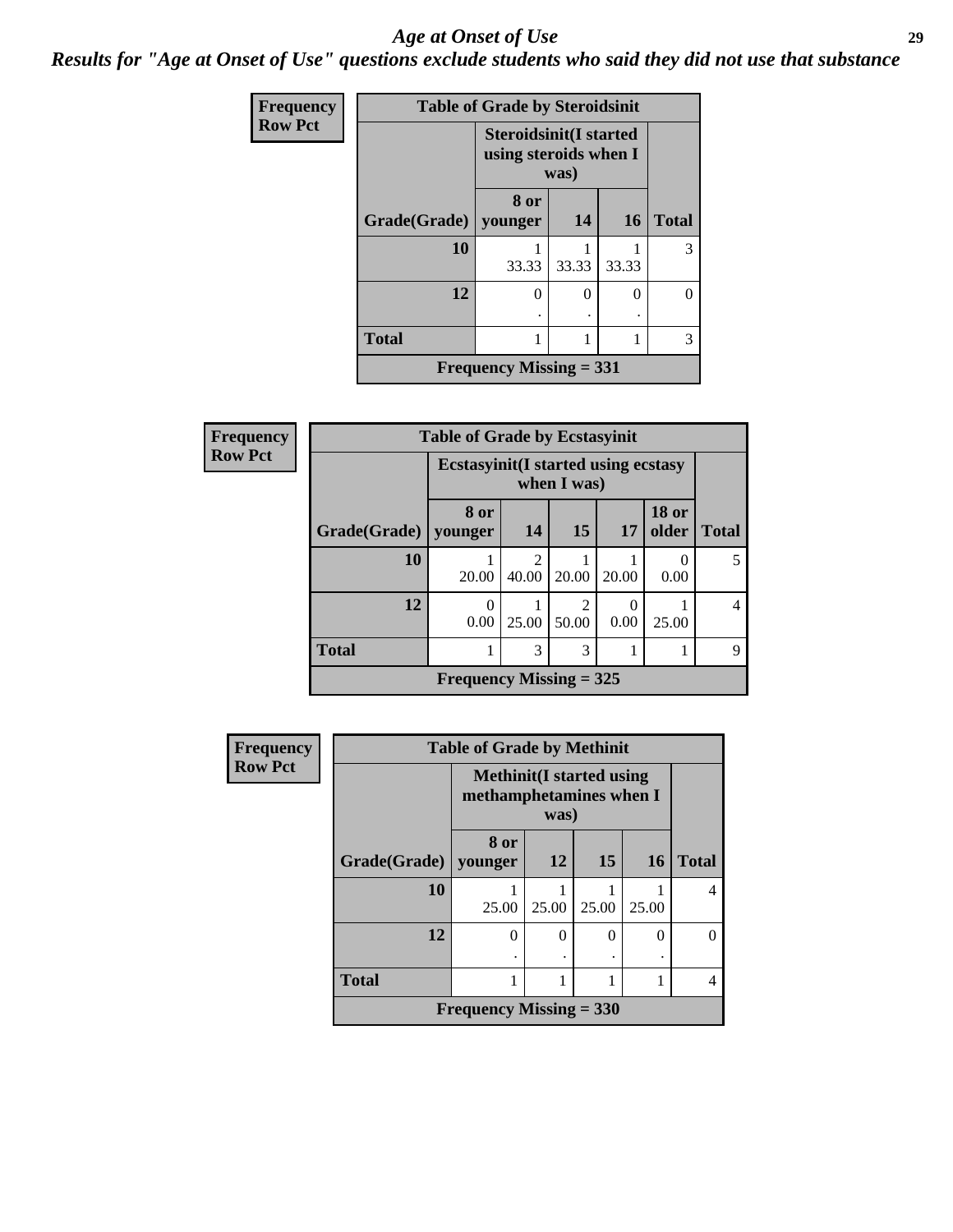# Age at Onset of Use

## Results for "Age at Onset of Use" questions exclude students who said they did not use that substance

**Frequency**
**Row Pct**

| Table of Grade by Steroidsinit | | | | |
|---|---|---|---|---|
| | Steroidsinit(I started using steroids when I was) | | | |
| Grade(Grade) | 8 or younger | 14 | 16 | Total |
| 10 | 1<br>33.33 | 1<br>33.33 | 1<br>33.33 | 3 |
| 12 | 0<br>. | 0<br>. | 0<br>. | 0 |
| Total | 1 | 1 | 1 | 3 |
| Frequency Missing = 331 | | | | |

**Frequency**
**Row Pct**

| Table of Grade by Ecstasyinit | | | | | | |
|---|---|---|---|---|---|---|
| | Ecstasyinit(I started using ecstasy when I was) | | | | | |
| Grade(Grade) | 8 or younger | 14 | 15 | 17 | 18 or older | Total |
| 10 | 1<br>20.00 | 2<br>40.00 | 1<br>20.00 | 1<br>20.00 | 0<br>0.00 | 5 |
| 12 | 0<br>0.00 | 1<br>25.00 | 2<br>50.00 | 0<br>0.00 | 1<br>25.00 | 4 |
| Total | 1 | 3 | 3 | 1 | 1 | 9 |
| Frequency Missing = 325 | | | | | | |

**Frequency**
**Row Pct**

| Table of Grade by Methinit | | | | | |
|---|---|---|---|---|---|
| | Methinit(I started using methamphetamines when I was) | | | | |
| Grade(Grade) | 8 or younger | 12 | 15 | 16 | Total |
| 10 | 1<br>25.00 | 1<br>25.00 | 1<br>25.00 | 1<br>25.00 | 4 |
| 12 | 0<br>. | 0<br>. | 0<br>. | 0<br>. | 0 |
| Total | 1 | 1 | 1 | 1 | 4 |
| Frequency Missing = 330 | | | | | |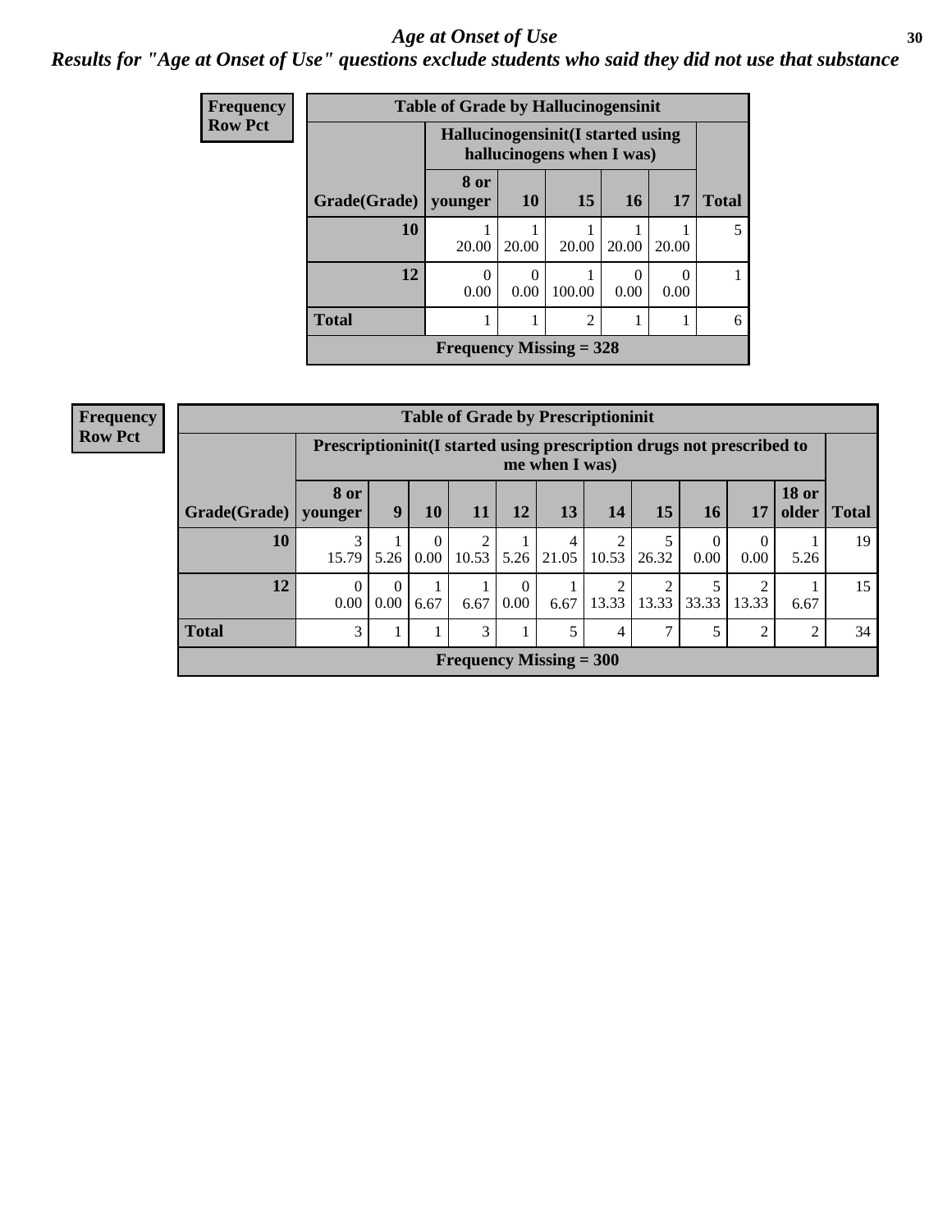# Age at Onset of Use

## Results for "Age at Onset of Use" questions exclude students who said they did not use that substance

**Frequency**
**Row Pct**

| Table of Grade by Hallucinogensinit | | | | | | |
|---|---|---|---|---|---|---|
| | Hallucinogensinit(I started using hallucinogens when I was) | | | | | |
| Grade(Grade) | 8 or younger | 10 | 15 | 16 | 17 | Total |
| 10 | 1<br>20.00 | 1<br>20.00 | 1<br>20.00 | 1<br>20.00 | 1<br>20.00 | 5 |
| 12 | 0<br>0.00 | 0<br>0.00 | 1<br>100.00 | 0<br>0.00 | 0<br>0.00 | 1 |
| Total | 1 | 1 | 2 | 1 | 1 | 6 |
| Frequency Missing = 328 | | | | | | |

**Frequency**
**Row Pct**

| Table of Grade by Prescriptioninit | | | | | | | | | | | | |
|---|---|---|---|---|---|---|---|---|---|---|---|---|
| | Prescriptioninit(I started using prescription drugs not prescribed to me when I was) | | | | | | | | | | | |
| Grade(Grade) | 8 or younger | 9 | 10 | 11 | 12 | 13 | 14 | 15 | 16 | 17 | 18 or older | Total |
| 10 | 3<br>15.79 | 1<br>5.26 | 0<br>0.00 | 2<br>10.53 | 1<br>5.26 | 4<br>21.05 | 2<br>10.53 | 5<br>26.32 | 0<br>0.00 | 0<br>0.00 | 1<br>5.26 | 19 |
| 12 | 0<br>0.00 | 0<br>0.00 | 1<br>6.67 | 1<br>6.67 | 0<br>0.00 | 1<br>6.67 | 2<br>13.33 | 2<br>13.33 | 5<br>33.33 | 2<br>13.33 | 1<br>6.67 | 15 |
| Total | 3 | 1 | 1 | 3 | 1 | 5 | 4 | 7 | 5 | 2 | 2 | 34 |
| Frequency Missing = 300 | | | | | | | | | | | | |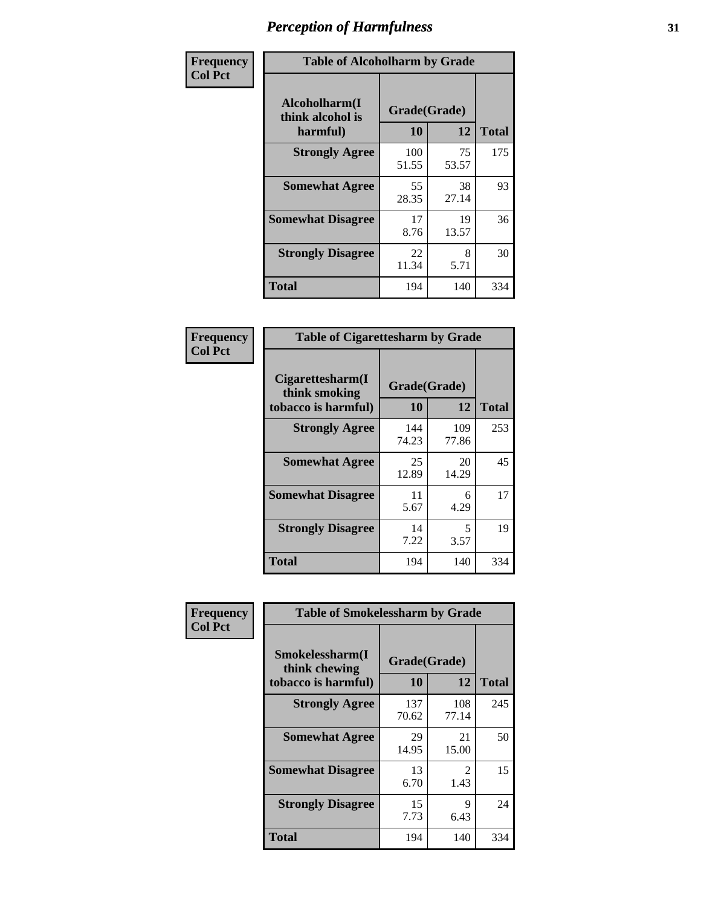# Perception of Harmfulness

**Frequency**
**Col Pct**

**Table of Alcoholharm by Grade**

| Alcoholharm(I think alcohol is harmful) | Grade(Grade) | | Total |
|---|---|---|---|
| | 10 | 12 | |
| **Strongly Agree** | 100<br>51.55 | 75<br>53.57 | 175 |
| **Somewhat Agree** | 55<br>28.35 | 38<br>27.14 | 93 |
| **Somewhat Disagree** | 17<br>8.76 | 19<br>13.57 | 36 |
| **Strongly Disagree** | 22<br>11.34 | 8<br>5.71 | 30 |
| **Total** | 194 | 140 | 334 |

**Frequency**
**Col Pct**

**Table of Cigarettesharm by Grade**

| Cigarettesharm(I think smoking tobacco is harmful) | Grade(Grade) | | Total |
|---|---|---|---|
| | 10 | 12 | |
| **Strongly Agree** | 144<br>74.23 | 109<br>77.86 | 253 |
| **Somewhat Agree** | 25<br>12.89 | 20<br>14.29 | 45 |
| **Somewhat Disagree** | 11<br>5.67 | 6<br>4.29 | 17 |
| **Strongly Disagree** | 14<br>7.22 | 5<br>3.57 | 19 |
| **Total** | 194 | 140 | 334 |

**Frequency**
**Col Pct**

**Table of Smokelessharm by Grade**

| Smokelessharm(I think chewing tobacco is harmful) | Grade(Grade) | | Total |
|---|---|---|---|
| | 10 | 12 | |
| **Strongly Agree** | 137<br>70.62 | 108<br>77.14 | 245 |
| **Somewhat Agree** | 29<br>14.95 | 21<br>15.00 | 50 |
| **Somewhat Disagree** | 13<br>6.70 | 2<br>1.43 | 15 |
| **Strongly Disagree** | 15<br>7.73 | 9<br>6.43 | 24 |
| **Total** | 194 | 140 | 334 |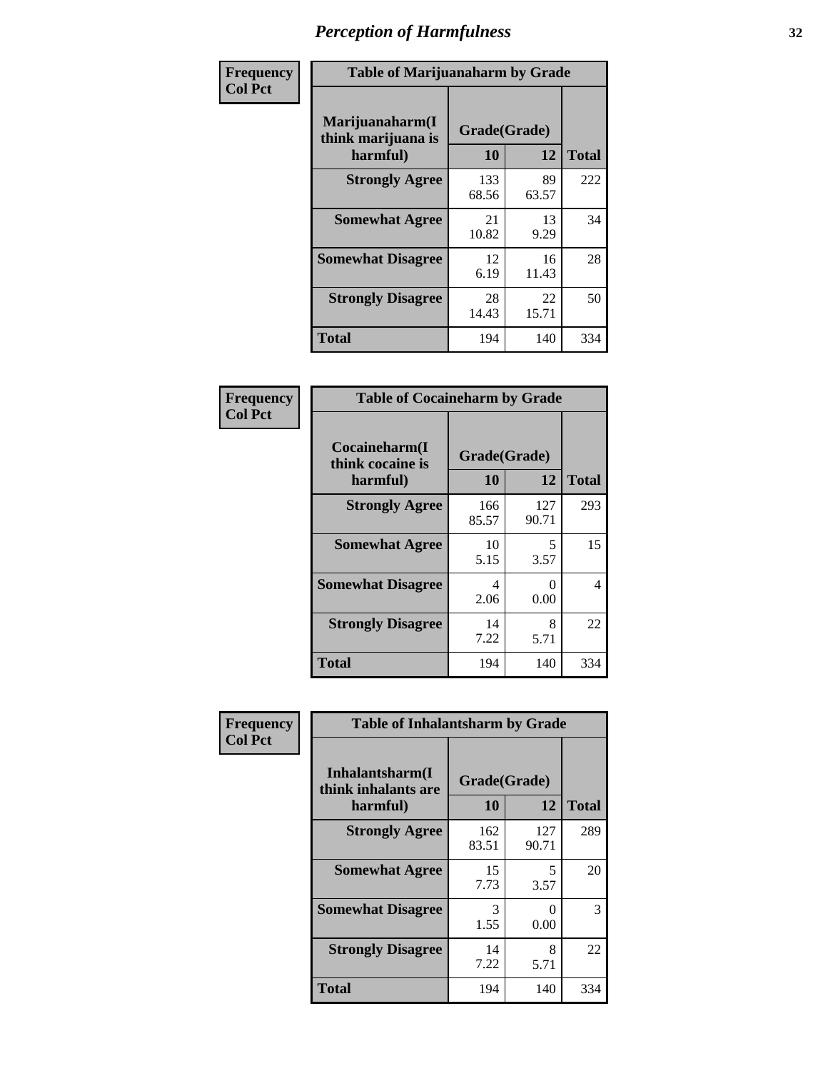# Perception of Harmfulness

**Frequency**
**Col Pct**

| Table of Marijuanaharm by Grade | | | |
|---|---|---|---|
| Marijuanaharm(I think marijuana is harmful) | Grade(Grade) | | |
| | 10 | 12 | Total |
| **Strongly Agree** | 133<br>68.56 | 89<br>63.57 | 222 |
| **Somewhat Agree** | 21<br>10.82 | 13<br>9.29 | 34 |
| **Somewhat Disagree** | 12<br>6.19 | 16<br>11.43 | 28 |
| **Strongly Disagree** | 28<br>14.43 | 22<br>15.71 | 50 |
| **Total** | 194 | 140 | 334 |

**Frequency**
**Col Pct**

| Table of Cocaineharm by Grade | | | |
|---|---|---|---|
| Cocaineharm(I think cocaine is harmful) | Grade(Grade) | | |
| | 10 | 12 | Total |
| **Strongly Agree** | 166<br>85.57 | 127<br>90.71 | 293 |
| **Somewhat Agree** | 10<br>5.15 | 5<br>3.57 | 15 |
| **Somewhat Disagree** | 4<br>2.06 | 0<br>0.00 | 4 |
| **Strongly Disagree** | 14<br>7.22 | 8<br>5.71 | 22 |
| **Total** | 194 | 140 | 334 |

**Frequency**
**Col Pct**

| Table of Inhalantsharm by Grade | | | |
|---|---|---|---|
| Inhalantsharm(I think inhalants are harmful) | Grade(Grade) | | |
| | 10 | 12 | Total |
| **Strongly Agree** | 162<br>83.51 | 127<br>90.71 | 289 |
| **Somewhat Agree** | 15<br>7.73 | 5<br>3.57 | 20 |
| **Somewhat Disagree** | 3<br>1.55 | 0<br>0.00 | 3 |
| **Strongly Disagree** | 14<br>7.22 | 8<br>5.71 | 22 |
| **Total** | 194 | 140 | 334 |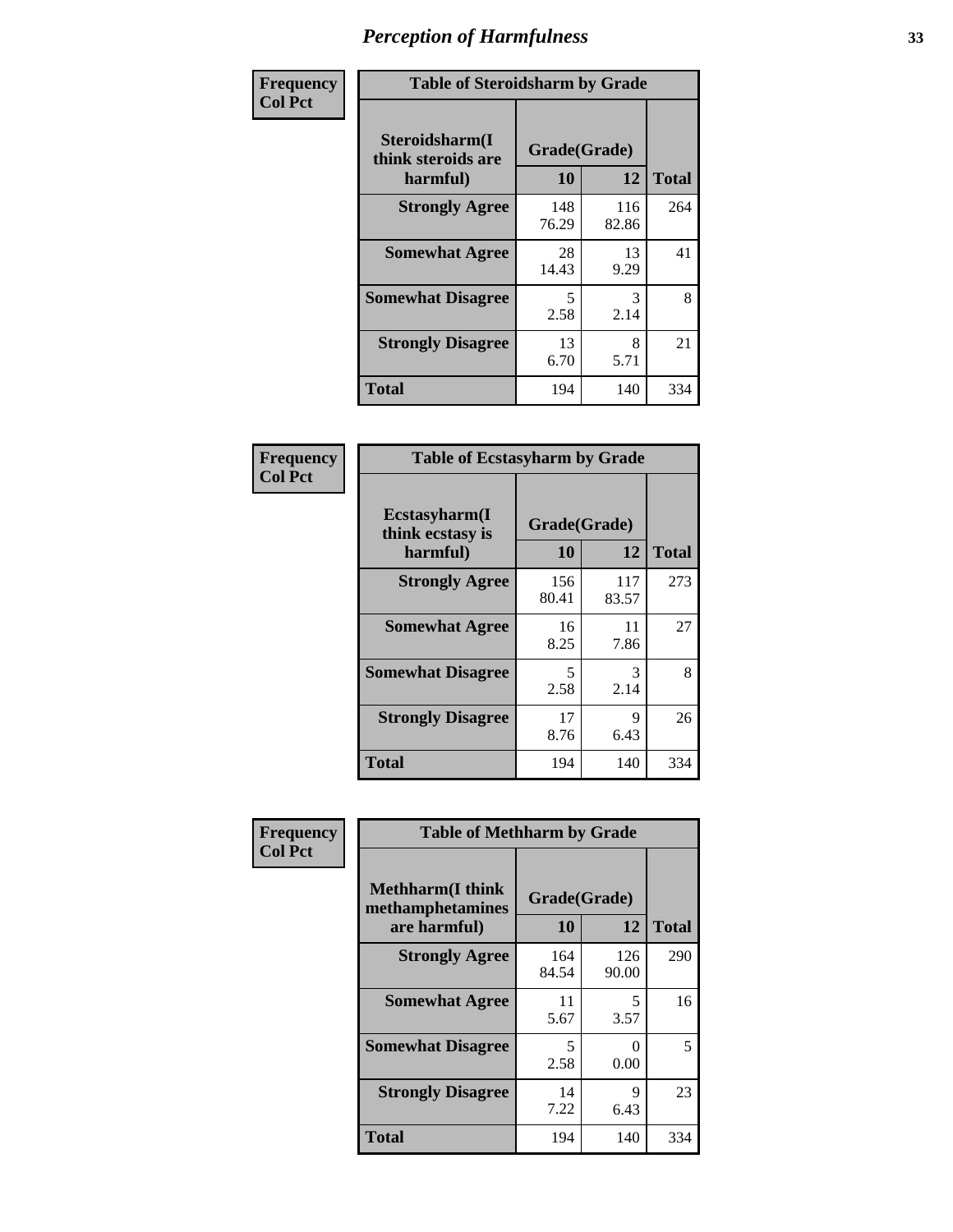## Perception of Harmfulness

**Frequency / Col Pct**

| Table of Steroidsharm by Grade | | | |
|---|---|---|---|
| **Steroidsharm(I think steroids are harmful)** | **Grade(Grade)** | | **Total** |
| | **10** | **12** | |
| **Strongly Agree** | 148<br>76.29 | 116<br>82.86 | 264 |
| **Somewhat Agree** | 28<br>14.43 | 13<br>9.29 | 41 |
| **Somewhat Disagree** | 5<br>2.58 | 3<br>2.14 | 8 |
| **Strongly Disagree** | 13<br>6.70 | 8<br>5.71 | 21 |
| **Total** | 194 | 140 | 334 |

**Frequency / Col Pct**

| Table of Ecstasyharm by Grade | | | |
|---|---|---|---|
| **Ecstasyharm(I think ecstasy is harmful)** | **Grade(Grade)** | | **Total** |
| | **10** | **12** | |
| **Strongly Agree** | 156<br>80.41 | 117<br>83.57 | 273 |
| **Somewhat Agree** | 16<br>8.25 | 11<br>7.86 | 27 |
| **Somewhat Disagree** | 5<br>2.58 | 3<br>2.14 | 8 |
| **Strongly Disagree** | 17<br>8.76 | 9<br>6.43 | 26 |
| **Total** | 194 | 140 | 334 |

**Frequency / Col Pct**

| Table of Methharm by Grade | | | |
|---|---|---|---|
| **Methharm(I think methamphetamines are harmful)** | **Grade(Grade)** | | **Total** |
| | **10** | **12** | |
| **Strongly Agree** | 164<br>84.54 | 126<br>90.00 | 290 |
| **Somewhat Agree** | 11<br>5.67 | 5<br>3.57 | 16 |
| **Somewhat Disagree** | 5<br>2.58 | 0<br>0.00 | 5 |
| **Strongly Disagree** | 14<br>7.22 | 9<br>6.43 | 23 |
| **Total** | 194 | 140 | 334 |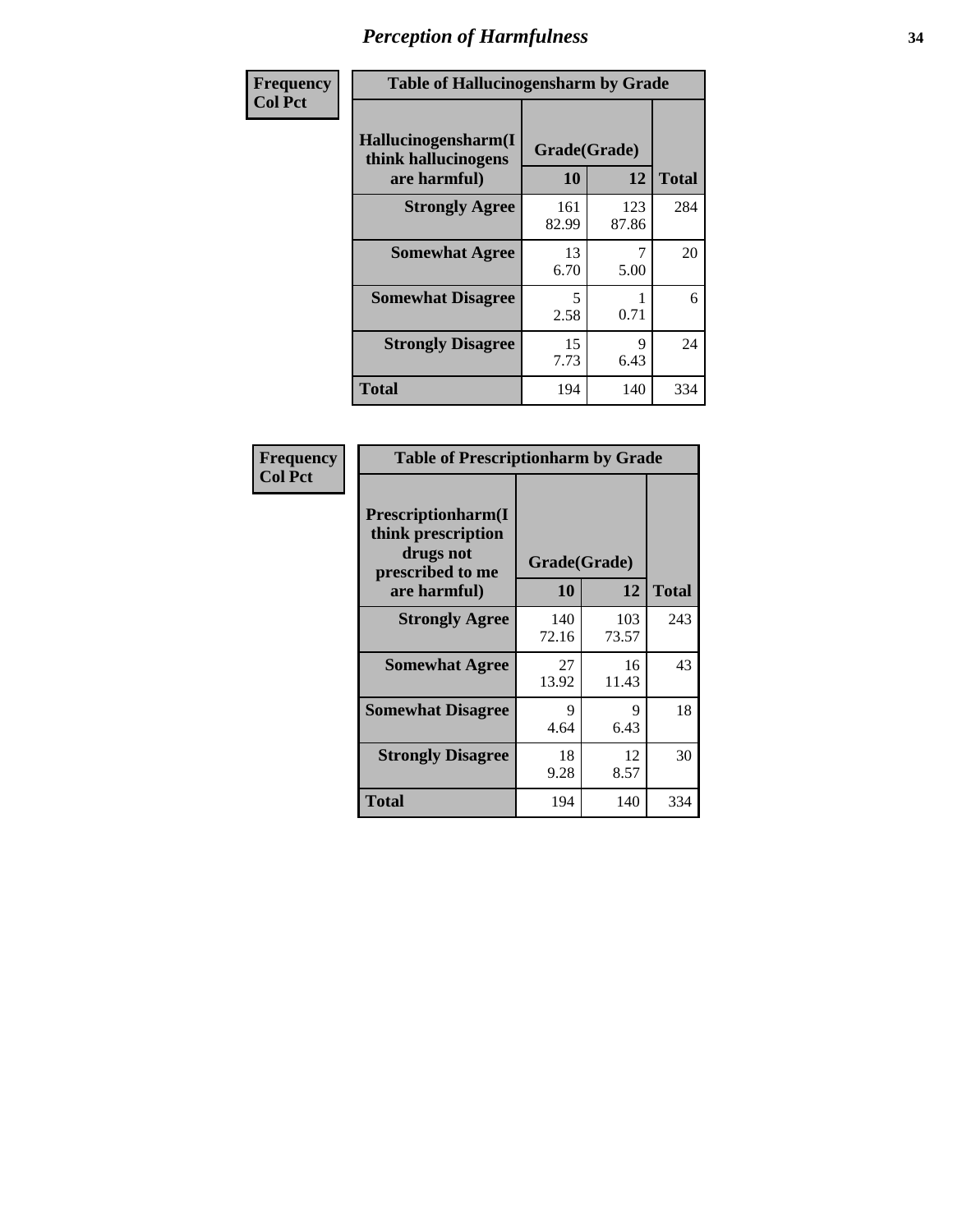# Perception of Harmfulness

**Frequency Col Pct**

**Table of Hallucinogensharm by Grade**

| Hallucinogensharm(I think hallucinogens are harmful) | Grade(Grade) 10 | 12 | Total |
|---|---|---|---|
| **Strongly Agree** | 161<br>82.99 | 123<br>87.86 | 284 |
| **Somewhat Agree** | 13<br>6.70 | 7<br>5.00 | 20 |
| **Somewhat Disagree** | 5<br>2.58 | 1<br>0.71 | 6 |
| **Strongly Disagree** | 15<br>7.73 | 9<br>6.43 | 24 |
| **Total** | 194 | 140 | 334 |

**Frequency Col Pct**

**Table of Prescriptionharm by Grade**

| Prescriptionharm(I think prescription drugs not prescribed to me are harmful) | Grade(Grade) 10 | 12 | Total |
|---|---|---|---|
| **Strongly Agree** | 140<br>72.16 | 103<br>73.57 | 243 |
| **Somewhat Agree** | 27<br>13.92 | 16<br>11.43 | 43 |
| **Somewhat Disagree** | 9<br>4.64 | 9<br>6.43 | 18 |
| **Strongly Disagree** | 18<br>9.28 | 12<br>8.57 | 30 |
| **Total** | 194 | 140 | 334 |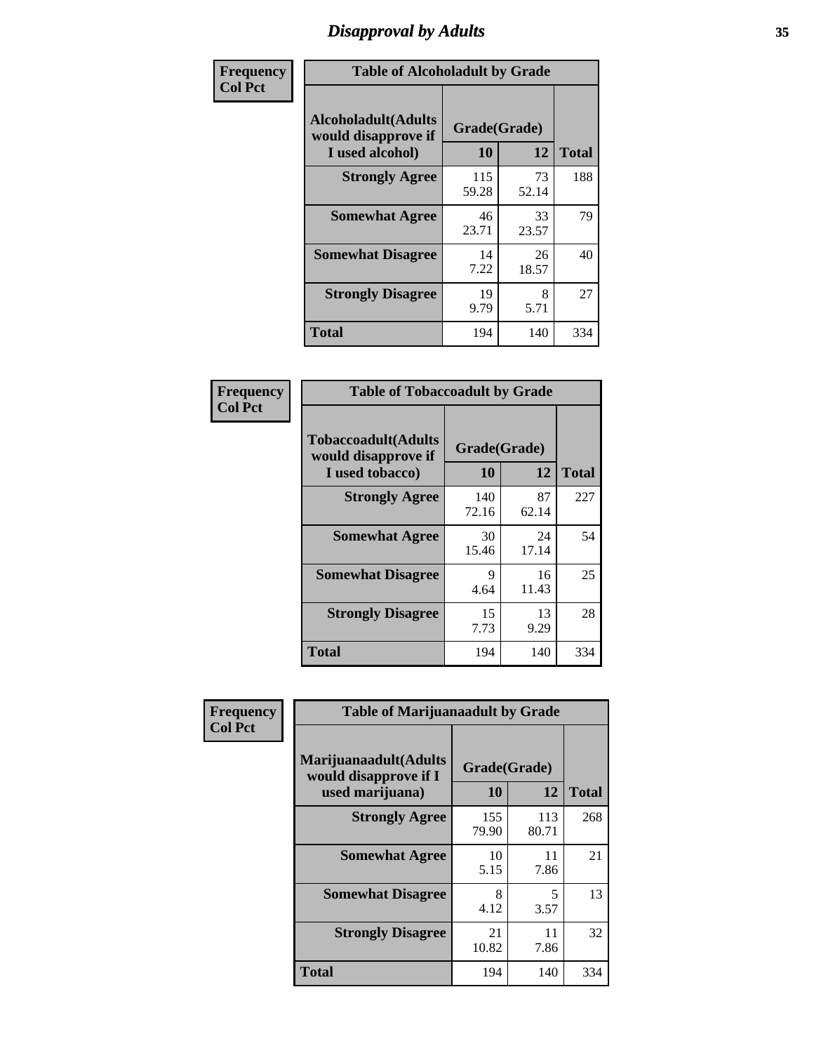# Disapproval by Adults

**Frequency**
**Col Pct**

**Table of Alcoholadult by Grade**

| Alcoholadult(Adults would disapprove if I used alcohol) | Grade(Grade) 10 | 12 | Total |
|---|---|---|---|
| **Strongly Agree** | 115<br>59.28 | 73<br>52.14 | 188 |
| **Somewhat Agree** | 46<br>23.71 | 33<br>23.57 | 79 |
| **Somewhat Disagree** | 14<br>7.22 | 26<br>18.57 | 40 |
| **Strongly Disagree** | 19<br>9.79 | 8<br>5.71 | 27 |
| **Total** | 194 | 140 | 334 |

**Frequency**
**Col Pct**

**Table of Tobaccoadult by Grade**

| Tobaccoadult(Adults would disapprove if I used tobacco) | Grade(Grade) 10 | 12 | Total |
|---|---|---|---|
| **Strongly Agree** | 140<br>72.16 | 87<br>62.14 | 227 |
| **Somewhat Agree** | 30<br>15.46 | 24<br>17.14 | 54 |
| **Somewhat Disagree** | 9<br>4.64 | 16<br>11.43 | 25 |
| **Strongly Disagree** | 15<br>7.73 | 13<br>9.29 | 28 |
| **Total** | 194 | 140 | 334 |

**Frequency**
**Col Pct**

**Table of Marijuanaadult by Grade**

| Marijuanaadult(Adults would disapprove if I used marijuana) | Grade(Grade) 10 | 12 | Total |
|---|---|---|---|
| **Strongly Agree** | 155<br>79.90 | 113<br>80.71 | 268 |
| **Somewhat Agree** | 10<br>5.15 | 11<br>7.86 | 21 |
| **Somewhat Disagree** | 8<br>4.12 | 5<br>3.57 | 13 |
| **Strongly Disagree** | 21<br>10.82 | 11<br>7.86 | 32 |
| **Total** | 194 | 140 | 334 |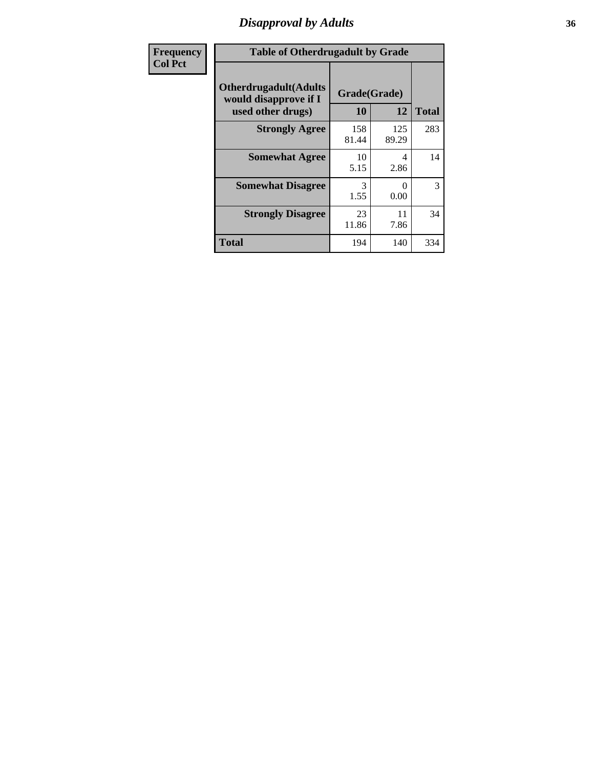## Disapproval by Adults

| Frequency<br>Col Pct |
|---|

**Table of Otherdrugadult by Grade**

| Otherdrugadult(Adults would disapprove if I used other drugs) | Grade(Grade) 10 | 12 | Total |
|---|---|---|---|
| **Strongly Agree** | 158<br>81.44 | 125<br>89.29 | 283 |
| **Somewhat Agree** | 10<br>5.15 | 4<br>2.86 | 14 |
| **Somewhat Disagree** | 3<br>1.55 | 0<br>0.00 | 3 |
| **Strongly Disagree** | 23<br>11.86 | 11<br>7.86 | 34 |
| **Total** | 194 | 140 | 334 |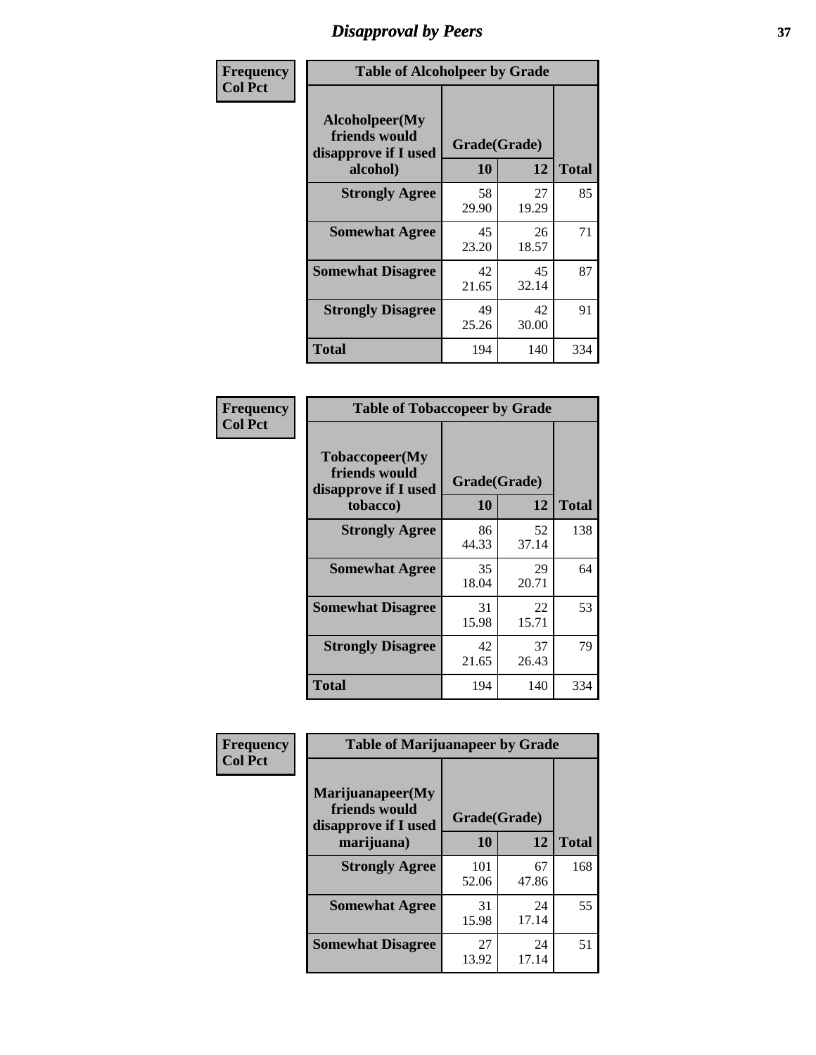# Disapproval by Peers

| Frequency<br>Col Pct | Table of Alcoholpeer by Grade | | |
|---|---|---|---|
| Alcoholpeer(My friends would disapprove if I used alcohol) | Grade(Grade) | | |
| | 10 | 12 | Total |
| Strongly Agree | 58<br>29.90 | 27<br>19.29 | 85 |
| Somewhat Agree | 45<br>23.20 | 26<br>18.57 | 71 |
| Somewhat Disagree | 42<br>21.65 | 45<br>32.14 | 87 |
| Strongly Disagree | 49<br>25.26 | 42<br>30.00 | 91 |
| Total | 194 | 140 | 334 |

| Frequency<br>Col Pct | Table of Tobaccopeer by Grade | | |
|---|---|---|---|
| Tobaccopeer(My friends would disapprove if I used tobacco) | Grade(Grade) | | |
| | 10 | 12 | Total |
| Strongly Agree | 86<br>44.33 | 52<br>37.14 | 138 |
| Somewhat Agree | 35<br>18.04 | 29<br>20.71 | 64 |
| Somewhat Disagree | 31<br>15.98 | 22<br>15.71 | 53 |
| Strongly Disagree | 42<br>21.65 | 37<br>26.43 | 79 |
| Total | 194 | 140 | 334 |

| Frequency<br>Col Pct | Table of Marijuanapeer by Grade | | |
|---|---|---|---|
| Marijuanapeer(My friends would disapprove if I used marijuana) | Grade(Grade) | | |
| | 10 | 12 | Total |
| Strongly Agree | 101<br>52.06 | 67<br>47.86 | 168 |
| Somewhat Agree | 31<br>15.98 | 24<br>17.14 | 55 |
| Somewhat Disagree | 27<br>13.92 | 24<br>17.14 | 51 |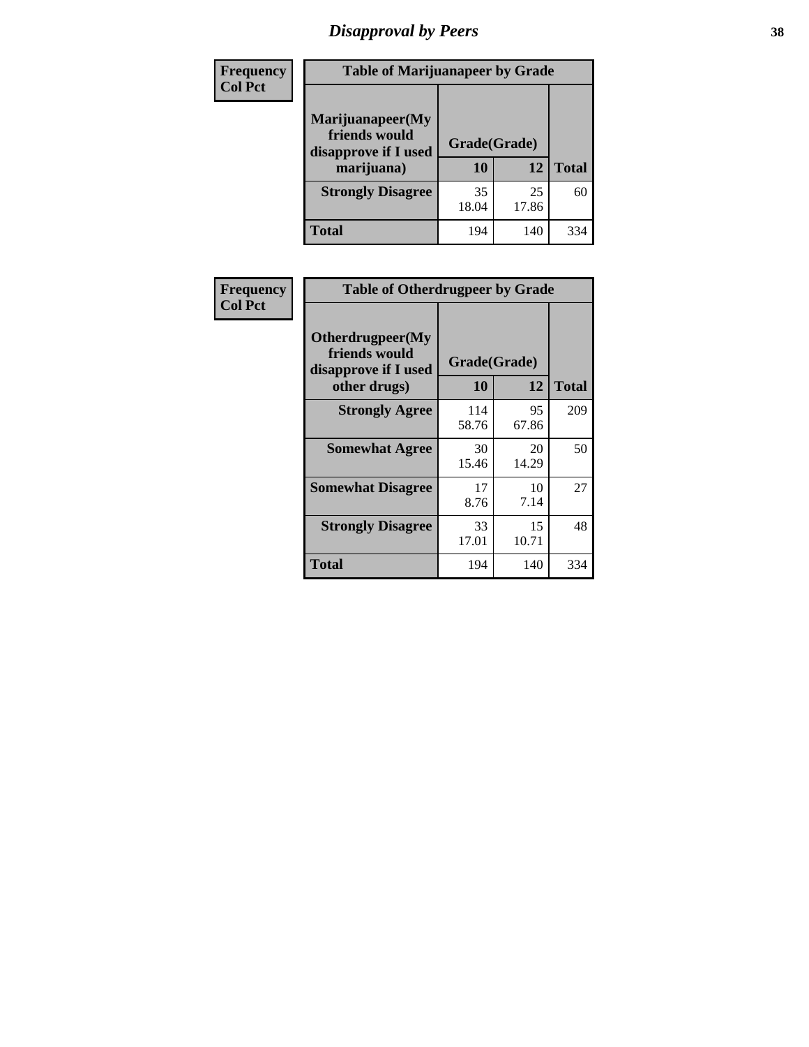## Disapproval by Peers

| Frequency<br>Col Pct |
|---|

**Table of Marijuanapeer by Grade**

| Marijuanapeer(My friends would disapprove if I used marijuana) | Grade(Grade) 10 | 12 | Total |
|---|---|---|---|
| **Strongly Disagree** | 35<br>18.04 | 25<br>17.86 | 60 |
| **Total** | 194 | 140 | 334 |

| Frequency<br>Col Pct |
|---|

**Table of Otherdrugpeer by Grade**

| Otherdrugpeer(My friends would disapprove if I used other drugs) | Grade(Grade) 10 | 12 | Total |
|---|---|---|---|
| **Strongly Agree** | 114<br>58.76 | 95<br>67.86 | 209 |
| **Somewhat Agree** | 30<br>15.46 | 20<br>14.29 | 50 |
| **Somewhat Disagree** | 17<br>8.76 | 10<br>7.14 | 27 |
| **Strongly Disagree** | 33<br>17.01 | 15<br>10.71 | 48 |
| **Total** | 194 | 140 | 334 |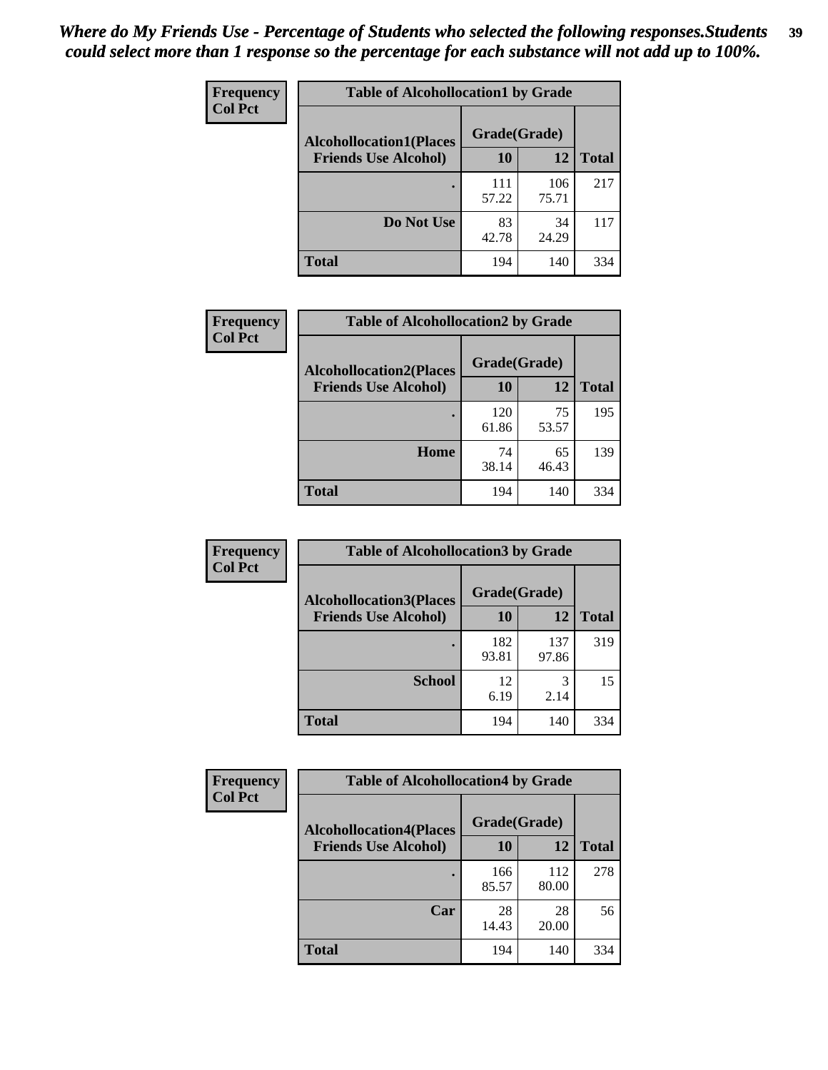*Where do My Friends Use - Percentage of Students who selected the following responses.Students could select more than 1 response so the percentage for each substance will not add up to 100%.*

**Frequency**
**Col Pct**

| Table of Alcohollocation1 by Grade | | | |
|---|---|---|---|
| **Alcohollocation1(Places Friends Use Alcohol)** | **Grade(Grade)** | | **Total** |
| | **10** | **12** | |
| **.** | 111<br>57.22 | 106<br>75.71 | 217 |
| **Do Not Use** | 83<br>42.78 | 34<br>24.29 | 117 |
| **Total** | 194 | 140 | 334 |

**Frequency**
**Col Pct**

| Table of Alcohollocation2 by Grade | | | |
|---|---|---|---|
| **Alcohollocation2(Places Friends Use Alcohol)** | **Grade(Grade)** | | **Total** |
| | **10** | **12** | |
| **.** | 120<br>61.86 | 75<br>53.57 | 195 |
| **Home** | 74<br>38.14 | 65<br>46.43 | 139 |
| **Total** | 194 | 140 | 334 |

**Frequency**
**Col Pct**

| Table of Alcohollocation3 by Grade | | | |
|---|---|---|---|
| **Alcohollocation3(Places Friends Use Alcohol)** | **Grade(Grade)** | | **Total** |
| | **10** | **12** | |
| **.** | 182<br>93.81 | 137<br>97.86 | 319 |
| **School** | 12<br>6.19 | 3<br>2.14 | 15 |
| **Total** | 194 | 140 | 334 |

**Frequency**
**Col Pct**

| Table of Alcohollocation4 by Grade | | | |
|---|---|---|---|
| **Alcohollocation4(Places Friends Use Alcohol)** | **Grade(Grade)** | | **Total** |
| | **10** | **12** | |
| **.** | 166<br>85.57 | 112<br>80.00 | 278 |
| **Car** | 28<br>14.43 | 28<br>20.00 | 56 |
| **Total** | 194 | 140 | 334 |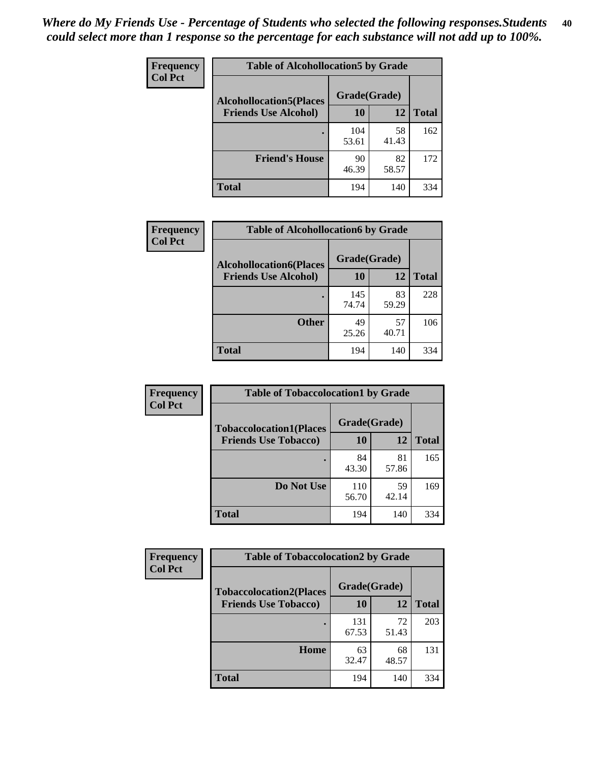*Where do My Friends Use - Percentage of Students who selected the following responses.Students could select more than 1 response so the percentage for each substance will not add up to 100%.*

**Frequency**
**Col Pct**

| Table of Alcohollocation5 by Grade | | | |
|---|---|---|---|
| **Alcohollocation5(Places Friends Use Alcohol)** | **Grade(Grade)** | | **Total** |
| | **10** | **12** | |
| . | 104<br>53.61 | 58<br>41.43 | 162 |
| **Friend's House** | 90<br>46.39 | 82<br>58.57 | 172 |
| **Total** | 194 | 140 | 334 |

**Frequency**
**Col Pct**

| Table of Alcohollocation6 by Grade | | | |
|---|---|---|---|
| **Alcohollocation6(Places Friends Use Alcohol)** | **Grade(Grade)** | | **Total** |
| | **10** | **12** | |
| . | 145<br>74.74 | 83<br>59.29 | 228 |
| **Other** | 49<br>25.26 | 57<br>40.71 | 106 |
| **Total** | 194 | 140 | 334 |

**Frequency**
**Col Pct**

| Table of Tobaccolocation1 by Grade | | | |
|---|---|---|---|
| **Tobaccolocation1(Places Friends Use Tobacco)** | **Grade(Grade)** | | **Total** |
| | **10** | **12** | |
| . | 84<br>43.30 | 81<br>57.86 | 165 |
| **Do Not Use** | 110<br>56.70 | 59<br>42.14 | 169 |
| **Total** | 194 | 140 | 334 |

**Frequency**
**Col Pct**

| Table of Tobaccolocation2 by Grade | | | |
|---|---|---|---|
| **Tobaccolocation2(Places Friends Use Tobacco)** | **Grade(Grade)** | | **Total** |
| | **10** | **12** | |
| . | 131<br>67.53 | 72<br>51.43 | 203 |
| **Home** | 63<br>32.47 | 68<br>48.57 | 131 |
| **Total** | 194 | 140 | 334 |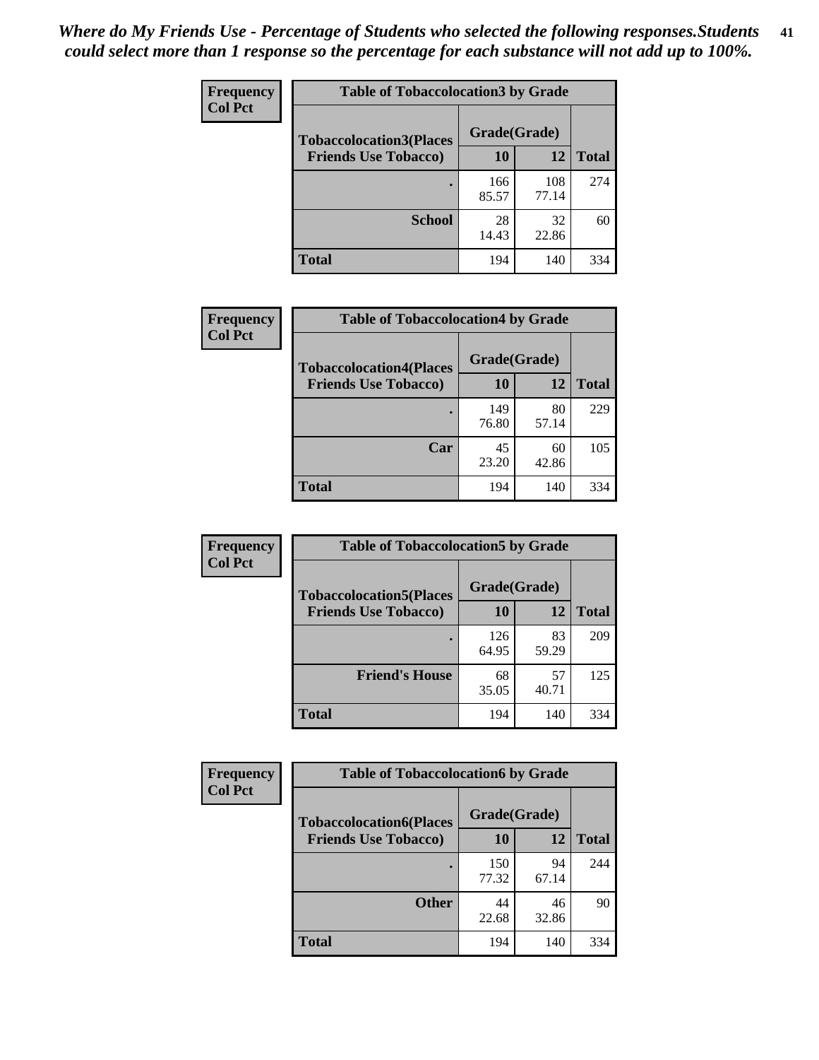*Where do My Friends Use - Percentage of Students who selected the following responses.Students could select more than 1 response so the percentage for each substance will not add up to 100%.*

**Frequency**
**Col Pct**

| Table of Tobaccolocation3 by Grade | | | |
|---|---|---|---|
| **Tobaccolocation3(Places Friends Use Tobacco)** | **Grade(Grade)** | | **Total** |
| | **10** | **12** | |
| **.** | 166<br>85.57 | 108<br>77.14 | 274 |
| **School** | 28<br>14.43 | 32<br>22.86 | 60 |
| **Total** | 194 | 140 | 334 |

**Frequency**
**Col Pct**

| Table of Tobaccolocation4 by Grade | | | |
|---|---|---|---|
| **Tobaccolocation4(Places Friends Use Tobacco)** | **Grade(Grade)** | | **Total** |
| | **10** | **12** | |
| **.** | 149<br>76.80 | 80<br>57.14 | 229 |
| **Car** | 45<br>23.20 | 60<br>42.86 | 105 |
| **Total** | 194 | 140 | 334 |

**Frequency**
**Col Pct**

| Table of Tobaccolocation5 by Grade | | | |
|---|---|---|---|
| **Tobaccolocation5(Places Friends Use Tobacco)** | **Grade(Grade)** | | **Total** |
| | **10** | **12** | |
| **.** | 126<br>64.95 | 83<br>59.29 | 209 |
| **Friend's House** | 68<br>35.05 | 57<br>40.71 | 125 |
| **Total** | 194 | 140 | 334 |

**Frequency**
**Col Pct**

| Table of Tobaccolocation6 by Grade | | | |
|---|---|---|---|
| **Tobaccolocation6(Places Friends Use Tobacco)** | **Grade(Grade)** | | **Total** |
| | **10** | **12** | |
| **.** | 150<br>77.32 | 94<br>67.14 | 244 |
| **Other** | 44<br>22.68 | 46<br>32.86 | 90 |
| **Total** | 194 | 140 | 334 |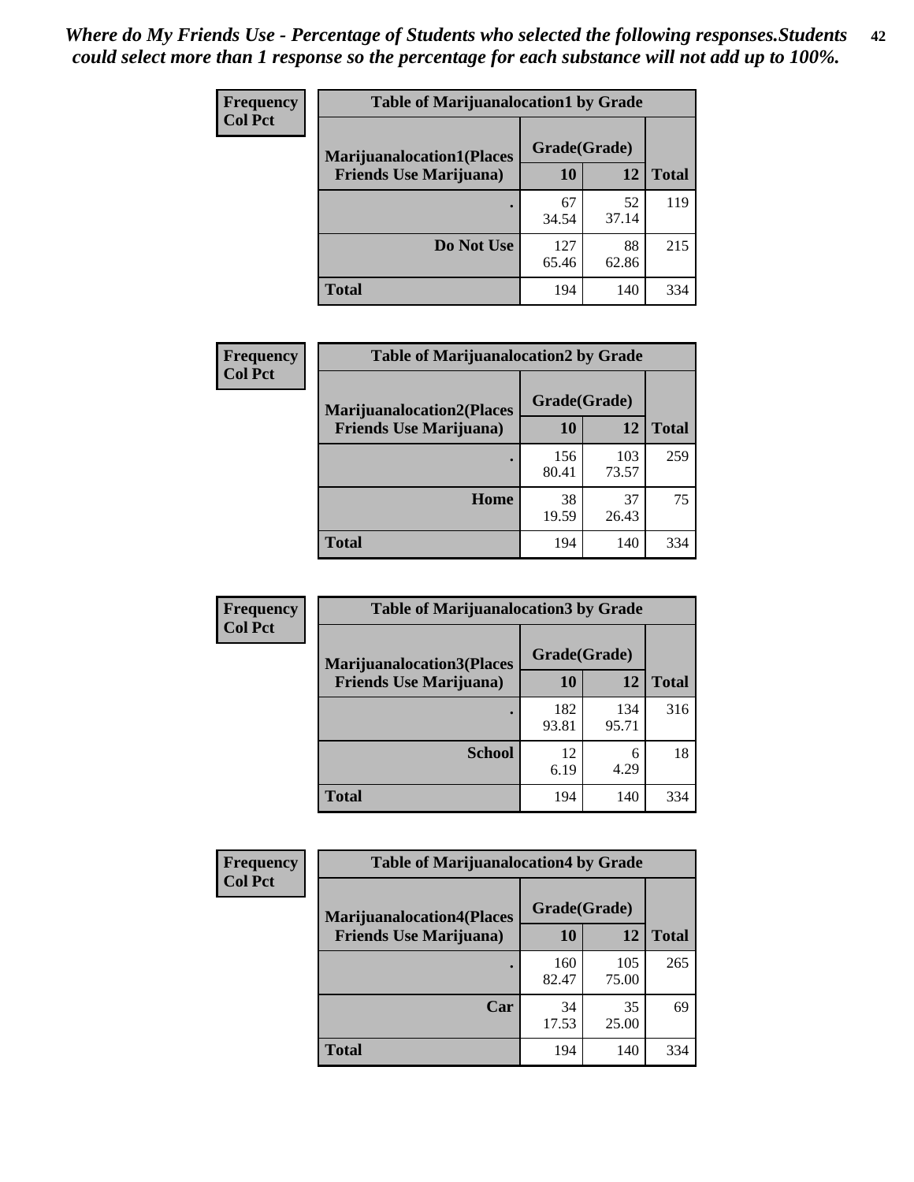*Where do My Friends Use - Percentage of Students who selected the following responses.Students could select more than 1 response so the percentage for each substance will not add up to 100%.*

**Frequency**
**Col Pct**

| Table of Marijuanalocation1 by Grade | | | |
|---|---|---|---|
| **Marijuanalocation1(Places Friends Use Marijuana)** | **Grade(Grade)** | | **Total** |
| | **10** | **12** | |
| **.** | 67<br>34.54 | 52<br>37.14 | 119 |
| **Do Not Use** | 127<br>65.46 | 88<br>62.86 | 215 |
| **Total** | 194 | 140 | 334 |

**Frequency**
**Col Pct**

| Table of Marijuanalocation2 by Grade | | | |
|---|---|---|---|
| **Marijuanalocation2(Places Friends Use Marijuana)** | **Grade(Grade)** | | **Total** |
| | **10** | **12** | |
| **.** | 156<br>80.41 | 103<br>73.57 | 259 |
| **Home** | 38<br>19.59 | 37<br>26.43 | 75 |
| **Total** | 194 | 140 | 334 |

**Frequency**
**Col Pct**

| Table of Marijuanalocation3 by Grade | | | |
|---|---|---|---|
| **Marijuanalocation3(Places Friends Use Marijuana)** | **Grade(Grade)** | | **Total** |
| | **10** | **12** | |
| **.** | 182<br>93.81 | 134<br>95.71 | 316 |
| **School** | 12<br>6.19 | 6<br>4.29 | 18 |
| **Total** | 194 | 140 | 334 |

**Frequency**
**Col Pct**

| Table of Marijuanalocation4 by Grade | | | |
|---|---|---|---|
| **Marijuanalocation4(Places Friends Use Marijuana)** | **Grade(Grade)** | | **Total** |
| | **10** | **12** | |
| **.** | 160<br>82.47 | 105<br>75.00 | 265 |
| **Car** | 34<br>17.53 | 35<br>25.00 | 69 |
| **Total** | 194 | 140 | 334 |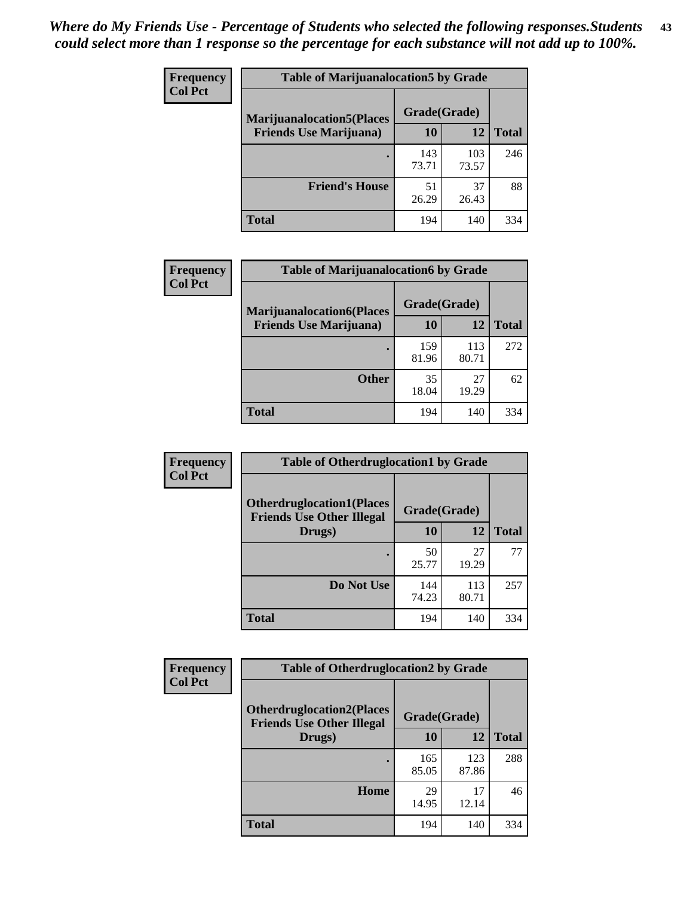*Where do My Friends Use - Percentage of Students who selected the following responses.Students could select more than 1 response so the percentage for each substance will not add up to 100%.*

| Frequency Col Pct | Table of Marijuanalocation5 by Grade | | |
|---|---|---|---|
| Marijuanalocation5(Places Friends Use Marijuana) | Grade(Grade) | | |
| | 10 | 12 | Total |
| . | 143<br>73.71 | 103<br>73.57 | 246 |
| Friend's House | 51<br>26.29 | 37<br>26.43 | 88 |
| Total | 194 | 140 | 334 |

| Frequency Col Pct | Table of Marijuanalocation6 by Grade | | |
|---|---|---|---|
| Marijuanalocation6(Places Friends Use Marijuana) | Grade(Grade) | | |
| | 10 | 12 | Total |
| . | 159<br>81.96 | 113<br>80.71 | 272 |
| Other | 35<br>18.04 | 27<br>19.29 | 62 |
| Total | 194 | 140 | 334 |

| Frequency Col Pct | Table of Otherdruglocation1 by Grade | | |
|---|---|---|---|
| Otherdruglocation1(Places Friends Use Other Illegal Drugs) | Grade(Grade) | | |
| | 10 | 12 | Total |
| . | 50<br>25.77 | 27<br>19.29 | 77 |
| Do Not Use | 144<br>74.23 | 113<br>80.71 | 257 |
| Total | 194 | 140 | 334 |

| Frequency Col Pct | Table of Otherdruglocation2 by Grade | | |
|---|---|---|---|
| Otherdruglocation2(Places Friends Use Other Illegal Drugs) | Grade(Grade) | | |
| | 10 | 12 | Total |
| . | 165<br>85.05 | 123<br>87.86 | 288 |
| Home | 29<br>14.95 | 17<br>12.14 | 46 |
| Total | 194 | 140 | 334 |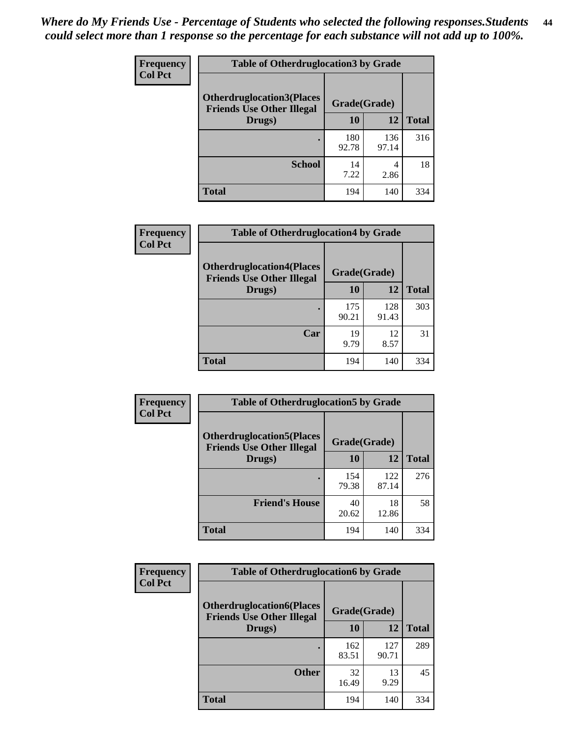*Where do My Friends Use - Percentage of Students who selected the following responses.Students could select more than 1 response so the percentage for each substance will not add up to 100%.*

**Frequency**
**Col Pct**

| Table of Otherdruglocation3 by Grade | | | |
|---|---|---|---|
| **Otherdruglocation3(Places Friends Use Other Illegal Drugs)** | **Grade(Grade)** | | |
| | **10** | **12** | **Total** |
| **.** | 180<br>92.78 | 136<br>97.14 | 316 |
| **School** | 14<br>7.22 | 4<br>2.86 | 18 |
| **Total** | 194 | 140 | 334 |

**Frequency**
**Col Pct**

| Table of Otherdruglocation4 by Grade | | | |
|---|---|---|---|
| **Otherdruglocation4(Places Friends Use Other Illegal Drugs)** | **Grade(Grade)** | | |
| | **10** | **12** | **Total** |
| **.** | 175<br>90.21 | 128<br>91.43 | 303 |
| **Car** | 19<br>9.79 | 12<br>8.57 | 31 |
| **Total** | 194 | 140 | 334 |

**Frequency**
**Col Pct**

| Table of Otherdruglocation5 by Grade | | | |
|---|---|---|---|
| **Otherdruglocation5(Places Friends Use Other Illegal Drugs)** | **Grade(Grade)** | | |
| | **10** | **12** | **Total** |
| **.** | 154<br>79.38 | 122<br>87.14 | 276 |
| **Friend's House** | 40<br>20.62 | 18<br>12.86 | 58 |
| **Total** | 194 | 140 | 334 |

**Frequency**
**Col Pct**

| Table of Otherdruglocation6 by Grade | | | |
|---|---|---|---|
| **Otherdruglocation6(Places Friends Use Other Illegal Drugs)** | **Grade(Grade)** | | |
| | **10** | **12** | **Total** |
| **.** | 162<br>83.51 | 127<br>90.71 | 289 |
| **Other** | 32<br>16.49 | 13<br>9.29 | 45 |
| **Total** | 194 | 140 | 334 |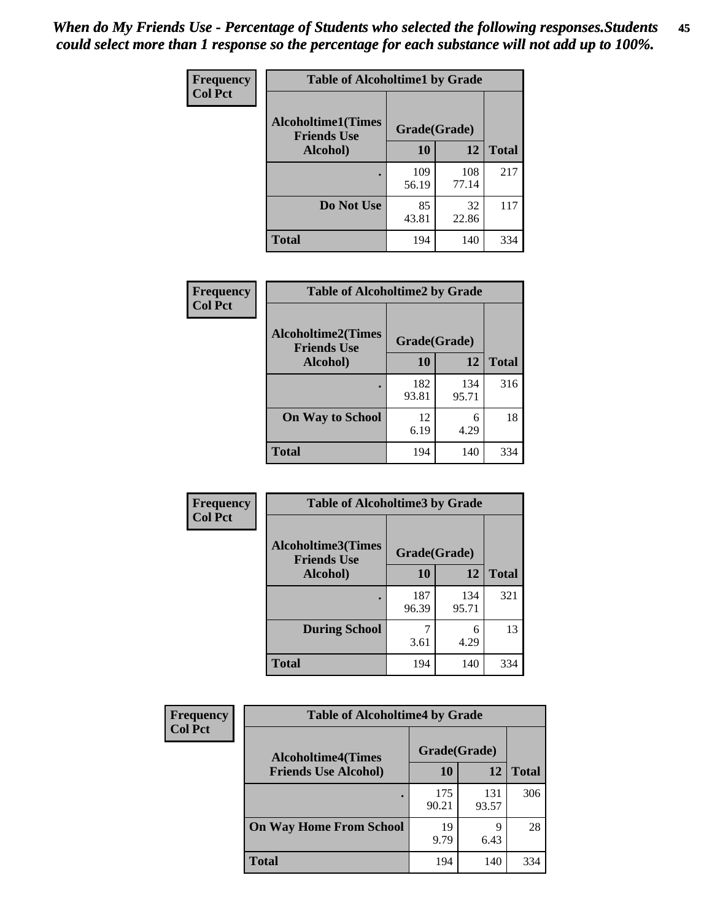*When do My Friends Use - Percentage of Students who selected the following responses.Students could select more than 1 response so the percentage for each substance will not add up to 100%.*

**Frequency**
**Col Pct**

| Table of Alcoholtime1 by Grade | | | |
|---|---|---|---|
| **Alcoholtime1(Times Friends Use Alcohol)** | **Grade(Grade)** | | |
| | **10** | **12** | **Total** |
| **.** | 109<br>56.19 | 108<br>77.14 | 217 |
| **Do Not Use** | 85<br>43.81 | 32<br>22.86 | 117 |
| **Total** | 194 | 140 | 334 |

**Frequency**
**Col Pct**

| Table of Alcoholtime2 by Grade | | | |
|---|---|---|---|
| **Alcoholtime2(Times Friends Use Alcohol)** | **Grade(Grade)** | | |
| | **10** | **12** | **Total** |
| **.** | 182<br>93.81 | 134<br>95.71 | 316 |
| **On Way to School** | 12<br>6.19 | 6<br>4.29 | 18 |
| **Total** | 194 | 140 | 334 |

**Frequency**
**Col Pct**

| Table of Alcoholtime3 by Grade | | | |
|---|---|---|---|
| **Alcoholtime3(Times Friends Use Alcohol)** | **Grade(Grade)** | | |
| | **10** | **12** | **Total** |
| **.** | 187<br>96.39 | 134<br>95.71 | 321 |
| **During School** | 7<br>3.61 | 6<br>4.29 | 13 |
| **Total** | 194 | 140 | 334 |

**Frequency**
**Col Pct**

| Table of Alcoholtime4 by Grade | | | |
|---|---|---|---|
| **Alcoholtime4(Times Friends Use Alcohol)** | **Grade(Grade)** | | |
| | **10** | **12** | **Total** |
| **.** | 175<br>90.21 | 131<br>93.57 | 306 |
| **On Way Home From School** | 19<br>9.79 | 9<br>6.43 | 28 |
| **Total** | 194 | 140 | 334 |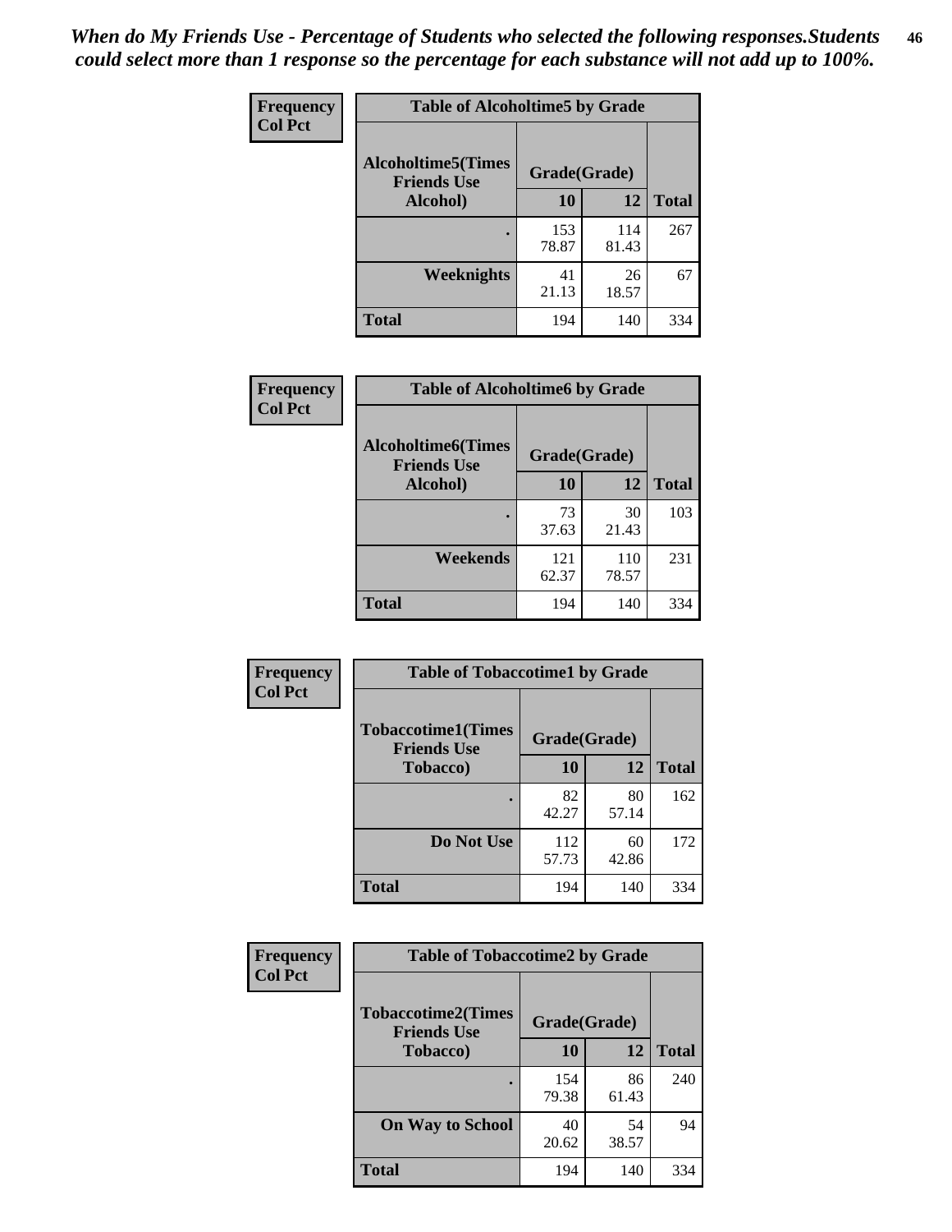*When do My Friends Use - Percentage of Students who selected the following responses.Students could select more than 1 response so the percentage for each substance will not add up to 100%.*

| Frequency Col Pct | Table of Alcoholtime5 by Grade | | |
|---|---|---|---|
| Alcoholtime5(Times Friends Use Alcohol) | Grade(Grade) | | Total |
| | 10 | 12 | |
| . | 153<br>78.87 | 114<br>81.43 | 267 |
| Weeknights | 41<br>21.13 | 26<br>18.57 | 67 |
| Total | 194 | 140 | 334 |

| Frequency Col Pct | Table of Alcoholtime6 by Grade | | |
|---|---|---|---|
| Alcoholtime6(Times Friends Use Alcohol) | Grade(Grade) | | Total |
| | 10 | 12 | |
| . | 73<br>37.63 | 30<br>21.43 | 103 |
| Weekends | 121<br>62.37 | 110<br>78.57 | 231 |
| Total | 194 | 140 | 334 |

| Frequency Col Pct | Table of Tobaccotime1 by Grade | | |
|---|---|---|---|
| Tobaccotime1(Times Friends Use Tobacco) | Grade(Grade) | | Total |
| | 10 | 12 | |
| . | 82<br>42.27 | 80<br>57.14 | 162 |
| Do Not Use | 112<br>57.73 | 60<br>42.86 | 172 |
| Total | 194 | 140 | 334 |

| Frequency Col Pct | Table of Tobaccotime2 by Grade | | |
|---|---|---|---|
| Tobaccotime2(Times Friends Use Tobacco) | Grade(Grade) | | Total |
| | 10 | 12 | |
| . | 154<br>79.38 | 86<br>61.43 | 240 |
| On Way to School | 40<br>20.62 | 54<br>38.57 | 94 |
| Total | 194 | 140 | 334 |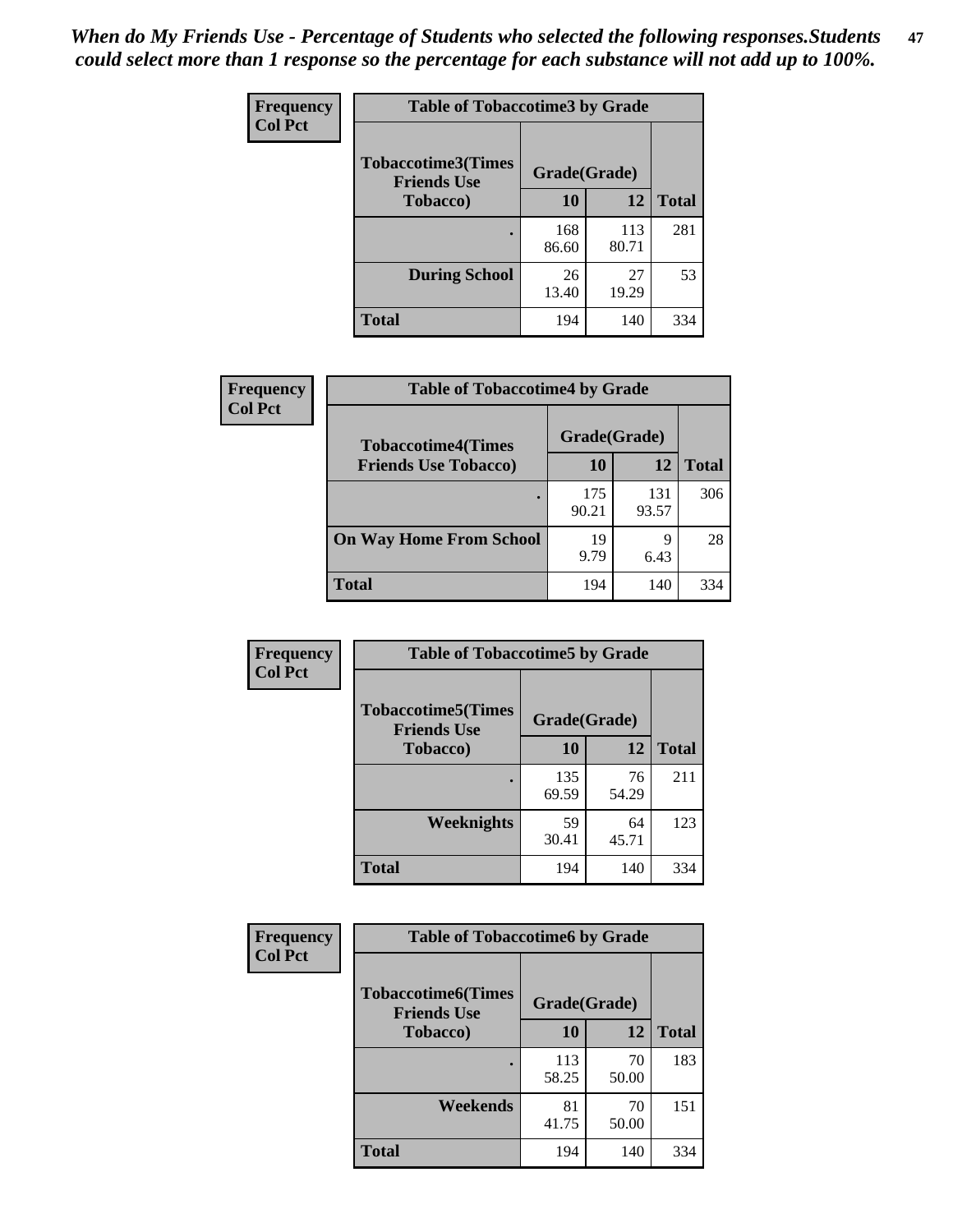*When do My Friends Use - Percentage of Students who selected the following responses.Students could select more than 1 response so the percentage for each substance will not add up to 100%.*

| Frequency Col Pct | Table of Tobaccotime3 by Grade | | |
|---|---|---|---|
| Tobaccotime3(Times Friends Use Tobacco) | Grade(Grade) | | |
| | 10 | 12 | Total |
| . | 168<br>86.60 | 113<br>80.71 | 281 |
| During School | 26<br>13.40 | 27<br>19.29 | 53 |
| Total | 194 | 140 | 334 |

| Frequency Col Pct | Table of Tobaccotime4 by Grade | | |
|---|---|---|---|
| Tobaccotime4(Times Friends Use Tobacco) | Grade(Grade) | | |
| | 10 | 12 | Total |
| . | 175<br>90.21 | 131<br>93.57 | 306 |
| On Way Home From School | 19<br>9.79 | 9<br>6.43 | 28 |
| Total | 194 | 140 | 334 |

| Frequency Col Pct | Table of Tobaccotime5 by Grade | | |
|---|---|---|---|
| Tobaccotime5(Times Friends Use Tobacco) | Grade(Grade) | | |
| | 10 | 12 | Total |
| . | 135<br>69.59 | 76<br>54.29 | 211 |
| Weeknights | 59<br>30.41 | 64<br>45.71 | 123 |
| Total | 194 | 140 | 334 |

| Frequency Col Pct | Table of Tobaccotime6 by Grade | | |
|---|---|---|---|
| Tobaccotime6(Times Friends Use Tobacco) | Grade(Grade) | | |
| | 10 | 12 | Total |
| . | 113<br>58.25 | 70<br>50.00 | 183 |
| Weekends | 81<br>41.75 | 70<br>50.00 | 151 |
| Total | 194 | 140 | 334 |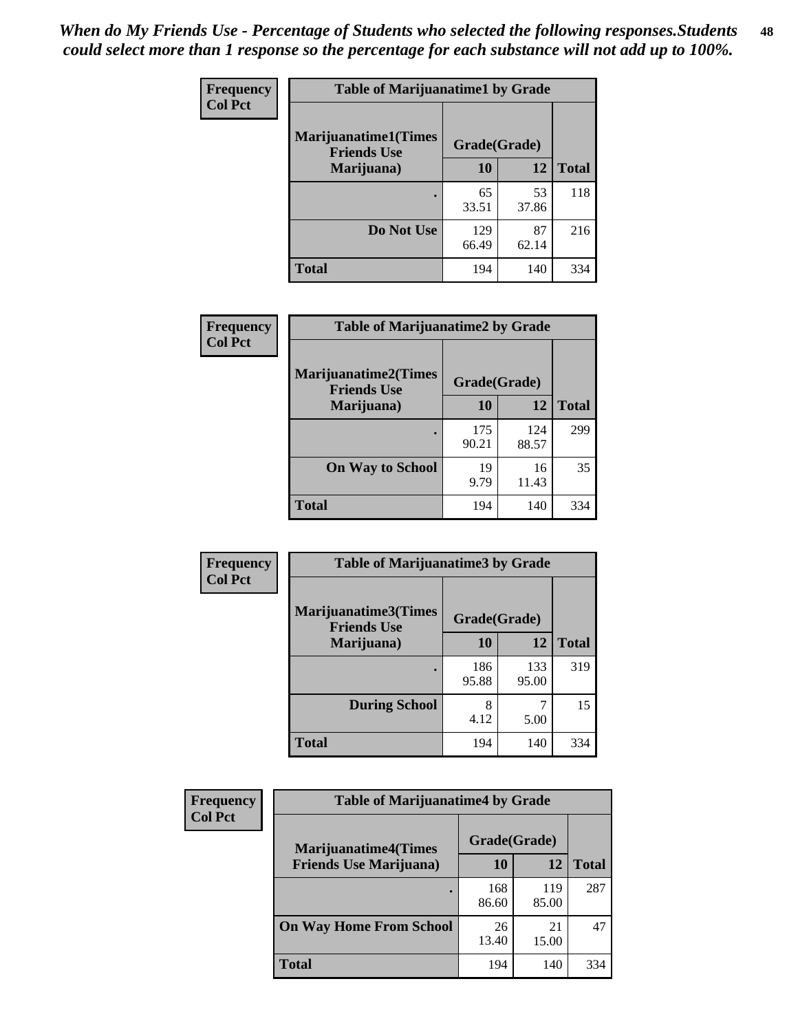*When do My Friends Use - Percentage of Students who selected the following responses.Students could select more than 1 response so the percentage for each substance will not add up to 100%.*

| Frequency Col Pct | Table of Marijuanatime1 by Grade | | |
|---|---|---|---|
| **Marijuanatime1(Times Friends Use Marijuana)** | **Grade(Grade)** | | |
| | **10** | **12** | **Total** |
| **.** | 65<br>33.51 | 53<br>37.86 | 118 |
| **Do Not Use** | 129<br>66.49 | 87<br>62.14 | 216 |
| **Total** | 194 | 140 | 334 |

| Frequency Col Pct | Table of Marijuanatime2 by Grade | | |
|---|---|---|---|
| **Marijuanatime2(Times Friends Use Marijuana)** | **Grade(Grade)** | | |
| | **10** | **12** | **Total** |
| **.** | 175<br>90.21 | 124<br>88.57 | 299 |
| **On Way to School** | 19<br>9.79 | 16<br>11.43 | 35 |
| **Total** | 194 | 140 | 334 |

| Frequency Col Pct | Table of Marijuanatime3 by Grade | | |
|---|---|---|---|
| **Marijuanatime3(Times Friends Use Marijuana)** | **Grade(Grade)** | | |
| | **10** | **12** | **Total** |
| **.** | 186<br>95.88 | 133<br>95.00 | 319 |
| **During School** | 8<br>4.12 | 7<br>5.00 | 15 |
| **Total** | 194 | 140 | 334 |

| Frequency Col Pct | Table of Marijuanatime4 by Grade | | |
|---|---|---|---|
| **Marijuanatime4(Times Friends Use Marijuana)** | **Grade(Grade)** | | |
| | **10** | **12** | **Total** |
| **.** | 168<br>86.60 | 119<br>85.00 | 287 |
| **On Way Home From School** | 26<br>13.40 | 21<br>15.00 | 47 |
| **Total** | 194 | 140 | 334 |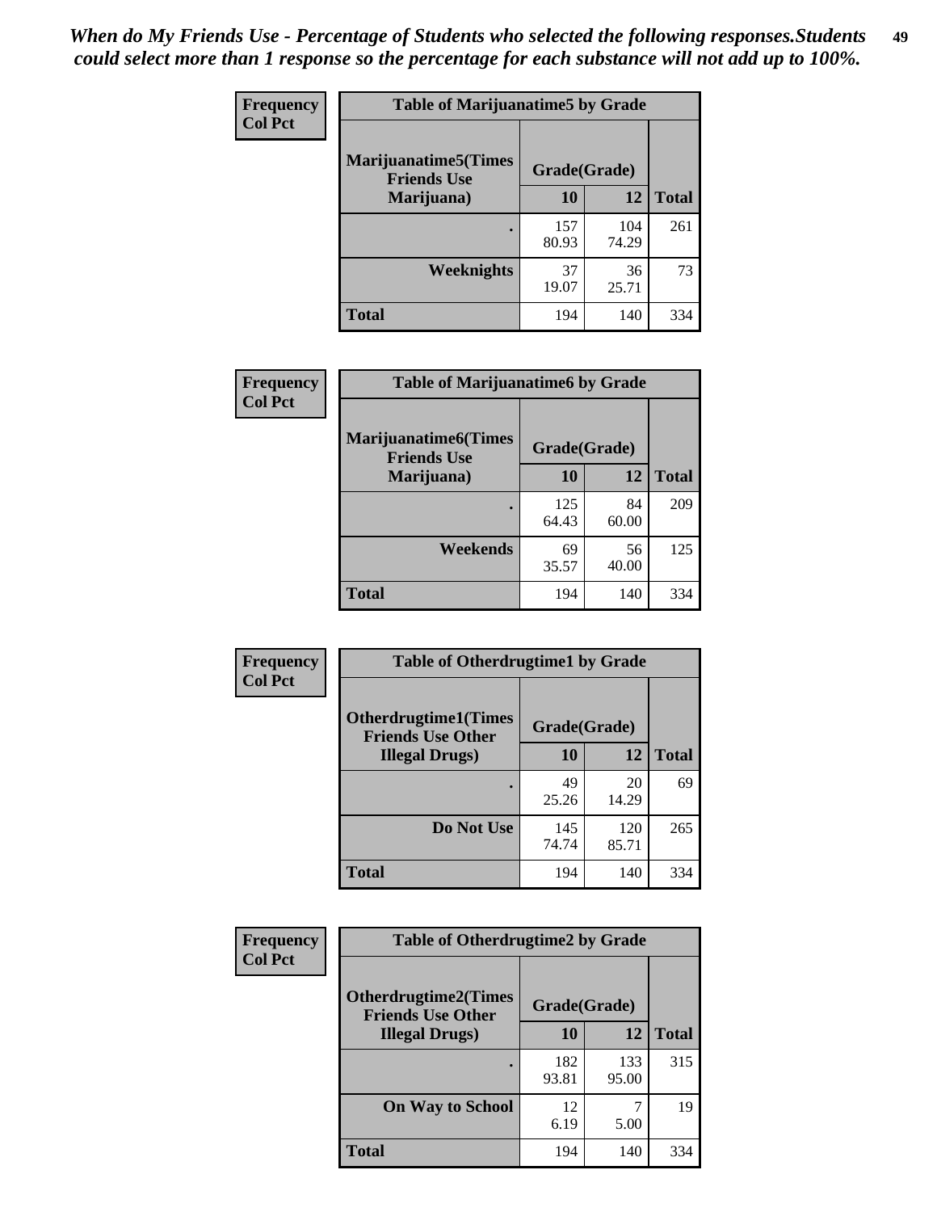*When do My Friends Use - Percentage of Students who selected the following responses.Students could select more than 1 response so the percentage for each substance will not add up to 100%.*

**Frequency**
**Col Pct**

| Table of Marijuanatime5 by Grade | | | |
|---|---|---|---|
| **Marijuanatime5(Times Friends Use Marijuana)** | **Grade(Grade)** | | **Total** |
| | **10** | **12** | |
| **.** | 157<br>80.93 | 104<br>74.29 | 261 |
| **Weeknights** | 37<br>19.07 | 36<br>25.71 | 73 |
| **Total** | 194 | 140 | 334 |

**Frequency**
**Col Pct**

| Table of Marijuanatime6 by Grade | | | |
|---|---|---|---|
| **Marijuanatime6(Times Friends Use Marijuana)** | **Grade(Grade)** | | **Total** |
| | **10** | **12** | |
| **.** | 125<br>64.43 | 84<br>60.00 | 209 |
| **Weekends** | 69<br>35.57 | 56<br>40.00 | 125 |
| **Total** | 194 | 140 | 334 |

**Frequency**
**Col Pct**

| Table of Otherdrugtime1 by Grade | | | |
|---|---|---|---|
| **Otherdrugtime1(Times Friends Use Other Illegal Drugs)** | **Grade(Grade)** | | **Total** |
| | **10** | **12** | |
| **.** | 49<br>25.26 | 20<br>14.29 | 69 |
| **Do Not Use** | 145<br>74.74 | 120<br>85.71 | 265 |
| **Total** | 194 | 140 | 334 |

**Frequency**
**Col Pct**

| Table of Otherdrugtime2 by Grade | | | |
|---|---|---|---|
| **Otherdrugtime2(Times Friends Use Other Illegal Drugs)** | **Grade(Grade)** | | **Total** |
| | **10** | **12** | |
| **.** | 182<br>93.81 | 133<br>95.00 | 315 |
| **On Way to School** | 12<br>6.19 | 7<br>5.00 | 19 |
| **Total** | 194 | 140 | 334 |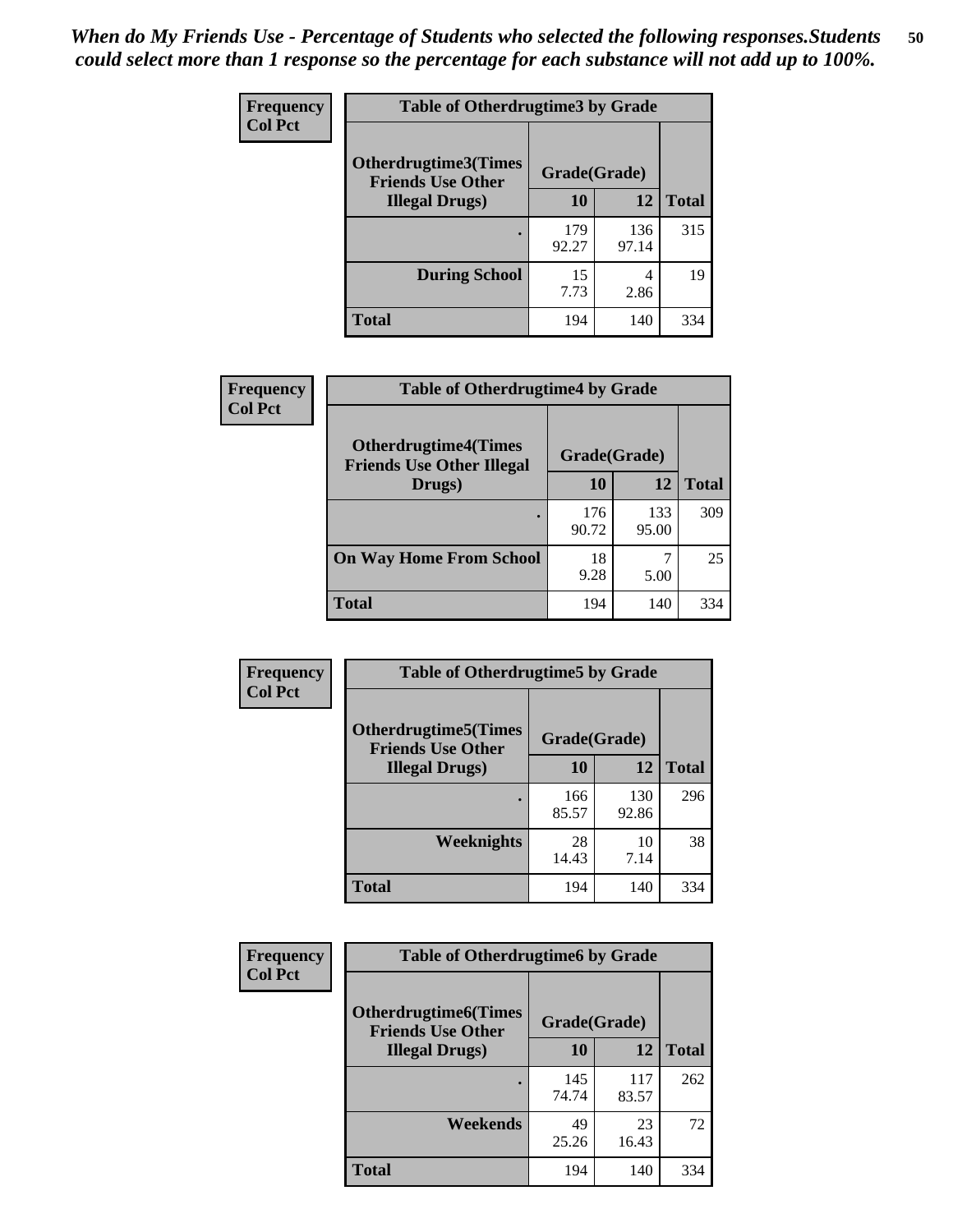*When do My Friends Use - Percentage of Students who selected the following responses.Students could select more than 1 response so the percentage for each substance will not add up to 100%.*

**Frequency**
**Col Pct**

| Table of Otherdrugtime3 by Grade | | | |
|---|---|---|---|
| Otherdrugtime3(Times Friends Use Other Illegal Drugs) | Grade(Grade) | | |
| | 10 | 12 | Total |
| . | 179<br>92.27 | 136<br>97.14 | 315 |
| During School | 15<br>7.73 | 4<br>2.86 | 19 |
| Total | 194 | 140 | 334 |

**Frequency**
**Col Pct**

| Table of Otherdrugtime4 by Grade | | | |
|---|---|---|---|
| Otherdrugtime4(Times Friends Use Other Illegal Drugs) | Grade(Grade) | | |
| | 10 | 12 | Total |
| . | 176<br>90.72 | 133<br>95.00 | 309 |
| On Way Home From School | 18<br>9.28 | 7<br>5.00 | 25 |
| Total | 194 | 140 | 334 |

**Frequency**
**Col Pct**

| Table of Otherdrugtime5 by Grade | | | |
|---|---|---|---|
| Otherdrugtime5(Times Friends Use Other Illegal Drugs) | Grade(Grade) | | |
| | 10 | 12 | Total |
| . | 166<br>85.57 | 130<br>92.86 | 296 |
| Weeknights | 28<br>14.43 | 10<br>7.14 | 38 |
| Total | 194 | 140 | 334 |

**Frequency**
**Col Pct**

| Table of Otherdrugtime6 by Grade | | | |
|---|---|---|---|
| Otherdrugtime6(Times Friends Use Other Illegal Drugs) | Grade(Grade) | | |
| | 10 | 12 | Total |
| . | 145<br>74.74 | 117<br>83.57 | 262 |
| Weekends | 49<br>25.26 | 23<br>16.43 | 72 |
| Total | 194 | 140 | 334 |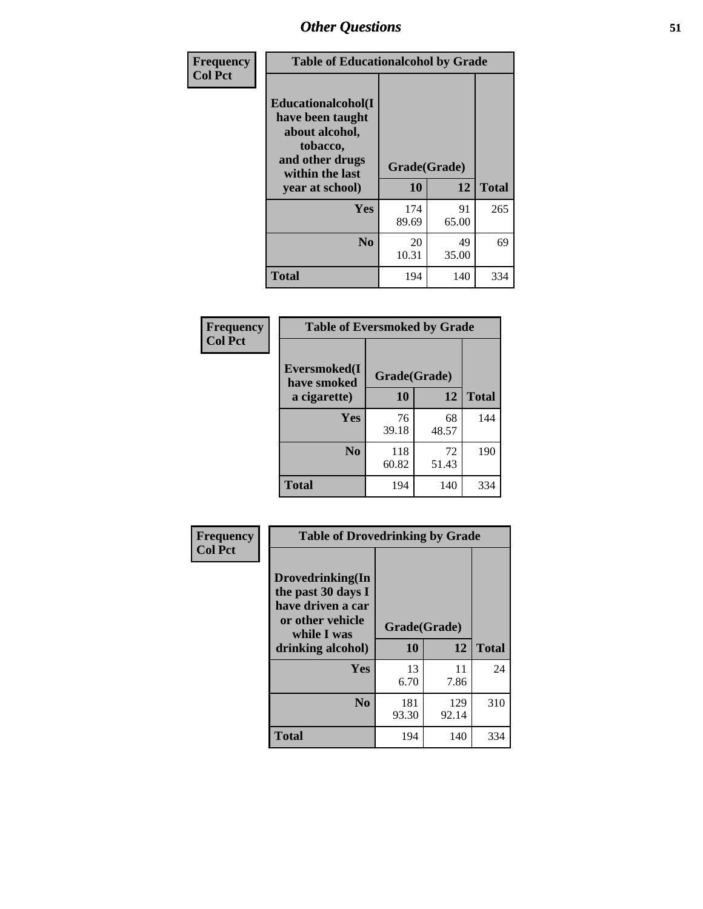# Other Questions

| Frequency<br>Col Pct | Table of Educationalcohol by Grade | | |
|---|---|---|---|
| Educationalcohol(I have been taught about alcohol, tobacco, and other drugs within the last year at school) | Grade(Grade) | | |
| | 10 | 12 | Total |
| Yes | 174<br>89.69 | 91<br>65.00 | 265 |
| No | 20<br>10.31 | 49<br>35.00 | 69 |
| Total | 194 | 140 | 334 |

| Frequency<br>Col Pct | Table of Eversmoked by Grade | | |
|---|---|---|---|
| Eversmoked(I have smoked a cigarette) | Grade(Grade) | | |
| | 10 | 12 | Total |
| Yes | 76<br>39.18 | 68<br>48.57 | 144 |
| No | 118<br>60.82 | 72<br>51.43 | 190 |
| Total | 194 | 140 | 334 |

| Frequency<br>Col Pct | Table of Drovedrinking by Grade | | |
|---|---|---|---|
| Drovedrinking(In the past 30 days I have driven a car or other vehicle while I was drinking alcohol) | Grade(Grade) | | |
| | 10 | 12 | Total |
| Yes | 13<br>6.70 | 11<br>7.86 | 24 |
| No | 181<br>93.30 | 129<br>92.14 | 310 |
| Total | 194 | 140 | 334 |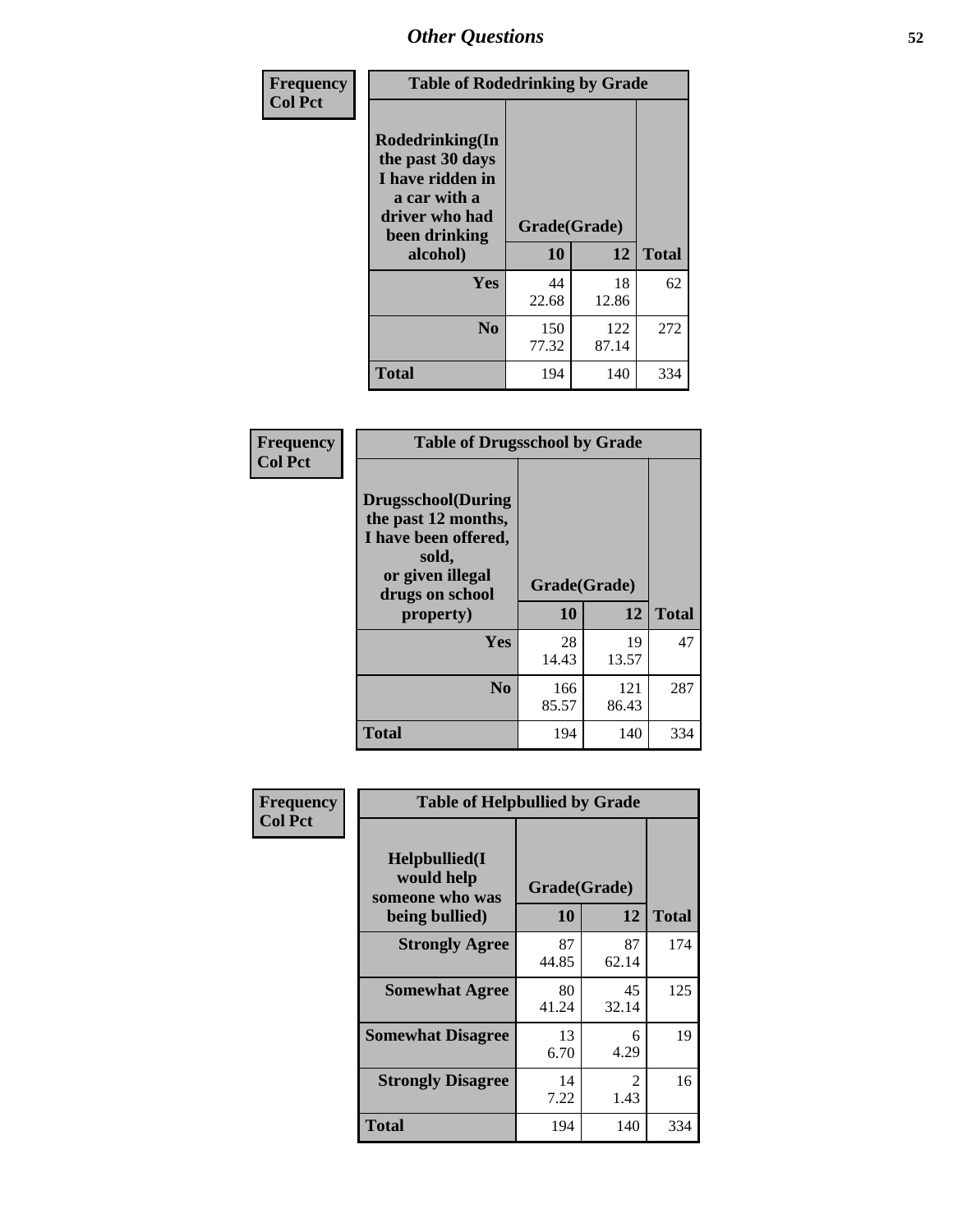# Other Questions

**Frequency / Col Pct**

**Table of Rodedrinking by Grade**

| Rodedrinking(In the past 30 days I have ridden in a car with a driver who had been drinking alcohol) | Grade(Grade) 10 | 12 | Total |
|---|---|---|---|
| **Yes** | 44<br>22.68 | 18<br>12.86 | 62 |
| **No** | 150<br>77.32 | 122<br>87.14 | 272 |
| **Total** | 194 | 140 | 334 |

**Frequency / Col Pct**

**Table of Drugsschool by Grade**

| Drugsschool(During the past 12 months, I have been offered, sold, or given illegal drugs on school property) | Grade(Grade) 10 | 12 | Total |
|---|---|---|---|
| **Yes** | 28<br>14.43 | 19<br>13.57 | 47 |
| **No** | 166<br>85.57 | 121<br>86.43 | 287 |
| **Total** | 194 | 140 | 334 |

**Frequency / Col Pct**

**Table of Helpbullied by Grade**

| Helpbullied(I would help someone who was being bullied) | Grade(Grade) 10 | 12 | Total |
|---|---|---|---|
| **Strongly Agree** | 87<br>44.85 | 87<br>62.14 | 174 |
| **Somewhat Agree** | 80<br>41.24 | 45<br>32.14 | 125 |
| **Somewhat Disagree** | 13<br>6.70 | 6<br>4.29 | 19 |
| **Strongly Disagree** | 14<br>7.22 | 2<br>1.43 | 16 |
| **Total** | 194 | 140 | 334 |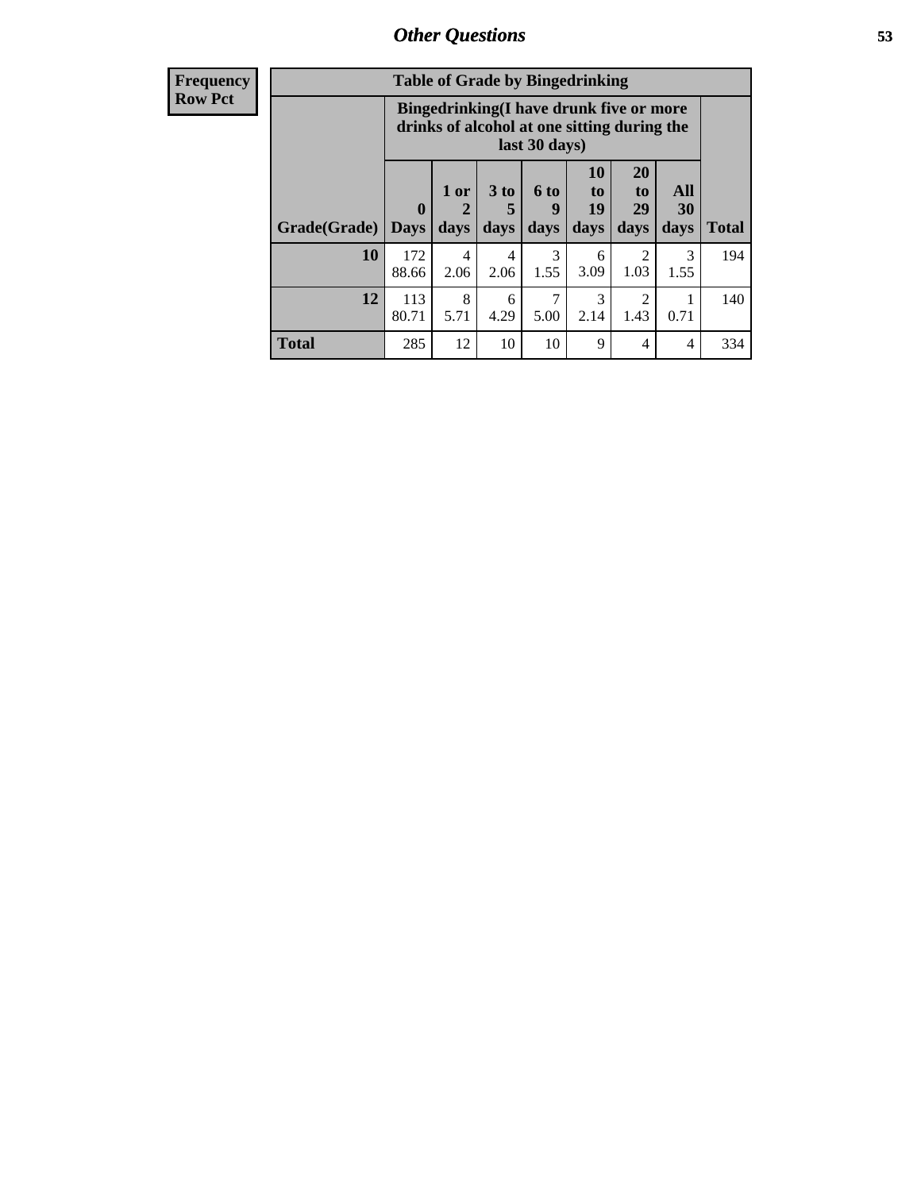## Other Questions

**Frequency**
**Row Pct**

| Table of Grade by Bingedrinking | | | | | | | | |
|---|---|---|---|---|---|---|---|---|
| | Bingedrinking(I have drunk five or more drinks of alcohol at one sitting during the last 30 days) | | | | | | | |
| Grade(Grade) | 0 Days | 1 or 2 days | 3 to 5 days | 6 to 9 days | 10 to 19 days | 20 to 29 days | All 30 days | Total |
| 10 | 172<br>88.66 | 4<br>2.06 | 4<br>2.06 | 3<br>1.55 | 6<br>3.09 | 2<br>1.03 | 3<br>1.55 | 194 |
| 12 | 113<br>80.71 | 8<br>5.71 | 6<br>4.29 | 7<br>5.00 | 3<br>2.14 | 2<br>1.43 | 1<br>0.71 | 140 |
| Total | 285 | 12 | 10 | 10 | 9 | 4 | 4 | 334 |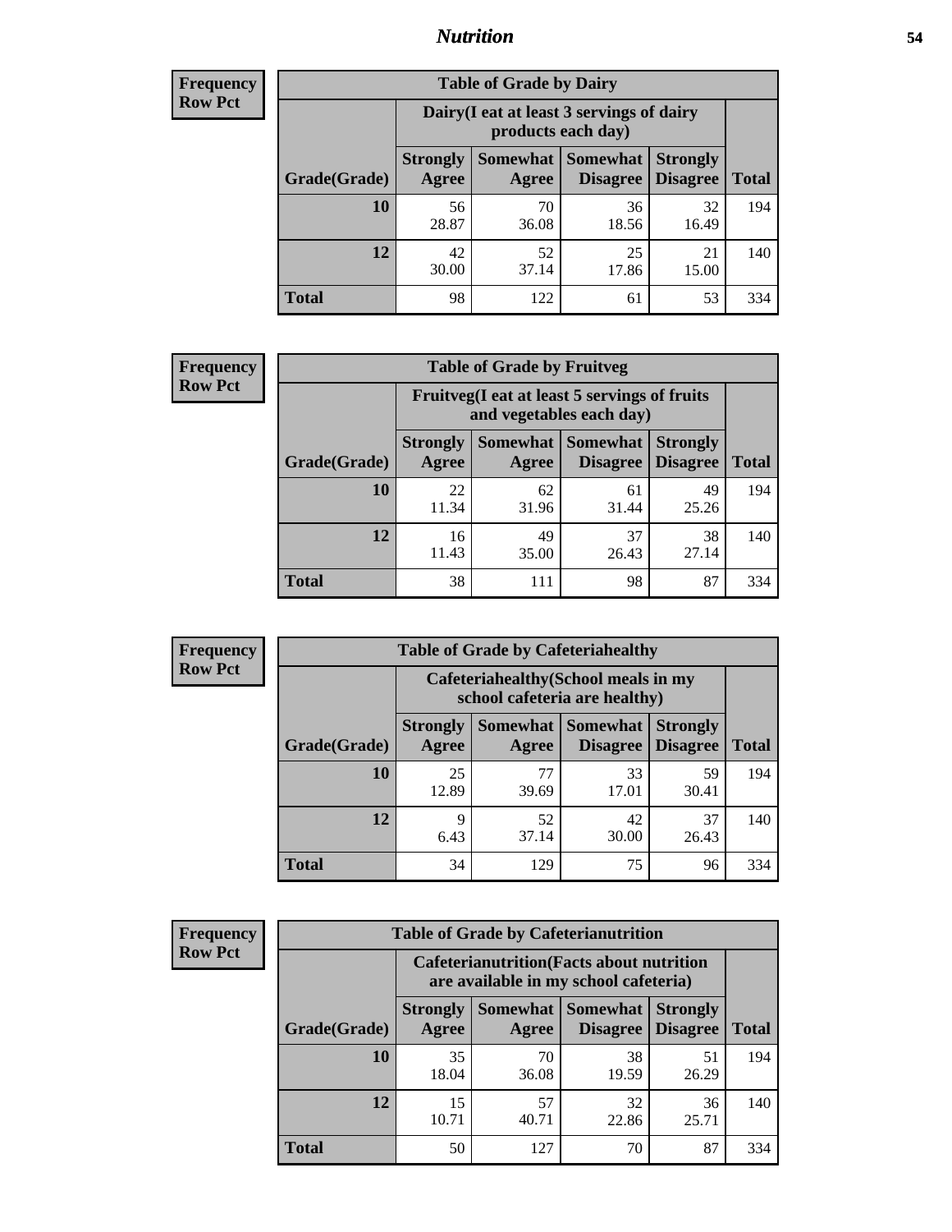# Nutrition

**Frequency**
**Row Pct**

| Table of Grade by Dairy | | | | | |
|---|---|---|---|---|---|
| | Dairy(I eat at least 3 servings of dairy products each day) | | | | |
| Grade(Grade) | Strongly Agree | Somewhat Agree | Somewhat Disagree | Strongly Disagree | Total |
| **10** | 56<br>28.87 | 70<br>36.08 | 36<br>18.56 | 32<br>16.49 | 194 |
| **12** | 42<br>30.00 | 52<br>37.14 | 25<br>17.86 | 21<br>15.00 | 140 |
| **Total** | 98 | 122 | 61 | 53 | 334 |

**Frequency**
**Row Pct**

| Table of Grade by Fruitveg | | | | | |
|---|---|---|---|---|---|
| | Fruitveg(I eat at least 5 servings of fruits and vegetables each day) | | | | |
| Grade(Grade) | Strongly Agree | Somewhat Agree | Somewhat Disagree | Strongly Disagree | Total |
| **10** | 22<br>11.34 | 62<br>31.96 | 61<br>31.44 | 49<br>25.26 | 194 |
| **12** | 16<br>11.43 | 49<br>35.00 | 37<br>26.43 | 38<br>27.14 | 140 |
| **Total** | 38 | 111 | 98 | 87 | 334 |

**Frequency**
**Row Pct**

| Table of Grade by Cafeteriahealthy | | | | | |
|---|---|---|---|---|---|
| | Cafeteriahealthy(School meals in my school cafeteria are healthy) | | | | |
| Grade(Grade) | Strongly Agree | Somewhat Agree | Somewhat Disagree | Strongly Disagree | Total |
| **10** | 25<br>12.89 | 77<br>39.69 | 33<br>17.01 | 59<br>30.41 | 194 |
| **12** | 9<br>6.43 | 52<br>37.14 | 42<br>30.00 | 37<br>26.43 | 140 |
| **Total** | 34 | 129 | 75 | 96 | 334 |

**Frequency**
**Row Pct**

| Table of Grade by Cafeterianutrition | | | | | |
|---|---|---|---|---|---|
| | Cafeterianutrition(Facts about nutrition are available in my school cafeteria) | | | | |
| Grade(Grade) | Strongly Agree | Somewhat Agree | Somewhat Disagree | Strongly Disagree | Total |
| **10** | 35<br>18.04 | 70<br>36.08 | 38<br>19.59 | 51<br>26.29 | 194 |
| **12** | 15<br>10.71 | 57<br>40.71 | 32<br>22.86 | 36<br>25.71 | 140 |
| **Total** | 50 | 127 | 70 | 87 | 334 |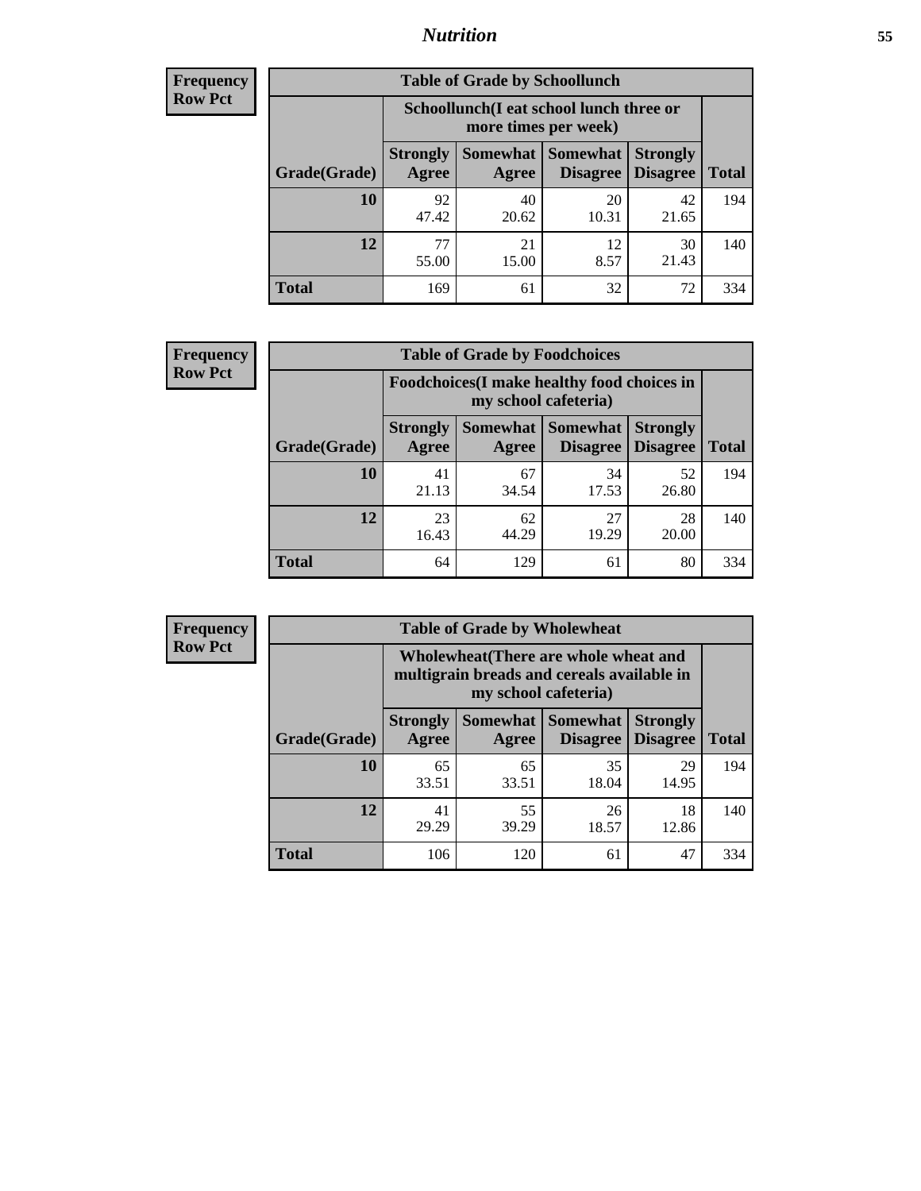| Frequency<br>Row Pct |
|---|

**Table of Grade by Schoollunch**

| | Schoollunch(I eat school lunch three or more times per week) | | | | |
|---|---|---|---|---|---|
| Grade(Grade) | Strongly Agree | Somewhat Agree | Somewhat Disagree | Strongly Disagree | Total |
| 10 | 92<br>47.42 | 40<br>20.62 | 20<br>10.31 | 42<br>21.65 | 194 |
| 12 | 77<br>55.00 | 21<br>15.00 | 12<br>8.57 | 30<br>21.43 | 140 |
| Total | 169 | 61 | 32 | 72 | 334 |

| Frequency<br>Row Pct |
|---|

**Table of Grade by Foodchoices**

| | Foodchoices(I make healthy food choices in my school cafeteria) | | | | |
|---|---|---|---|---|---|
| Grade(Grade) | Strongly Agree | Somewhat Agree | Somewhat Disagree | Strongly Disagree | Total |
| 10 | 41<br>21.13 | 67<br>34.54 | 34<br>17.53 | 52<br>26.80 | 194 |
| 12 | 23<br>16.43 | 62<br>44.29 | 27<br>19.29 | 28<br>20.00 | 140 |
| Total | 64 | 129 | 61 | 80 | 334 |

| Frequency<br>Row Pct |
|---|

**Table of Grade by Wholewheat**

| | Wholewheat(There are whole wheat and multigrain breads and cereals available in my school cafeteria) | | | | |
|---|---|---|---|---|---|
| Grade(Grade) | Strongly Agree | Somewhat Agree | Somewhat Disagree | Strongly Disagree | Total |
| 10 | 65<br>33.51 | 65<br>33.51 | 35<br>18.04 | 29<br>14.95 | 194 |
| 12 | 41<br>29.29 | 55<br>39.29 | 26<br>18.57 | 18<br>12.86 | 140 |
| Total | 106 | 120 | 61 | 47 | 334 |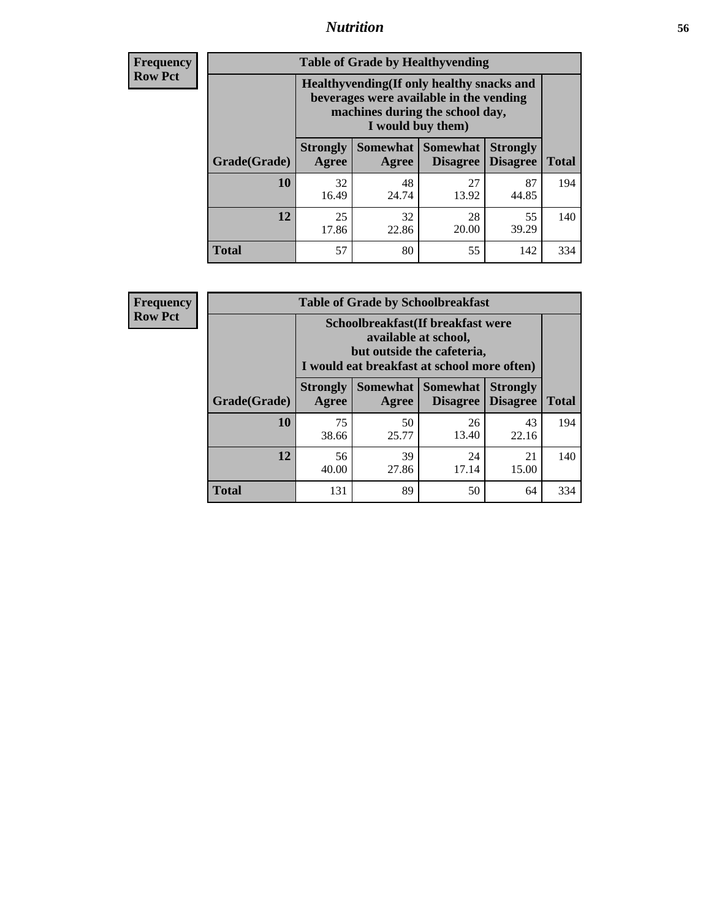| Frequency Row Pct |
|---|

| Table of Grade by Healthyvending | | | | | |
|---|---|---|---|---|---|
| | Healthyvending(If only healthy snacks and beverages were available in the vending machines during the school day, I would buy them) | | | | |
| Grade(Grade) | Strongly Agree | Somewhat Agree | Somewhat Disagree | Strongly Disagree | Total |
| **10** | 32<br>16.49 | 48<br>24.74 | 27<br>13.92 | 87<br>44.85 | 194 |
| **12** | 25<br>17.86 | 32<br>22.86 | 28<br>20.00 | 55<br>39.29 | 140 |
| **Total** | 57 | 80 | 55 | 142 | 334 |

| Frequency Row Pct |
|---|

| Table of Grade by Schoolbreakfast | | | | | |
|---|---|---|---|---|---|
| | Schoolbreakfast(If breakfast were available at school, but outside the cafeteria, I would eat breakfast at school more often) | | | | |
| Grade(Grade) | Strongly Agree | Somewhat Agree | Somewhat Disagree | Strongly Disagree | Total |
| **10** | 75<br>38.66 | 50<br>25.77 | 26<br>13.40 | 43<br>22.16 | 194 |
| **12** | 56<br>40.00 | 39<br>27.86 | 24<br>17.14 | 21<br>15.00 | 140 |
| **Total** | 131 | 89 | 50 | 64 | 334 |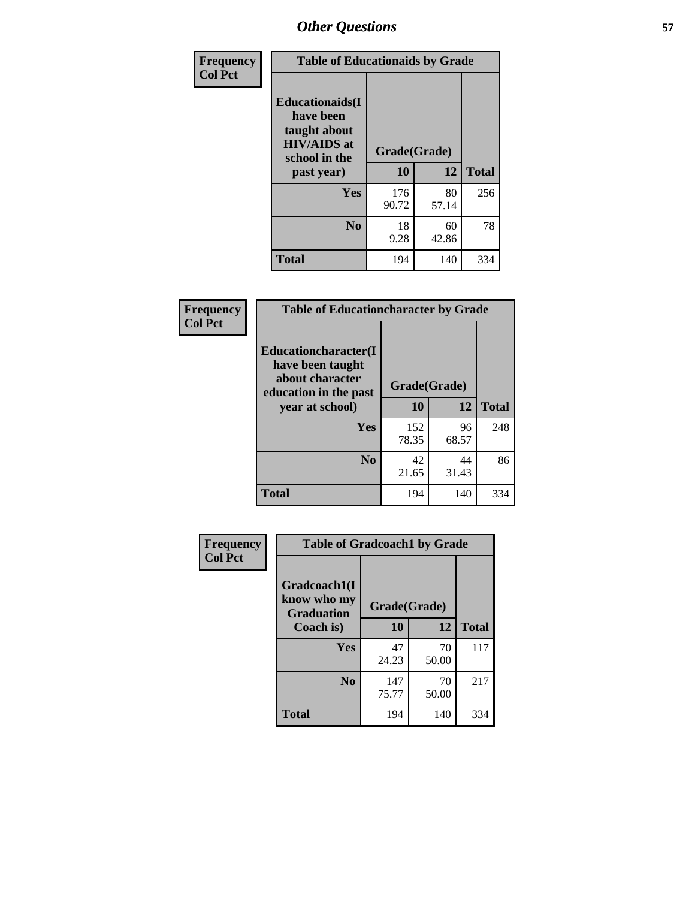# Other Questions

Frequency
Col Pct

| Table of Educationaids by Grade | | | |
|---|---|---|---|
| Educationaids(I have been taught about HIV/AIDS at school in the past year) | Grade(Grade) | | |
| | 10 | 12 | Total |
| Yes | 176<br>90.72 | 80<br>57.14 | 256 |
| No | 18<br>9.28 | 60<br>42.86 | 78 |
| Total | 194 | 140 | 334 |

Frequency
Col Pct

| Table of Educationcharacter by Grade | | | |
|---|---|---|---|
| Educationcharacter(I have been taught about character education in the past year at school) | Grade(Grade) | | |
| | 10 | 12 | Total |
| Yes | 152<br>78.35 | 96<br>68.57 | 248 |
| No | 42<br>21.65 | 44<br>31.43 | 86 |
| Total | 194 | 140 | 334 |

Frequency
Col Pct

| Table of Gradcoach1 by Grade | | | |
|---|---|---|---|
| Gradcoach1(I know who my Graduation Coach is) | Grade(Grade) | | |
| | 10 | 12 | Total |
| Yes | 47<br>24.23 | 70<br>50.00 | 117 |
| No | 147<br>75.77 | 70<br>50.00 | 217 |
| Total | 194 | 140 | 334 |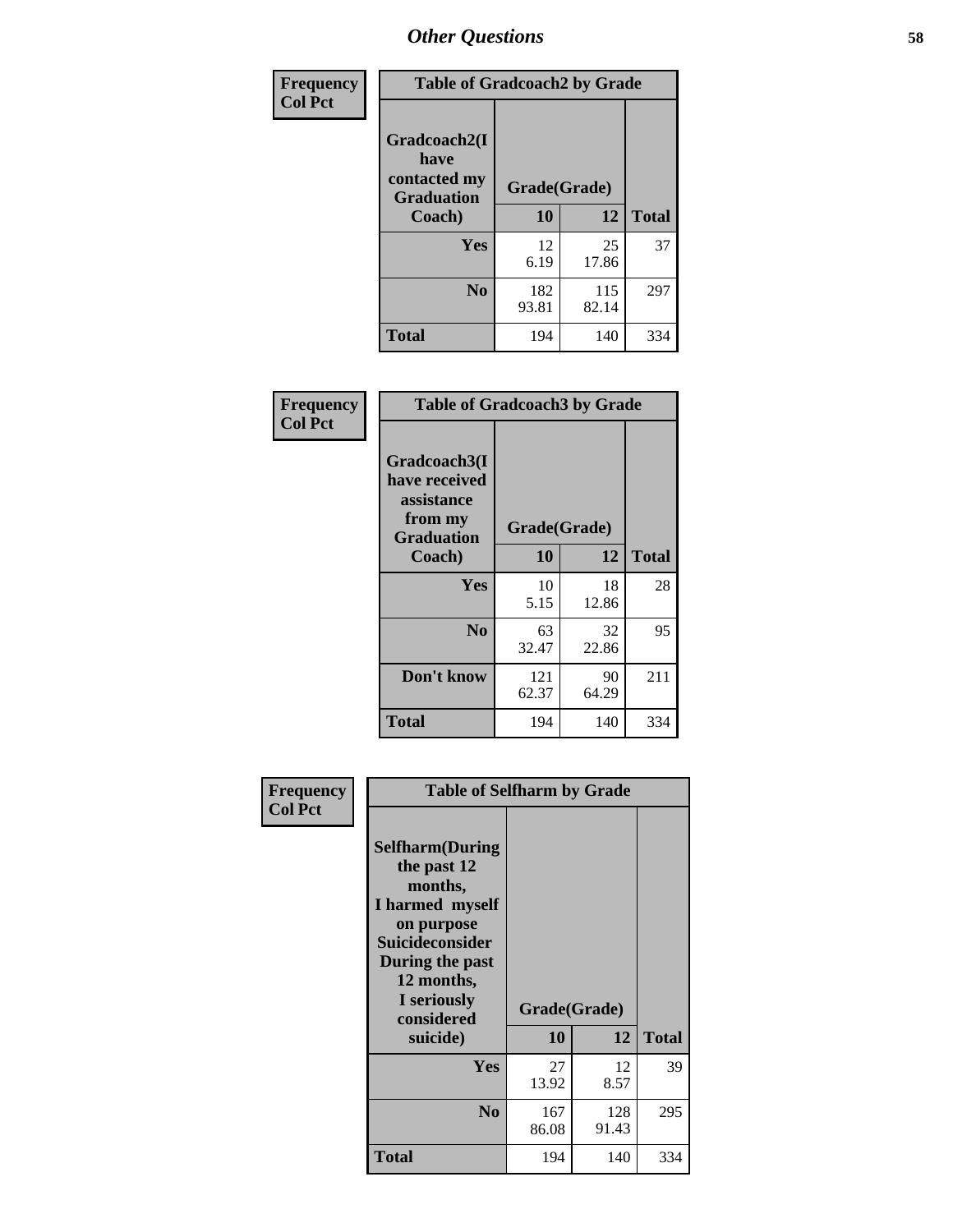# Other Questions

**Frequency**
**Col Pct**

| Table of Gradcoach2 by Grade | | | |
|---|---|---|---|
| Gradcoach2(I have contacted my Graduation Coach) | Grade(Grade) | | |
| | 10 | 12 | Total |
| Yes | 12<br>6.19 | 25<br>17.86 | 37 |
| No | 182<br>93.81 | 115<br>82.14 | 297 |
| Total | 194 | 140 | 334 |

**Frequency**
**Col Pct**

| Table of Gradcoach3 by Grade | | | |
|---|---|---|---|
| Gradcoach3(I have received assistance from my Graduation Coach) | Grade(Grade) | | |
| | 10 | 12 | Total |
| Yes | 10<br>5.15 | 18<br>12.86 | 28 |
| No | 63<br>32.47 | 32<br>22.86 | 95 |
| Don't know | 121<br>62.37 | 90<br>64.29 | 211 |
| Total | 194 | 140 | 334 |

**Frequency**
**Col Pct**

| Table of Selfharm by Grade | | | |
|---|---|---|---|
| Selfharm(During the past 12 months, I harmed myself on purpose Suicideconsider During the past 12 months, I seriously considered suicide) | Grade(Grade) | | |
| | 10 | 12 | Total |
| Yes | 27<br>13.92 | 12<br>8.57 | 39 |
| No | 167<br>86.08 | 128<br>91.43 | 295 |
| Total | 194 | 140 | 334 |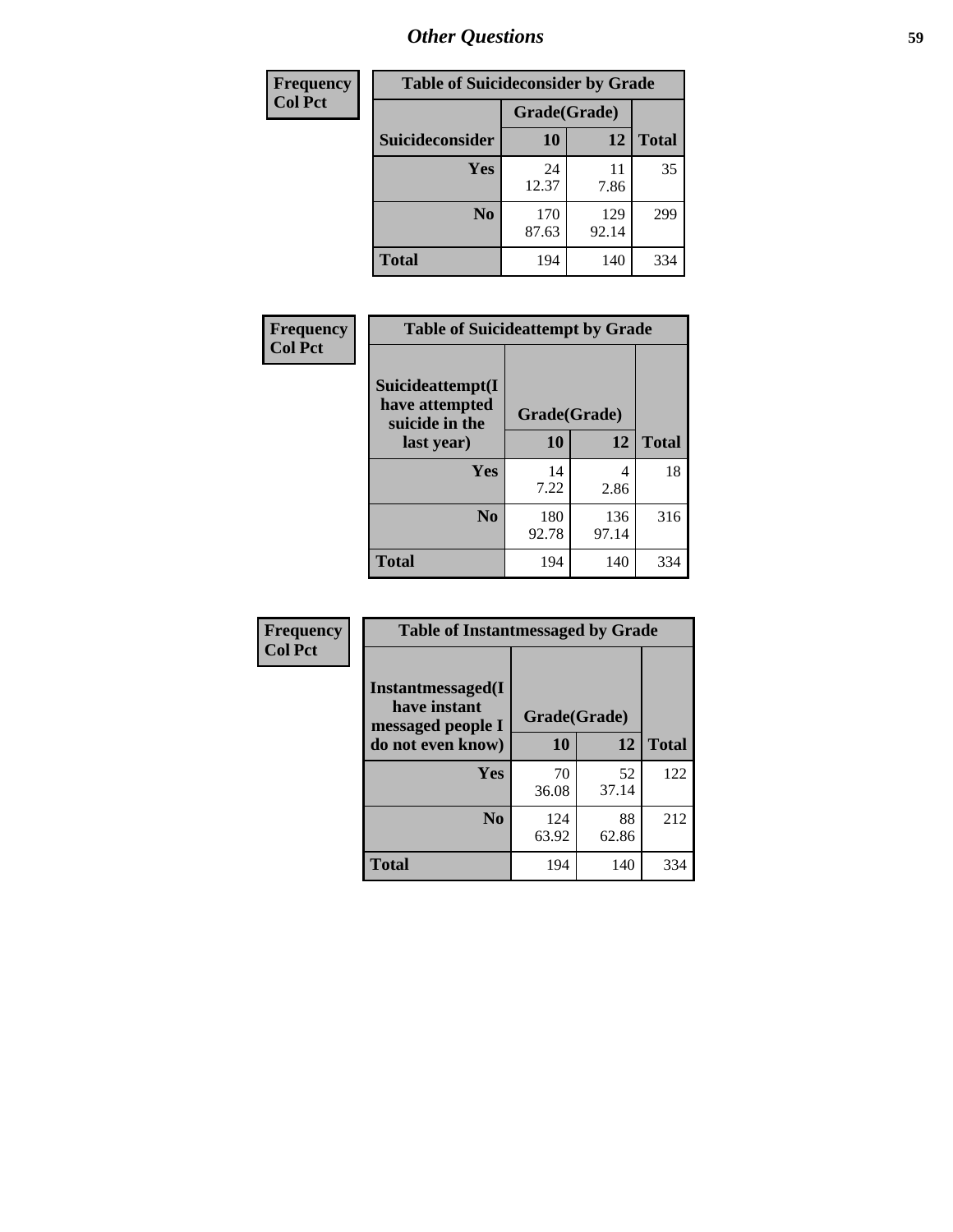## *Other Questions*

| Frequency Col Pct |
|---|

| Table of Suicideconsider by Grade | | | |
|---|---|---|---|
| | Grade(Grade) | | |
| Suicideconsider | 10 | 12 | Total |
| Yes | 24<br>12.37 | 11<br>7.86 | 35 |
| No | 170<br>87.63 | 129<br>92.14 | 299 |
| Total | 194 | 140 | 334 |

| Frequency Col Pct |
|---|

| Table of Suicideattempt by Grade | | | |
|---|---|---|---|
| Suicideattempt(I have attempted suicide in the last year) | Grade(Grade) | | |
| | 10 | 12 | Total |
| Yes | 14<br>7.22 | 4<br>2.86 | 18 |
| No | 180<br>92.78 | 136<br>97.14 | 316 |
| Total | 194 | 140 | 334 |

| Frequency Col Pct |
|---|

| Table of Instantmessaged by Grade | | | |
|---|---|---|---|
| Instantmessaged(I have instant messaged people I do not even know) | Grade(Grade) | | |
| | 10 | 12 | Total |
| Yes | 70<br>36.08 | 52<br>37.14 | 122 |
| No | 124<br>63.92 | 88<br>62.86 | 212 |
| Total | 194 | 140 | 334 |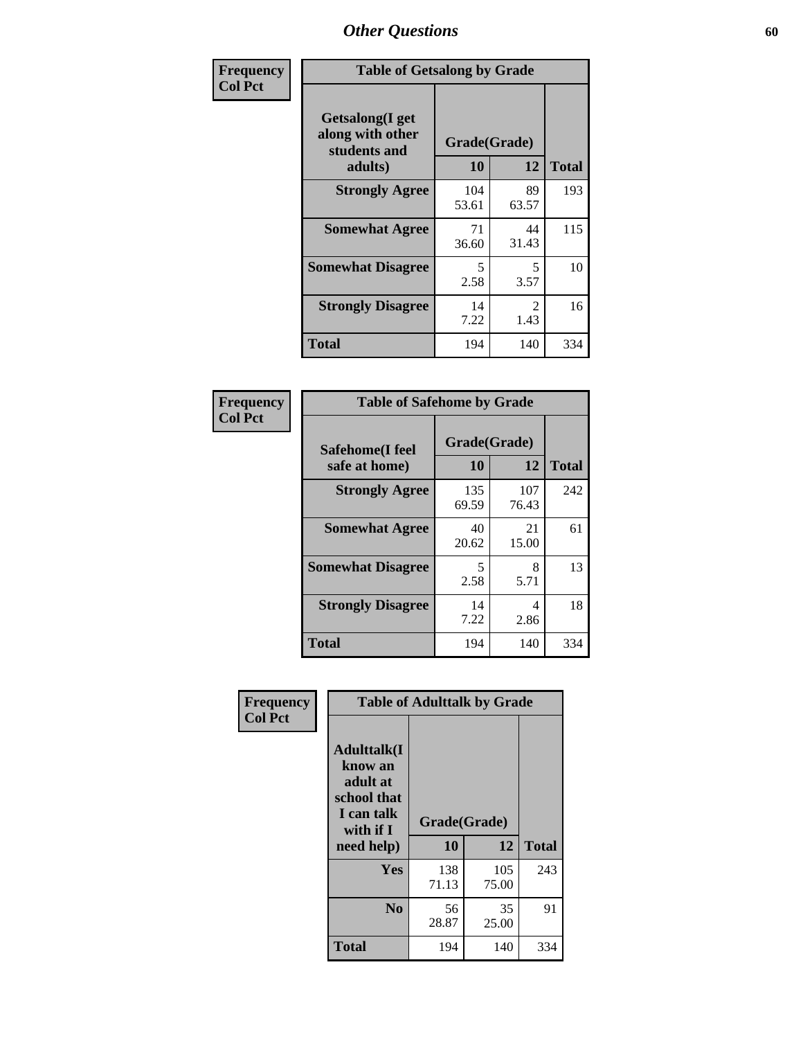# Other Questions

| Frequency<br>Col Pct | Table of Getsalong by Grade | | |
|---|---|---|---|
| **Getsalong(I get along with other students and adults)** | **Grade(Grade)** | | |
| | **10** | **12** | **Total** |
| **Strongly Agree** | 104<br>53.61 | 89<br>63.57 | 193 |
| **Somewhat Agree** | 71<br>36.60 | 44<br>31.43 | 115 |
| **Somewhat Disagree** | 5<br>2.58 | 5<br>3.57 | 10 |
| **Strongly Disagree** | 14<br>7.22 | 2<br>1.43 | 16 |
| **Total** | 194 | 140 | 334 |

| Frequency<br>Col Pct | Table of Safehome by Grade | | |
|---|---|---|---|
| **Safehome(I feel safe at home)** | **Grade(Grade)** | | |
| | **10** | **12** | **Total** |
| **Strongly Agree** | 135<br>69.59 | 107<br>76.43 | 242 |
| **Somewhat Agree** | 40<br>20.62 | 21<br>15.00 | 61 |
| **Somewhat Disagree** | 5<br>2.58 | 8<br>5.71 | 13 |
| **Strongly Disagree** | 14<br>7.22 | 4<br>2.86 | 18 |
| **Total** | 194 | 140 | 334 |

| Frequency<br>Col Pct | Table of Adulttalk by Grade | | |
|---|---|---|---|
| **Adulttalk(I know an adult at school that I can talk with if I need help)** | **Grade(Grade)** | | |
| | **10** | **12** | **Total** |
| **Yes** | 138<br>71.13 | 105<br>75.00 | 243 |
| **No** | 56<br>28.87 | 35<br>25.00 | 91 |
| **Total** | 194 | 140 | 334 |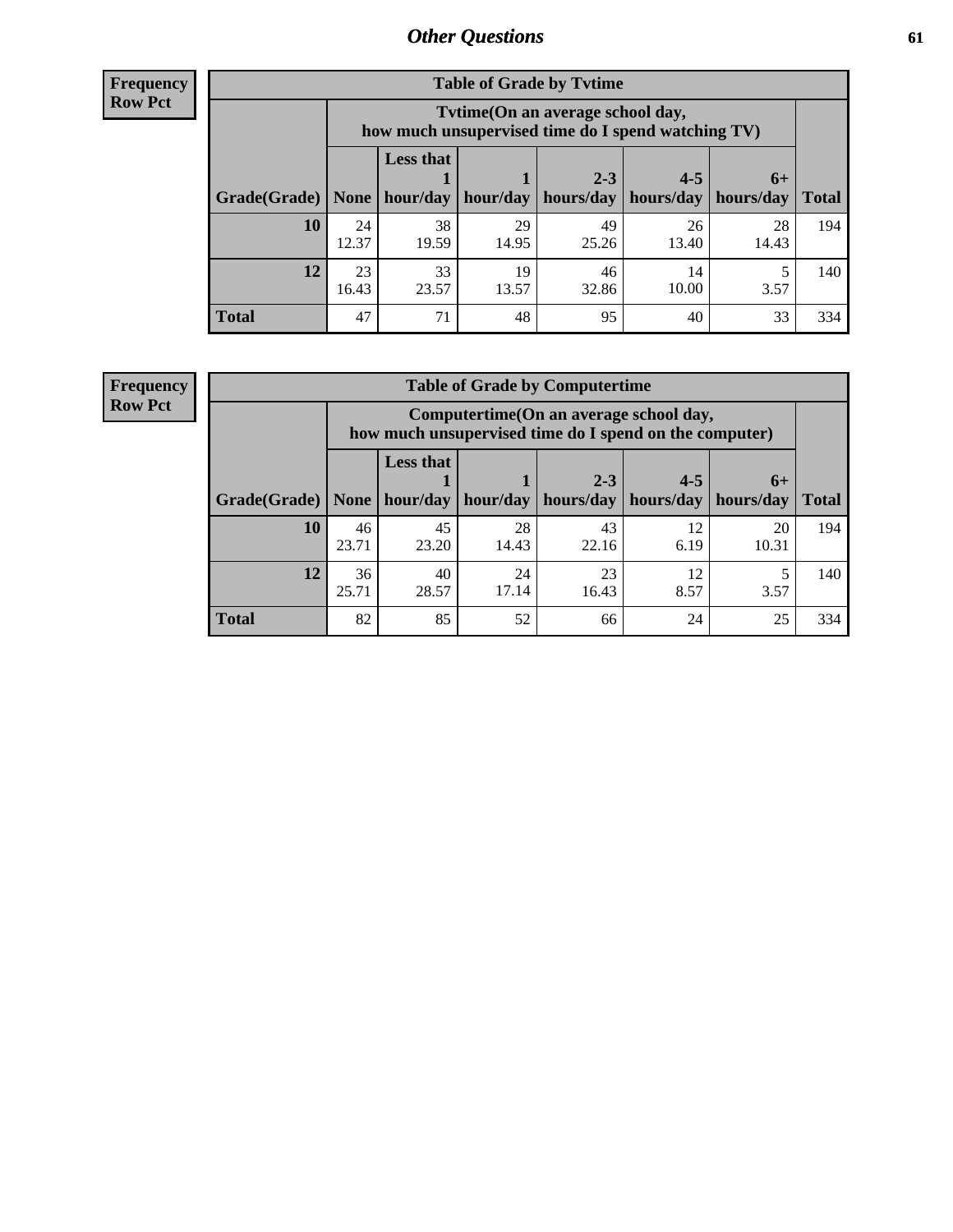# Other Questions

**Frequency**
**Row Pct**

| Table of Grade by Tvtime | | | | | | | |
|---|---|---|---|---|---|---|---|
| | Tvtime(On an average school day, how much unsupervised time do I spend watching TV) | | | | | | |
| Grade(Grade) | None | Less that 1 hour/day | 1 hour/day | 2-3 hours/day | 4-5 hours/day | 6+ hours/day | Total |
| **10** | 24<br>12.37 | 38<br>19.59 | 29<br>14.95 | 49<br>25.26 | 26<br>13.40 | 28<br>14.43 | 194 |
| **12** | 23<br>16.43 | 33<br>23.57 | 19<br>13.57 | 46<br>32.86 | 14<br>10.00 | 5<br>3.57 | 140 |
| **Total** | 47 | 71 | 48 | 95 | 40 | 33 | 334 |

**Frequency**
**Row Pct**

| Table of Grade by Computertime | | | | | | | |
|---|---|---|---|---|---|---|---|
| | Computertime(On an average school day, how much unsupervised time do I spend on the computer) | | | | | | |
| Grade(Grade) | None | Less that 1 hour/day | 1 hour/day | 2-3 hours/day | 4-5 hours/day | 6+ hours/day | Total |
| **10** | 46<br>23.71 | 45<br>23.20 | 28<br>14.43 | 43<br>22.16 | 12<br>6.19 | 20<br>10.31 | 194 |
| **12** | 36<br>25.71 | 40<br>28.57 | 24<br>17.14 | 23<br>16.43 | 12<br>8.57 | 5<br>3.57 | 140 |
| **Total** | 82 | 85 | 52 | 66 | 24 | 25 | 334 |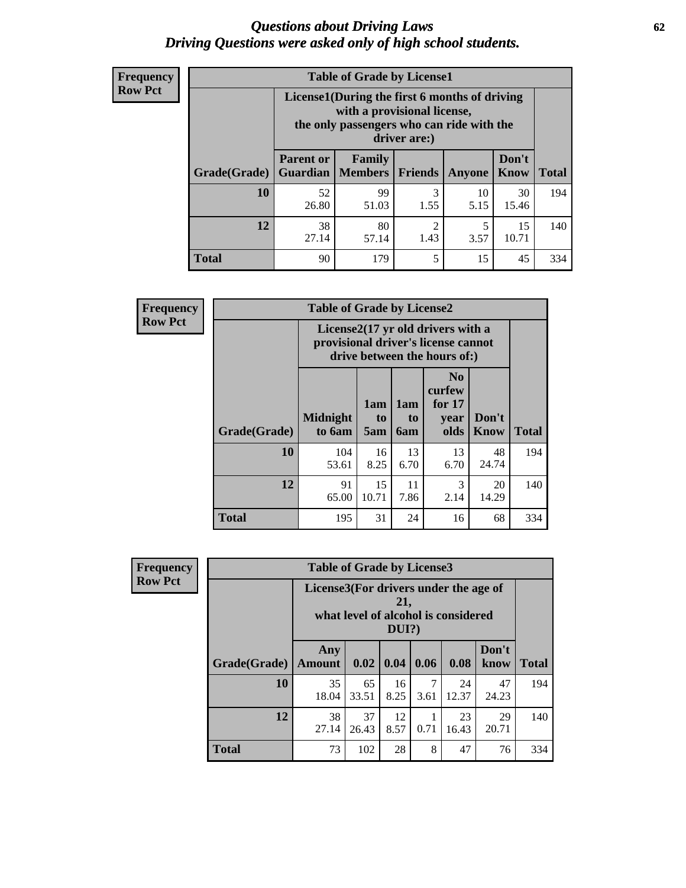# *Questions about Driving Laws*
# *Driving Questions were asked only of high school students.*

**Frequency**
**Row Pct**

**Table of Grade by License1**

| Grade(Grade) | License1(During the first 6 months of driving with a provisional license, the only passengers who can ride with the driver are:) | | | | | Total |
|---|---|---|---|---|---|---|
| | Parent or Guardian | Family Members | Friends | Anyone | Don't Know | |
| 10 | 52<br>26.80 | 99<br>51.03 | 3<br>1.55 | 10<br>5.15 | 30<br>15.46 | 194 |
| 12 | 38<br>27.14 | 80<br>57.14 | 2<br>1.43 | 5<br>3.57 | 15<br>10.71 | 140 |
| Total | 90 | 179 | 5 | 15 | 45 | 334 |

**Frequency**
**Row Pct**

**Table of Grade by License2**

| Grade(Grade) | License2(17 yr old drivers with a provisional driver's license cannot drive between the hours of:) | | | | | Total |
|---|---|---|---|---|---|---|
| | Midnight to 6am | 1am to 5am | 1am to 6am | No curfew for 17 year olds | Don't Know | |
| 10 | 104<br>53.61 | 16<br>8.25 | 13<br>6.70 | 13<br>6.70 | 48<br>24.74 | 194 |
| 12 | 91<br>65.00 | 15<br>10.71 | 11<br>7.86 | 3<br>2.14 | 20<br>14.29 | 140 |
| Total | 195 | 31 | 24 | 16 | 68 | 334 |

**Frequency**
**Row Pct**

**Table of Grade by License3**

| Grade(Grade) | License3(For drivers under the age of 21, what level of alcohol is considered DUI?) | | | | | | Total |
|---|---|---|---|---|---|---|---|
| | Any Amount | 0.02 | 0.04 | 0.06 | 0.08 | Don't know | |
| 10 | 35<br>18.04 | 65<br>33.51 | 16<br>8.25 | 7<br>3.61 | 24<br>12.37 | 47<br>24.23 | 194 |
| 12 | 38<br>27.14 | 37<br>26.43 | 12<br>8.57 | 1<br>0.71 | 23<br>16.43 | 29<br>20.71 | 140 |
| Total | 73 | 102 | 28 | 8 | 47 | 76 | 334 |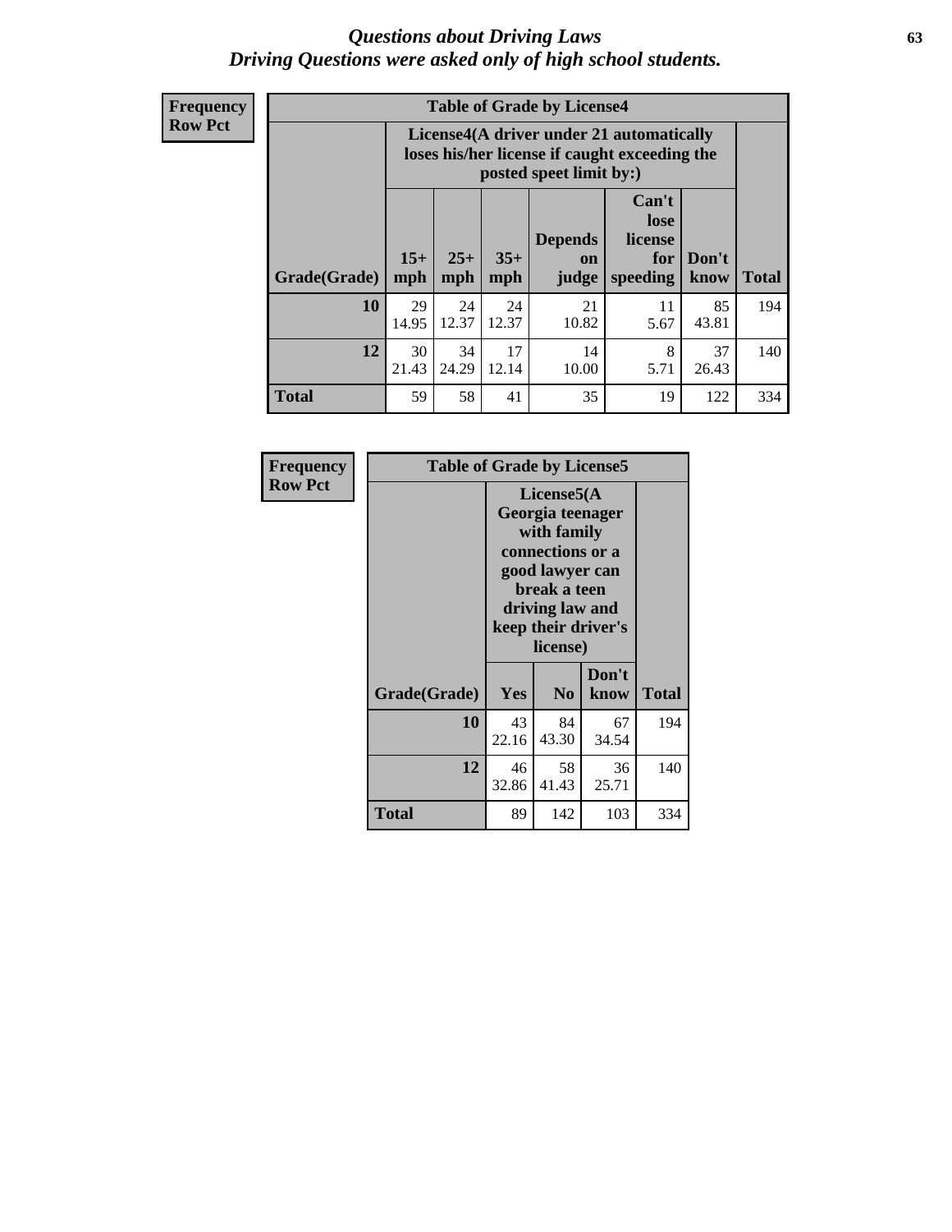# Questions about Driving Laws
## Driving Questions were asked only of high school students.

**Frequency**
**Row Pct**

**Table of Grade by License4**

| Grade(Grade) | License4(A driver under 21 automatically loses his/her license if caught exceeding the posted speet limit by:) 15+ mph | 25+ mph | 35+ mph | Depends on judge | Can't lose license for speeding | Don't know | Total |
|---|---|---|---|---|---|---|---|
| **10** | 29<br>14.95 | 24<br>12.37 | 24<br>12.37 | 21<br>10.82 | 11<br>5.67 | 85<br>43.81 | 194 |
| **12** | 30<br>21.43 | 34<br>24.29 | 17<br>12.14 | 14<br>10.00 | 8<br>5.71 | 37<br>26.43 | 140 |
| **Total** | 59 | 58 | 41 | 35 | 19 | 122 | 334 |

**Frequency**
**Row Pct**

**Table of Grade by License5**

| Grade(Grade) | License5(A Georgia teenager with family connections or a good lawyer can break a teen driving law and keep their driver's license) Yes | No | Don't know | Total |
|---|---|---|---|---|
| **10** | 43<br>22.16 | 84<br>43.30 | 67<br>34.54 | 194 |
| **12** | 46<br>32.86 | 58<br>41.43 | 36<br>25.71 | 140 |
| **Total** | 89 | 142 | 103 | 334 |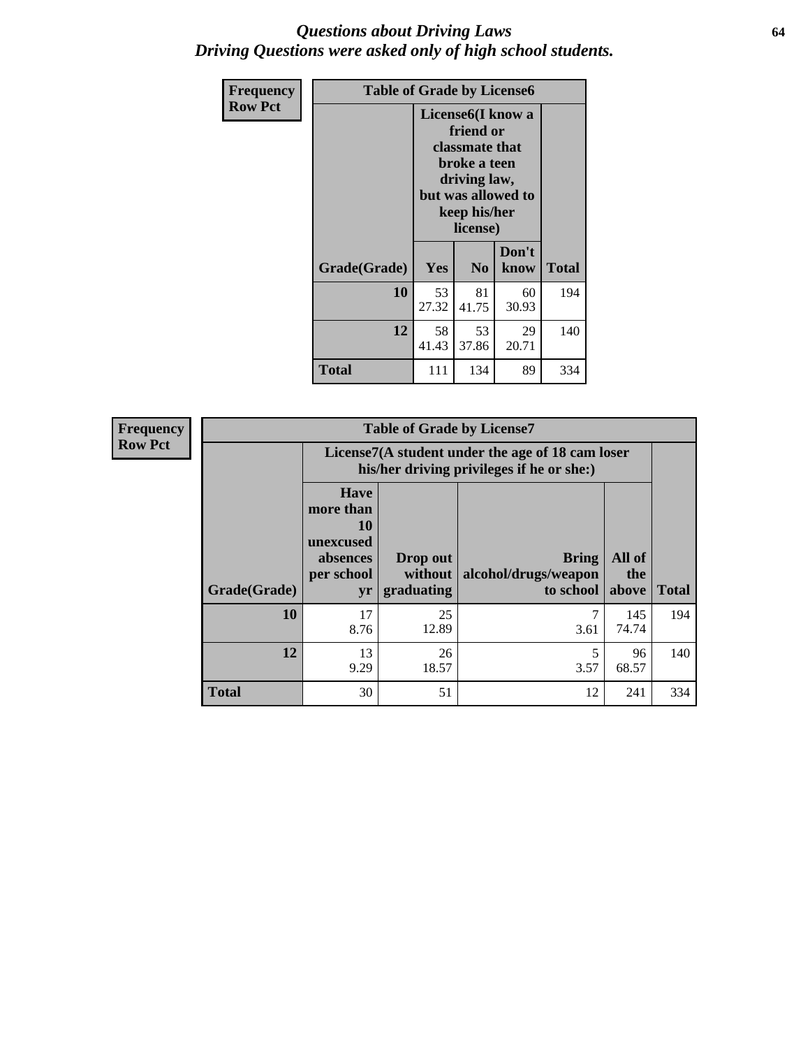# *Questions about Driving Laws*
## *Driving Questions were asked only of high school students.*

**Frequency**
**Row Pct**

**Table of Grade by License6**

| Grade(Grade) | License6(I know a friend or classmate that broke a teen driving law, but was allowed to keep his/her license) | | | Total |
|---|---|---|---|---|
| | Yes | No | Don't know | |
| **10** | 53<br>27.32 | 81<br>41.75 | 60<br>30.93 | 194 |
| **12** | 58<br>41.43 | 53<br>37.86 | 29<br>20.71 | 140 |
| **Total** | 111 | 134 | 89 | 334 |

**Frequency**
**Row Pct**

**Table of Grade by License7**

| Grade(Grade) | License7(A student under the age of 18 cam loser his/her driving privileges if he or she:) | | | | Total |
|---|---|---|---|---|---|
| | Have more than 10 unexcused absences per school yr | Drop out without graduating | Bring alcohol/drugs/weapon to school | All of the above | |
| **10** | 17<br>8.76 | 25<br>12.89 | 7<br>3.61 | 145<br>74.74 | 194 |
| **12** | 13<br>9.29 | 26<br>18.57 | 5<br>3.57 | 96<br>68.57 | 140 |
| **Total** | 30 | 51 | 12 | 241 | 334 |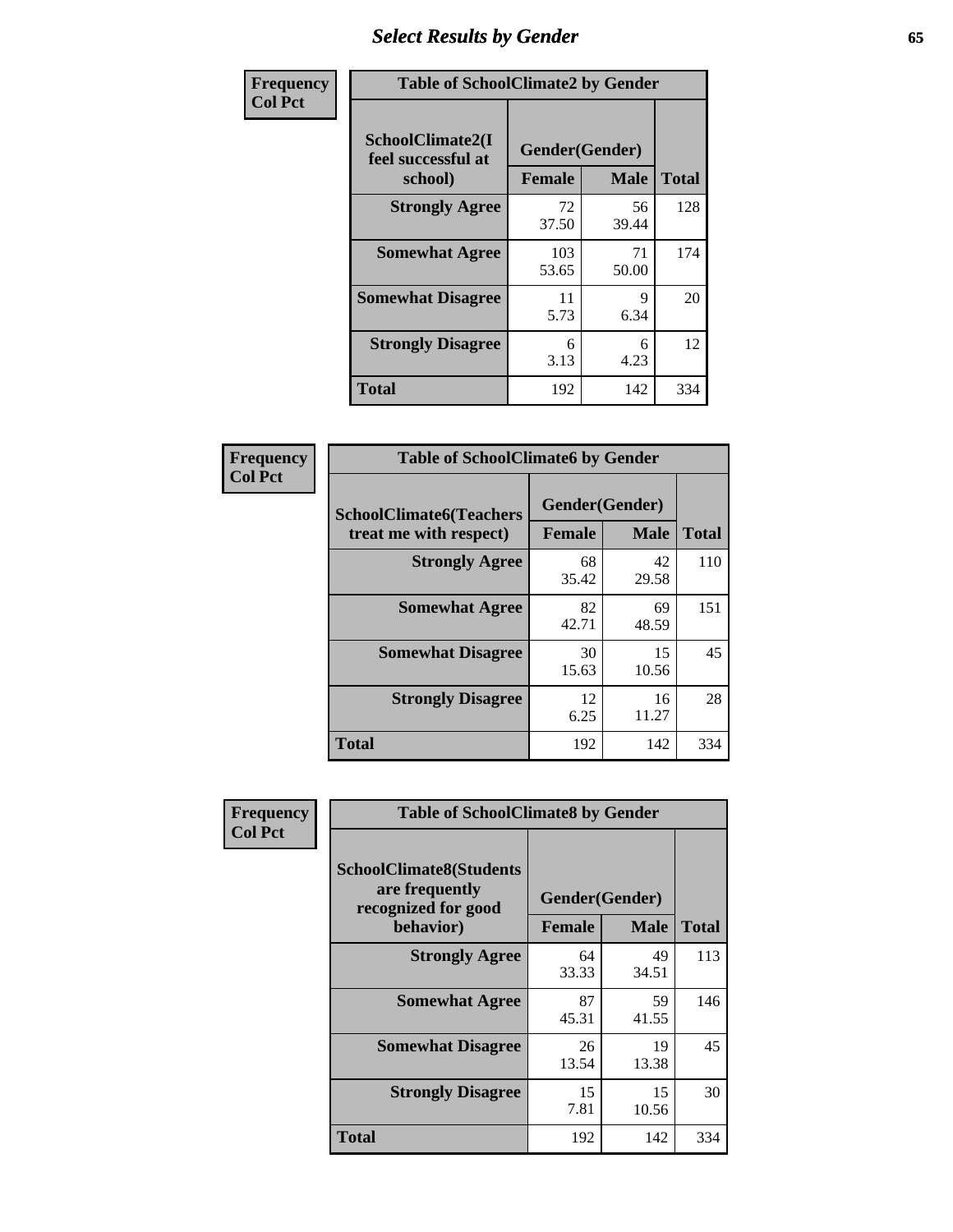# Select Results by Gender

**Frequency**
**Col Pct**

| Table of SchoolClimate2 by Gender | | | |
|---|---|---|---|
| SchoolClimate2(I feel successful at school) | Gender(Gender) | | |
| | Female | Male | Total |
| Strongly Agree | 72<br>37.50 | 56<br>39.44 | 128 |
| Somewhat Agree | 103<br>53.65 | 71<br>50.00 | 174 |
| Somewhat Disagree | 11<br>5.73 | 9<br>6.34 | 20 |
| Strongly Disagree | 6<br>3.13 | 6<br>4.23 | 12 |
| Total | 192 | 142 | 334 |

**Frequency**
**Col Pct**

| Table of SchoolClimate6 by Gender | | | |
|---|---|---|---|
| SchoolClimate6(Teachers treat me with respect) | Gender(Gender) | | |
| | Female | Male | Total |
| Strongly Agree | 68<br>35.42 | 42<br>29.58 | 110 |
| Somewhat Agree | 82<br>42.71 | 69<br>48.59 | 151 |
| Somewhat Disagree | 30<br>15.63 | 15<br>10.56 | 45 |
| Strongly Disagree | 12<br>6.25 | 16<br>11.27 | 28 |
| Total | 192 | 142 | 334 |

**Frequency**
**Col Pct**

| Table of SchoolClimate8 by Gender | | | |
|---|---|---|---|
| SchoolClimate8(Students are frequently recognized for good behavior) | Gender(Gender) | | |
| | Female | Male | Total |
| Strongly Agree | 64<br>33.33 | 49<br>34.51 | 113 |
| Somewhat Agree | 87<br>45.31 | 59<br>41.55 | 146 |
| Somewhat Disagree | 26<br>13.54 | 19<br>13.38 | 45 |
| Strongly Disagree | 15<br>7.81 | 15<br>10.56 | 30 |
| Total | 192 | 142 | 334 |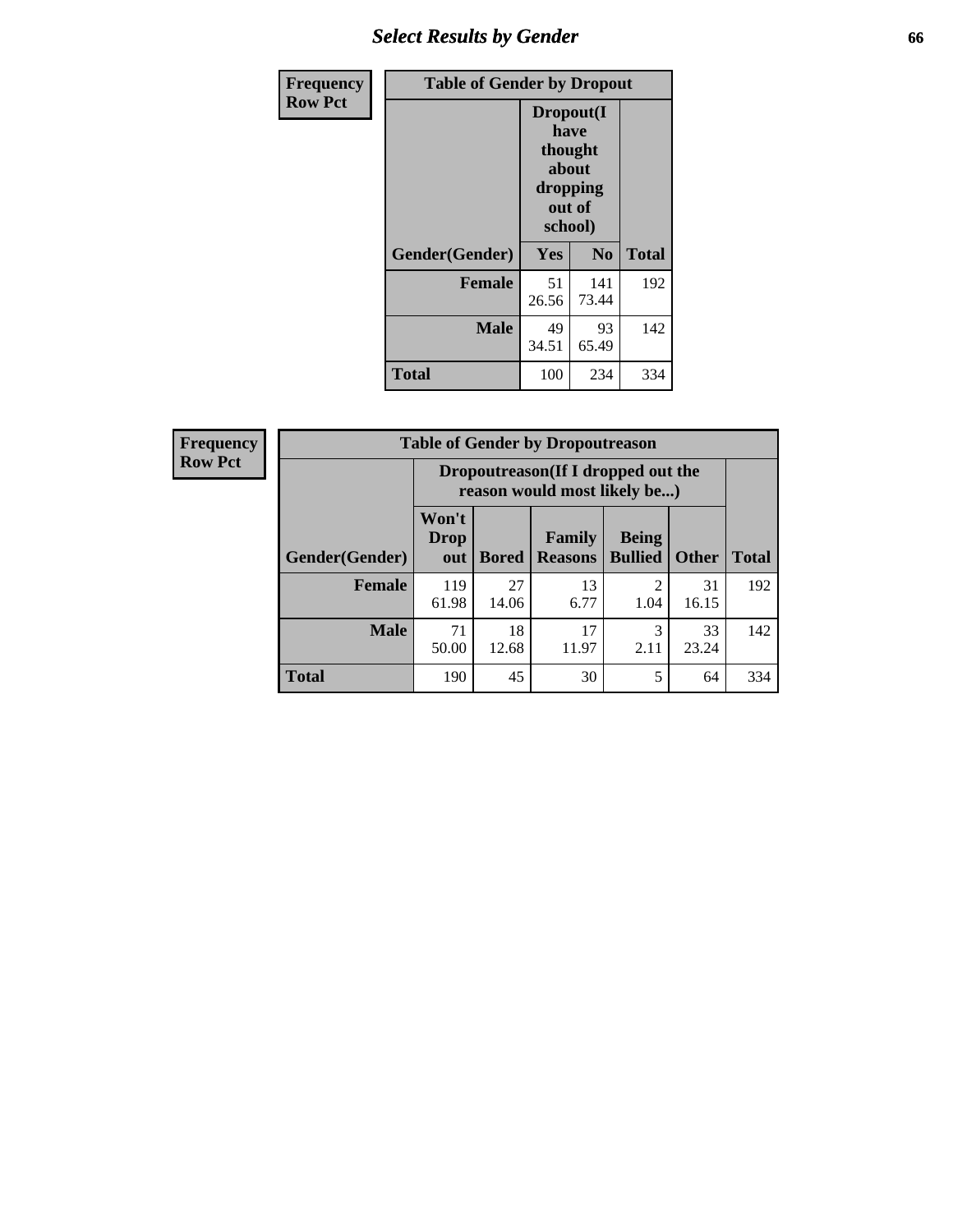# Select Results by Gender

**Frequency**
**Row Pct**

| Table of Gender by Dropout | | | |
|---|---|---|---|
| | Dropout(I have thought about dropping out of school) | | |
| Gender(Gender) | Yes | No | Total |
| **Female** | 51<br>26.56 | 141<br>73.44 | 192 |
| **Male** | 49<br>34.51 | 93<br>65.49 | 142 |
| **Total** | 100 | 234 | 334 |

**Frequency**
**Row Pct**

| Table of Gender by Dropoutreason | | | | | | |
|---|---|---|---|---|---|---|
| | Dropoutreason(If I dropped out the reason would most likely be...) | | | | | |
| Gender(Gender) | Won't Drop out | Bored | Family Reasons | Being Bullied | Other | Total |
| **Female** | 119<br>61.98 | 27<br>14.06 | 13<br>6.77 | 2<br>1.04 | 31<br>16.15 | 192 |
| **Male** | 71<br>50.00 | 18<br>12.68 | 17<br>11.97 | 3<br>2.11 | 33<br>23.24 | 142 |
| **Total** | 190 | 45 | 30 | 5 | 64 | 334 |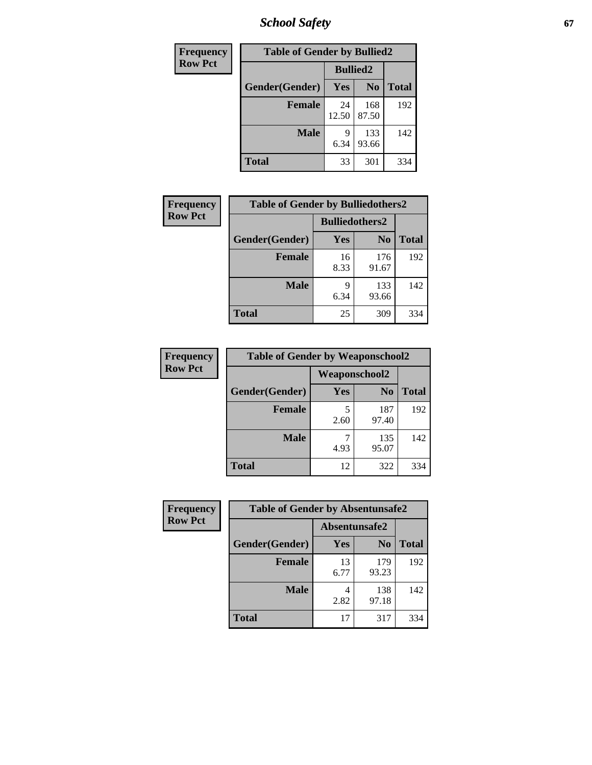| Frequency Row Pct | Table of Gender by Bullied2 | | |
|---|---|---|---|
| | Bullied2 | | |
| Gender(Gender) | Yes | No | Total |
| Female | 24<br>12.50 | 168<br>87.50 | 192 |
| Male | 9<br>6.34 | 133<br>93.66 | 142 |
| Total | 33 | 301 | 334 |

| Frequency Row Pct | Table of Gender by Bulliedothers2 | | |
|---|---|---|---|
| | Bulliedothers2 | | |
| Gender(Gender) | Yes | No | Total |
| Female | 16<br>8.33 | 176<br>91.67 | 192 |
| Male | 9<br>6.34 | 133<br>93.66 | 142 |
| Total | 25 | 309 | 334 |

| Frequency Row Pct | Table of Gender by Weaponschool2 | | |
|---|---|---|---|
| | Weaponschool2 | | |
| Gender(Gender) | Yes | No | Total |
| Female | 5<br>2.60 | 187<br>97.40 | 192 |
| Male | 7<br>4.93 | 135<br>95.07 | 142 |
| Total | 12 | 322 | 334 |

| Frequency Row Pct | Table of Gender by Absentunsafe2 | | |
|---|---|---|---|
| | Absentunsafe2 | | |
| Gender(Gender) | Yes | No | Total |
| Female | 13<br>6.77 | 179<br>93.23 | 192 |
| Male | 4<br>2.82 | 138<br>97.18 | 142 |
| Total | 17 | 317 | 334 |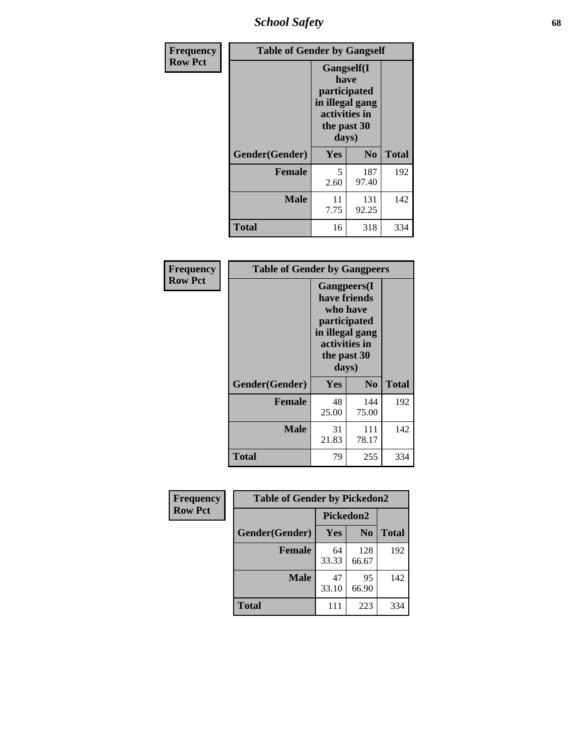# School Safety

| Frequency Row Pct | Table of Gender by Gangself | | |
|---|---|---|---|
| | Gangself(I have participated in illegal gang activities in the past 30 days) | | |
| Gender(Gender) | Yes | No | Total |
| Female | 5<br>2.60 | 187<br>97.40 | 192 |
| Male | 11<br>7.75 | 131<br>92.25 | 142 |
| Total | 16 | 318 | 334 |

| Frequency Row Pct | Table of Gender by Gangpeers | | |
|---|---|---|---|
| | Gangpeers(I have friends who have participated in illegal gang activities in the past 30 days) | | |
| Gender(Gender) | Yes | No | Total |
| Female | 48<br>25.00 | 144<br>75.00 | 192 |
| Male | 31<br>21.83 | 111<br>78.17 | 142 |
| Total | 79 | 255 | 334 |

| Frequency Row Pct | Table of Gender by Pickedon2 | | |
|---|---|---|---|
| | Pickedon2 | | |
| Gender(Gender) | Yes | No | Total |
| Female | 64<br>33.33 | 128<br>66.67 | 192 |
| Male | 47<br>33.10 | 95<br>66.90 | 142 |
| Total | 111 | 223 | 334 |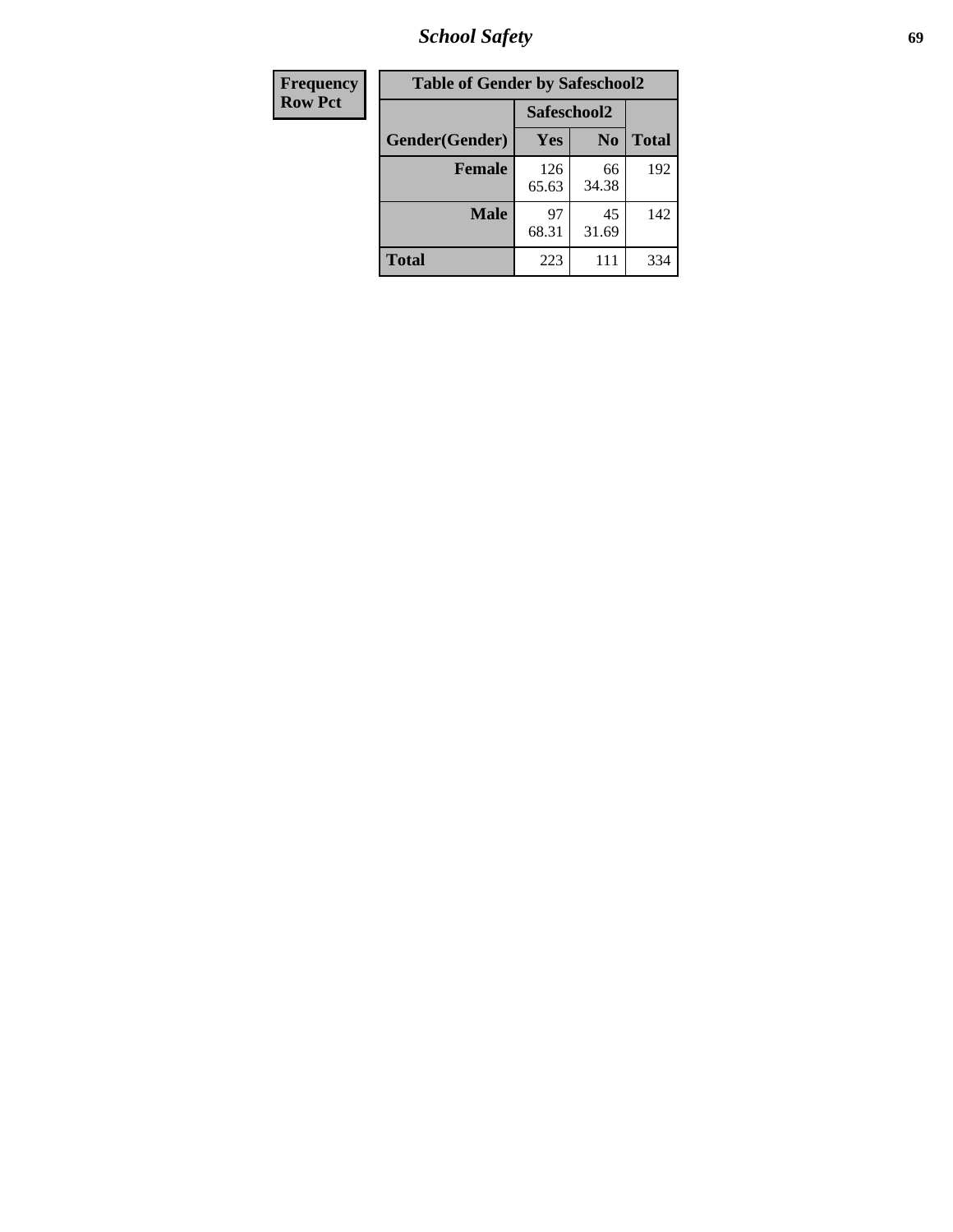# School Safety

| Frequency<br>Row Pct |
|---|

**Table of Gender by Safeschool2**

| Gender(Gender) | Safeschool2 Yes | Safeschool2 No | Total |
|---|---|---|---|
| **Female** | 126<br>65.63 | 66<br>34.38 | 192 |
| **Male** | 97<br>68.31 | 45<br>31.69 | 142 |
| **Total** | 223 | 111 | 334 |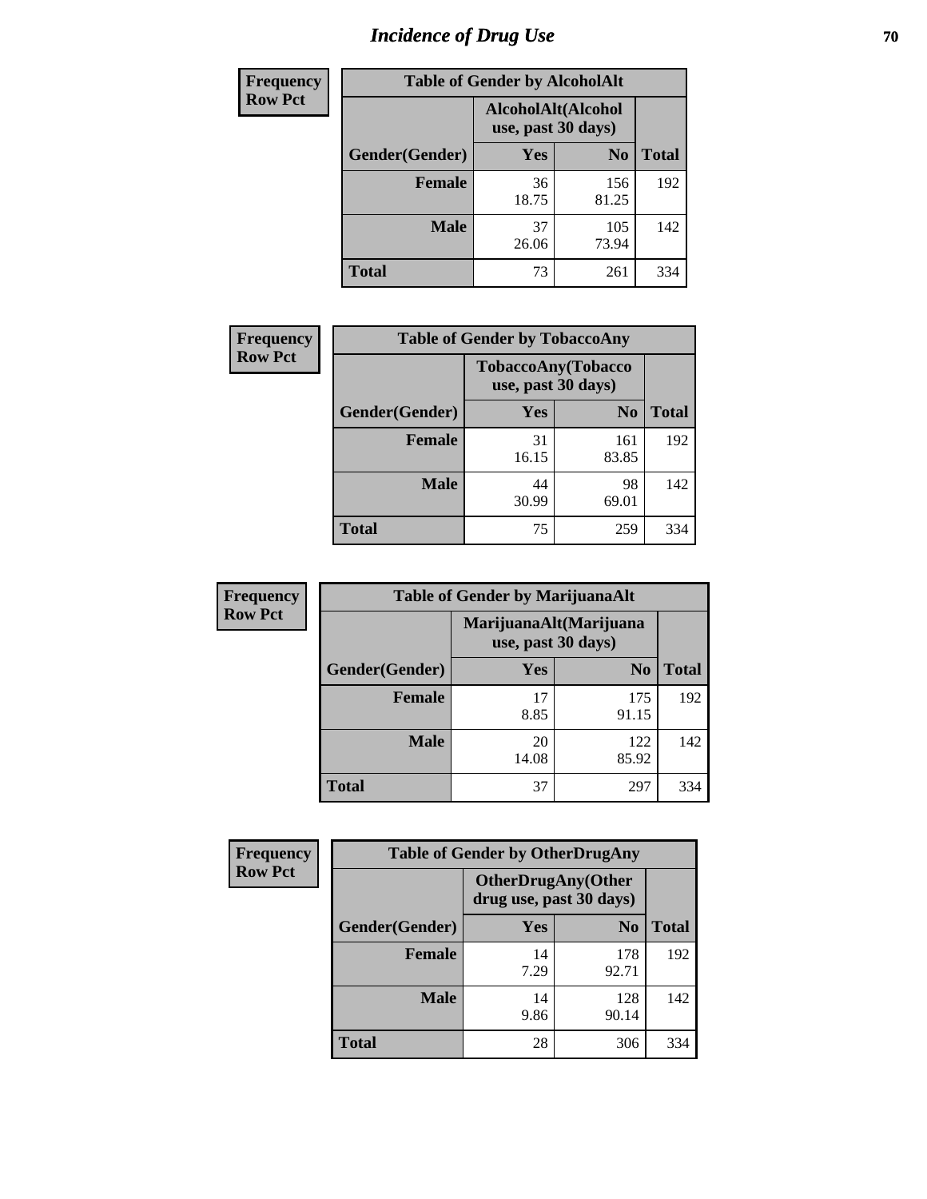# Incidence of Drug Use

**Frequency Row Pct**

| Table of Gender by AlcoholAlt | | | |
|---|---|---|---|
| | AlcoholAlt(Alcohol use, past 30 days) | | |
| Gender(Gender) | Yes | No | Total |
| Female | 36<br>18.75 | 156<br>81.25 | 192 |
| Male | 37<br>26.06 | 105<br>73.94 | 142 |
| Total | 73 | 261 | 334 |

**Frequency Row Pct**

| Table of Gender by TobaccoAny | | | |
|---|---|---|---|
| | TobaccoAny(Tobacco use, past 30 days) | | |
| Gender(Gender) | Yes | No | Total |
| Female | 31<br>16.15 | 161<br>83.85 | 192 |
| Male | 44<br>30.99 | 98<br>69.01 | 142 |
| Total | 75 | 259 | 334 |

**Frequency Row Pct**

| Table of Gender by MarijuanaAlt | | | |
|---|---|---|---|
| | MarijuanaAlt(Marijuana use, past 30 days) | | |
| Gender(Gender) | Yes | No | Total |
| Female | 17<br>8.85 | 175<br>91.15 | 192 |
| Male | 20<br>14.08 | 122<br>85.92 | 142 |
| Total | 37 | 297 | 334 |

**Frequency Row Pct**

| Table of Gender by OtherDrugAny | | | |
|---|---|---|---|
| | OtherDrugAny(Other drug use, past 30 days) | | |
| Gender(Gender) | Yes | No | Total |
| Female | 14<br>7.29 | 178<br>92.71 | 192 |
| Male | 14<br>9.86 | 128<br>90.14 | 142 |
| Total | 28 | 306 | 334 |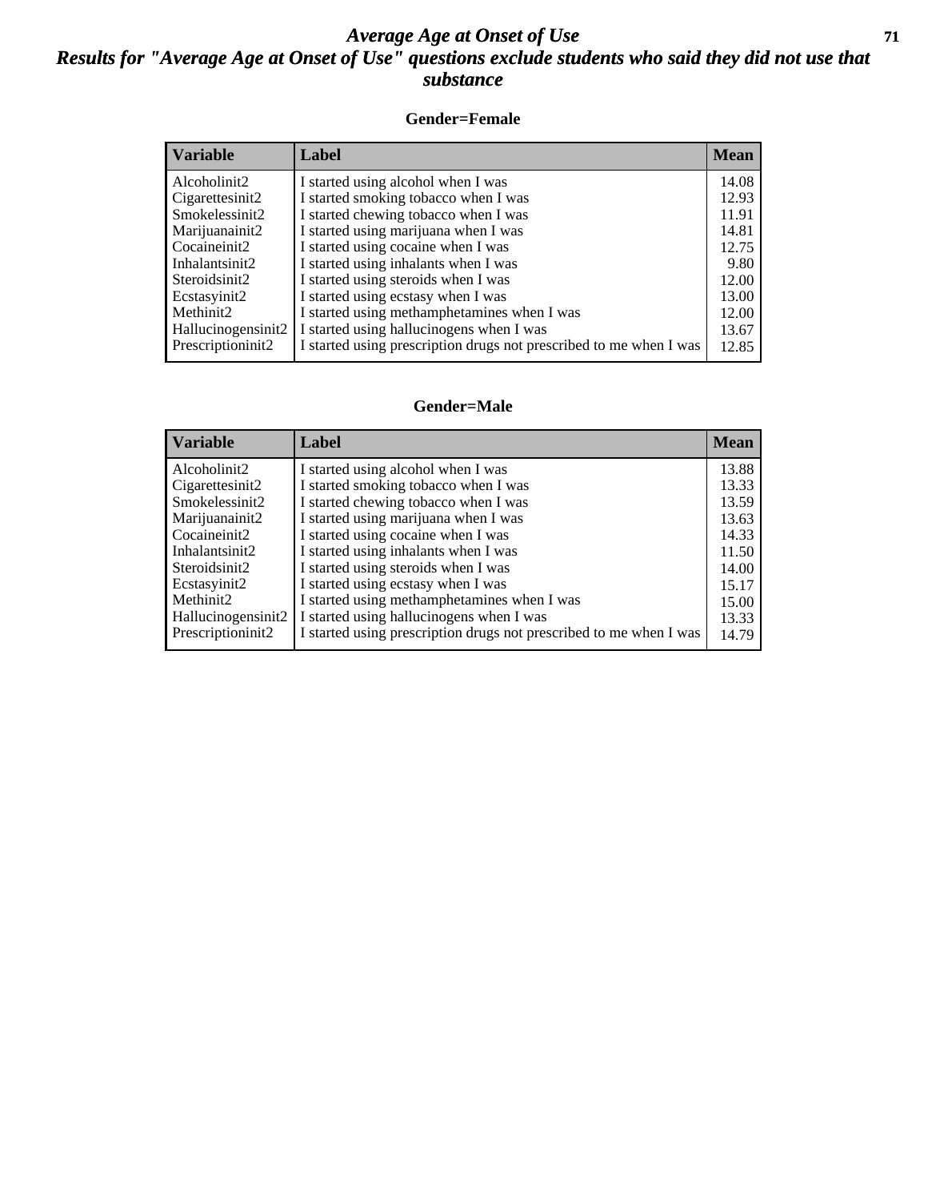# *Average Age at Onset of Use*
## *Results for "Average Age at Onset of Use" questions exclude students who said they did not use that substance*

### Gender=Female

| Variable | Label | Mean |
|---|---|---|
| Alcoholinit2 | I started using alcohol when I was | 14.08 |
| Cigarettesinit2 | I started smoking tobacco when I was | 12.93 |
| Smokelessinit2 | I started chewing tobacco when I was | 11.91 |
| Marijuanainit2 | I started using marijuana when I was | 14.81 |
| Cocaineinit2 | I started using cocaine when I was | 12.75 |
| Inhalantsinit2 | I started using inhalants when I was | 9.80 |
| Steroidsinit2 | I started using steroids when I was | 12.00 |
| Ecstasyinit2 | I started using ecstasy when I was | 13.00 |
| Methinit2 | I started using methamphetamines when I was | 12.00 |
| Hallucinogensinit2 | I started using hallucinogens when I was | 13.67 |
| Prescriptioninit2 | I started using prescription drugs not prescribed to me when I was | 12.85 |

### Gender=Male

| Variable | Label | Mean |
|---|---|---|
| Alcoholinit2 | I started using alcohol when I was | 13.88 |
| Cigarettesinit2 | I started smoking tobacco when I was | 13.33 |
| Smokelessinit2 | I started chewing tobacco when I was | 13.59 |
| Marijuanainit2 | I started using marijuana when I was | 13.63 |
| Cocaineinit2 | I started using cocaine when I was | 14.33 |
| Inhalantsinit2 | I started using inhalants when I was | 11.50 |
| Steroidsinit2 | I started using steroids when I was | 14.00 |
| Ecstasyinit2 | I started using ecstasy when I was | 15.17 |
| Methinit2 | I started using methamphetamines when I was | 15.00 |
| Hallucinogensinit2 | I started using hallucinogens when I was | 13.33 |
| Prescriptioninit2 | I started using prescription drugs not prescribed to me when I was | 14.79 |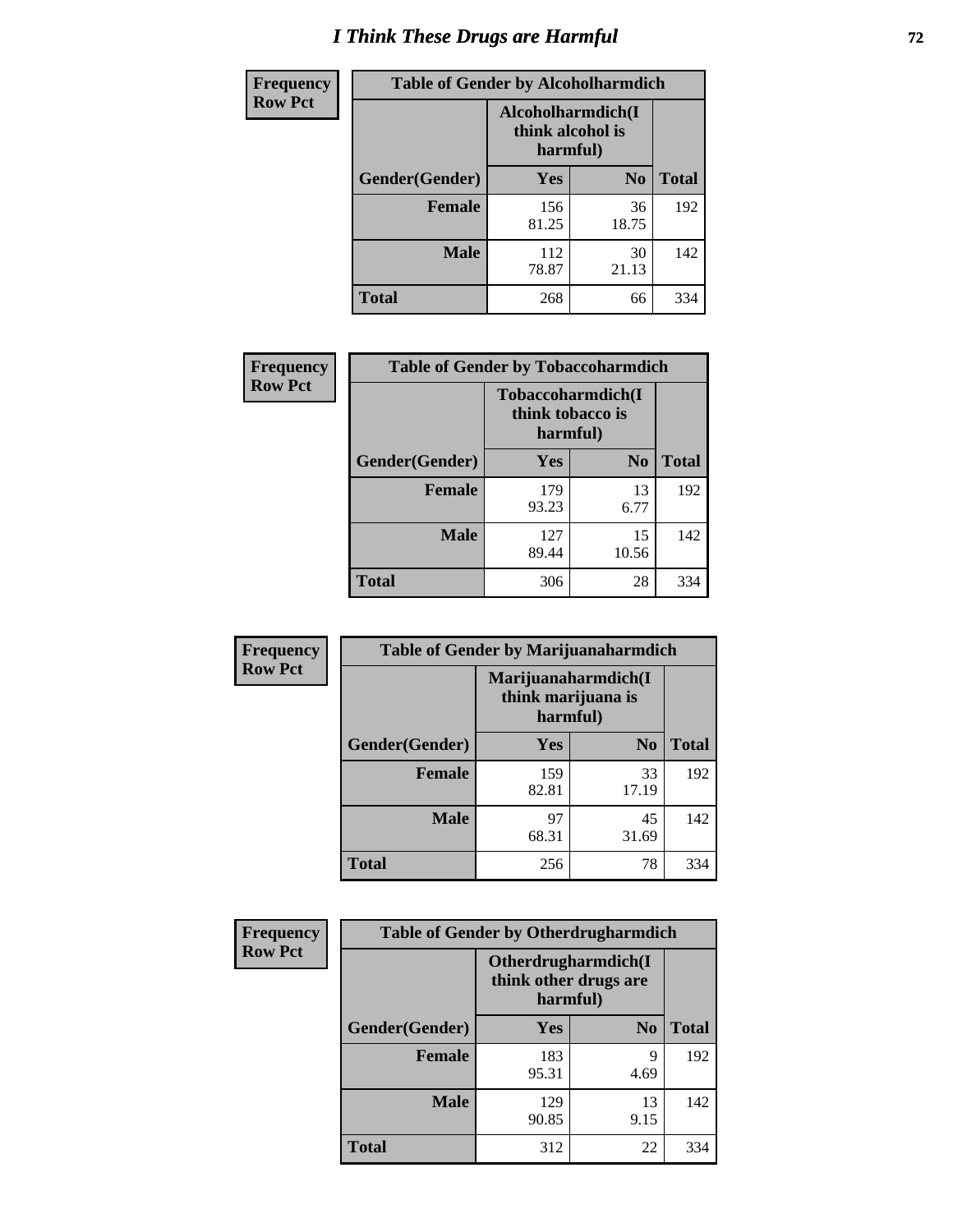# I Think These Drugs are Harmful

| Frequency Row Pct | Table of Gender by Alcoholharmdich | | |
|---|---|---|---|
| | Alcoholharmdich(I think alcohol is harmful) | | |
| Gender(Gender) | Yes | No | Total |
| Female | 156<br>81.25 | 36<br>18.75 | 192 |
| Male | 112<br>78.87 | 30<br>21.13 | 142 |
| Total | 268 | 66 | 334 |

| Frequency Row Pct | Table of Gender by Tobaccoharmdich | | |
|---|---|---|---|
| | Tobaccoharmdich(I think tobacco is harmful) | | |
| Gender(Gender) | Yes | No | Total |
| Female | 179<br>93.23 | 13<br>6.77 | 192 |
| Male | 127<br>89.44 | 15<br>10.56 | 142 |
| Total | 306 | 28 | 334 |

| Frequency Row Pct | Table of Gender by Marijuanaharmdich | | |
|---|---|---|---|
| | Marijuanaharmdich(I think marijuana is harmful) | | |
| Gender(Gender) | Yes | No | Total |
| Female | 159<br>82.81 | 33<br>17.19 | 192 |
| Male | 97<br>68.31 | 45<br>31.69 | 142 |
| Total | 256 | 78 | 334 |

| Frequency Row Pct | Table of Gender by Otherdrugharmdich | | |
|---|---|---|---|
| | Otherdrugharmdich(I think other drugs are harmful) | | |
| Gender(Gender) | Yes | No | Total |
| Female | 183<br>95.31 | 9<br>4.69 | 192 |
| Male | 129<br>90.85 | 13<br>9.15 | 142 |
| Total | 312 | 22 | 334 |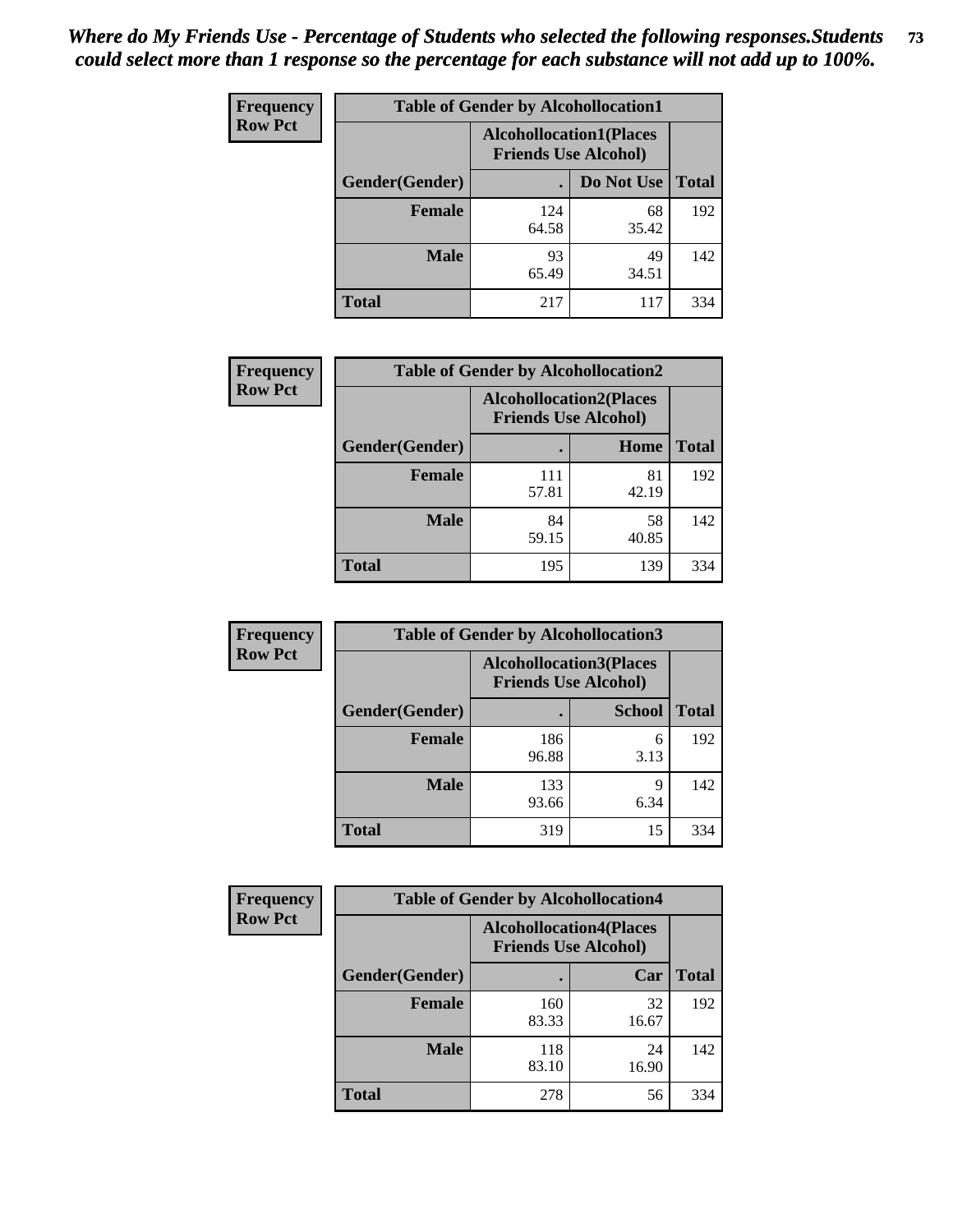***Where do My Friends Use - Percentage of Students who selected the following responses.Students could select more than 1 response so the percentage for each substance will not add up to 100%.***

**Frequency**
**Row Pct**

**Table of Gender by Alcohollocation1**

| Gender(Gender) | Alcohollocation1(Places Friends Use Alcohol) | | Total |
|---|---|---|---|
| | . | Do Not Use | |
| **Female** | 124<br>64.58 | 68<br>35.42 | 192 |
| **Male** | 93<br>65.49 | 49<br>34.51 | 142 |
| **Total** | 217 | 117 | 334 |

**Frequency**
**Row Pct**

**Table of Gender by Alcohollocation2**

| Gender(Gender) | Alcohollocation2(Places Friends Use Alcohol) | | Total |
|---|---|---|---|
| | . | Home | |
| **Female** | 111<br>57.81 | 81<br>42.19 | 192 |
| **Male** | 84<br>59.15 | 58<br>40.85 | 142 |
| **Total** | 195 | 139 | 334 |

**Frequency**
**Row Pct**

**Table of Gender by Alcohollocation3**

| Gender(Gender) | Alcohollocation3(Places Friends Use Alcohol) | | Total |
|---|---|---|---|
| | . | School | |
| **Female** | 186<br>96.88 | 6<br>3.13 | 192 |
| **Male** | 133<br>93.66 | 9<br>6.34 | 142 |
| **Total** | 319 | 15 | 334 |

**Frequency**
**Row Pct**

**Table of Gender by Alcohollocation4**

| Gender(Gender) | Alcohollocation4(Places Friends Use Alcohol) | | Total |
|---|---|---|---|
| | . | Car | |
| **Female** | 160<br>83.33 | 32<br>16.67 | 192 |
| **Male** | 118<br>83.10 | 24<br>16.90 | 142 |
| **Total** | 278 | 56 | 334 |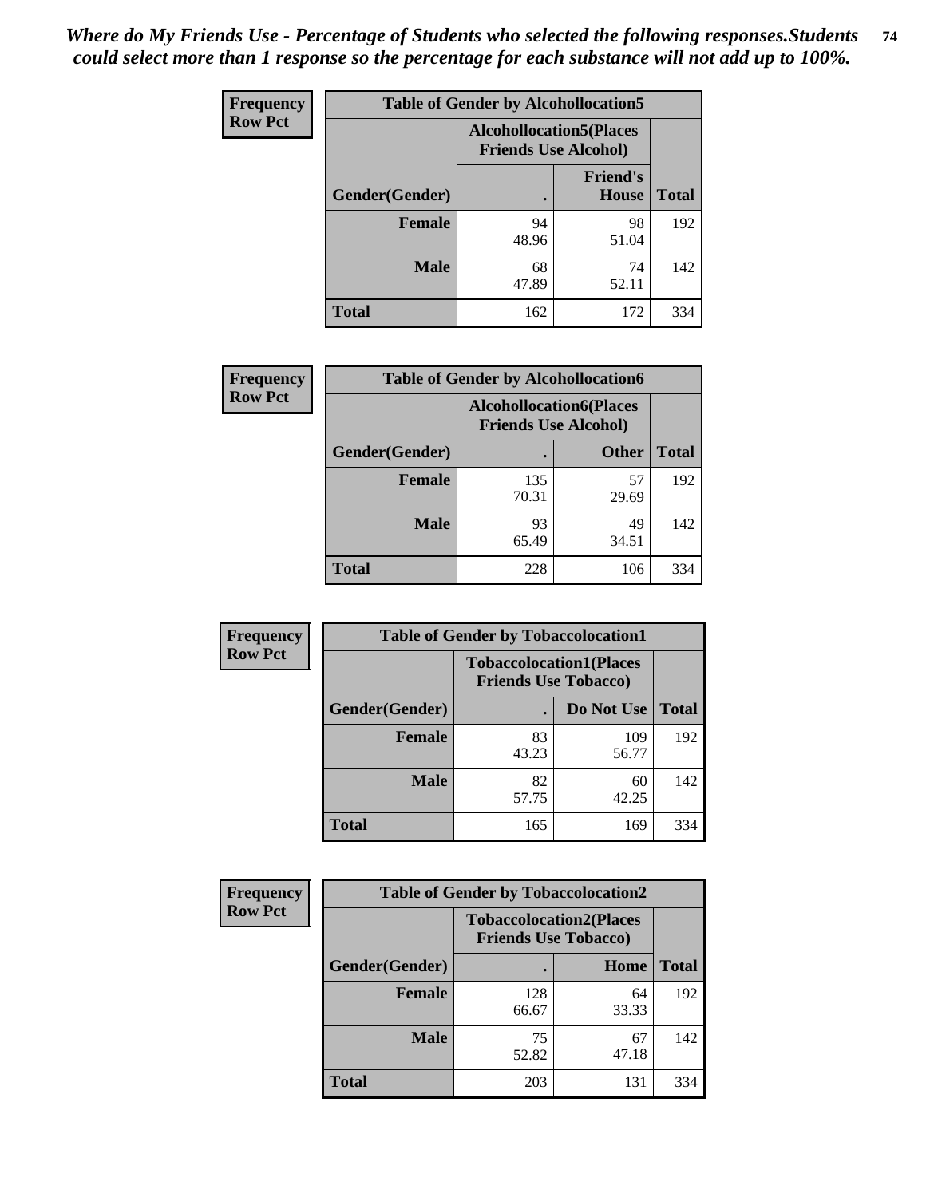*Where do My Friends Use - Percentage of Students who selected the following responses.Students could select more than 1 response so the percentage for each substance will not add up to 100%.*

**Frequency Row Pct**

| Table of Gender by Alcohollocation5 | | | |
|---|---|---|---|
| | Alcohollocation5(Places Friends Use Alcohol) | | |
| Gender(Gender) | . | Friend's House | Total |
| **Female** | 94<br>48.96 | 98<br>51.04 | 192 |
| **Male** | 68<br>47.89 | 74<br>52.11 | 142 |
| **Total** | 162 | 172 | 334 |

**Frequency Row Pct**

| Table of Gender by Alcohollocation6 | | | |
|---|---|---|---|
| | Alcohollocation6(Places Friends Use Alcohol) | | |
| Gender(Gender) | . | Other | Total |
| **Female** | 135<br>70.31 | 57<br>29.69 | 192 |
| **Male** | 93<br>65.49 | 49<br>34.51 | 142 |
| **Total** | 228 | 106 | 334 |

**Frequency Row Pct**

| Table of Gender by Tobaccolocation1 | | | |
|---|---|---|---|
| | Tobaccolocation1(Places Friends Use Tobacco) | | |
| Gender(Gender) | . | Do Not Use | Total |
| **Female** | 83<br>43.23 | 109<br>56.77 | 192 |
| **Male** | 82<br>57.75 | 60<br>42.25 | 142 |
| **Total** | 165 | 169 | 334 |

**Frequency Row Pct**

| Table of Gender by Tobaccolocation2 | | | |
|---|---|---|---|
| | Tobaccolocation2(Places Friends Use Tobacco) | | |
| Gender(Gender) | . | Home | Total |
| **Female** | 128<br>66.67 | 64<br>33.33 | 192 |
| **Male** | 75<br>52.82 | 67<br>47.18 | 142 |
| **Total** | 203 | 131 | 334 |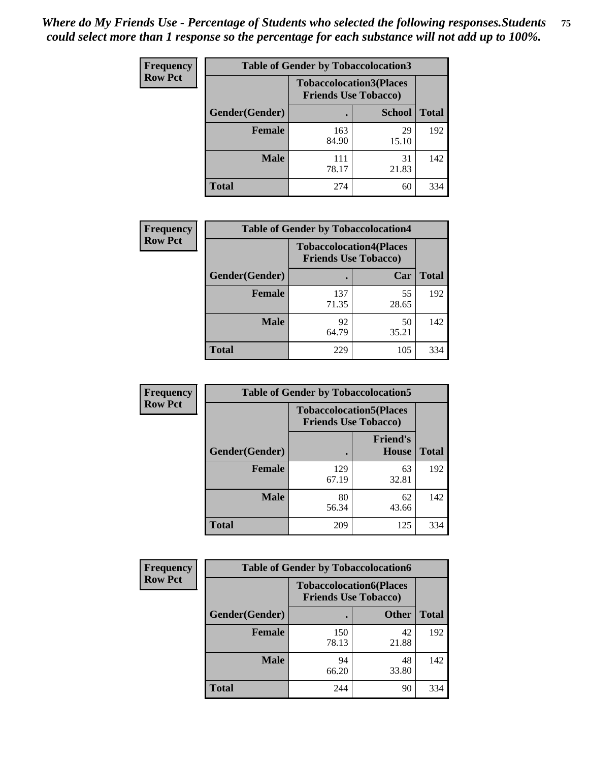*Where do My Friends Use - Percentage of Students who selected the following responses.Students could select more than 1 response so the percentage for each substance will not add up to 100%.*

**Frequency Row Pct**

| Table of Gender by Tobaccolocation3 | | | |
|---|---|---|---|
| | Tobaccolocation3(Places Friends Use Tobacco) | | |
| Gender(Gender) | . | School | Total |
| Female | 163<br>84.90 | 29<br>15.10 | 192 |
| Male | 111<br>78.17 | 31<br>21.83 | 142 |
| Total | 274 | 60 | 334 |

**Frequency Row Pct**

| Table of Gender by Tobaccolocation4 | | | |
|---|---|---|---|
| | Tobaccolocation4(Places Friends Use Tobacco) | | |
| Gender(Gender) | . | Car | Total |
| Female | 137<br>71.35 | 55<br>28.65 | 192 |
| Male | 92<br>64.79 | 50<br>35.21 | 142 |
| Total | 229 | 105 | 334 |

**Frequency Row Pct**

| Table of Gender by Tobaccolocation5 | | | |
|---|---|---|---|
| | Tobaccolocation5(Places Friends Use Tobacco) | | |
| Gender(Gender) | . | Friend's House | Total |
| Female | 129<br>67.19 | 63<br>32.81 | 192 |
| Male | 80<br>56.34 | 62<br>43.66 | 142 |
| Total | 209 | 125 | 334 |

**Frequency Row Pct**

| Table of Gender by Tobaccolocation6 | | | |
|---|---|---|---|
| | Tobaccolocation6(Places Friends Use Tobacco) | | |
| Gender(Gender) | . | Other | Total |
| Female | 150<br>78.13 | 42<br>21.88 | 192 |
| Male | 94<br>66.20 | 48<br>33.80 | 142 |
| Total | 244 | 90 | 334 |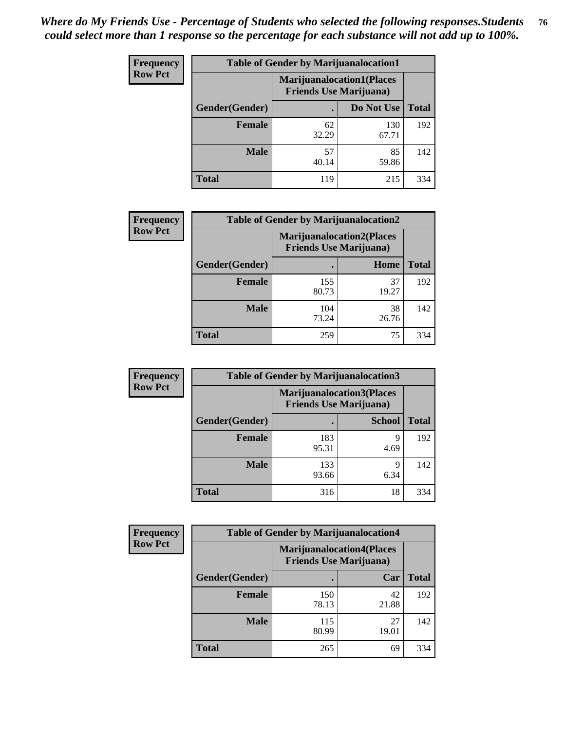*Where do My Friends Use - Percentage of Students who selected the following responses.Students could select more than 1 response so the percentage for each substance will not add up to 100%.*

**Frequency**
**Row Pct**

| Table of Gender by Marijuanalocation1 | | | |
|---|---|---|---|
| | Marijuanalocation1(Places Friends Use Marijuana) | | |
| Gender(Gender) | . | Do Not Use | Total |
| Female | 62<br>32.29 | 130<br>67.71 | 192 |
| Male | 57<br>40.14 | 85<br>59.86 | 142 |
| Total | 119 | 215 | 334 |

**Frequency**
**Row Pct**

| Table of Gender by Marijuanalocation2 | | | |
|---|---|---|---|
| | Marijuanalocation2(Places Friends Use Marijuana) | | |
| Gender(Gender) | . | Home | Total |
| Female | 155<br>80.73 | 37<br>19.27 | 192 |
| Male | 104<br>73.24 | 38<br>26.76 | 142 |
| Total | 259 | 75 | 334 |

**Frequency**
**Row Pct**

| Table of Gender by Marijuanalocation3 | | | |
|---|---|---|---|
| | Marijuanalocation3(Places Friends Use Marijuana) | | |
| Gender(Gender) | . | School | Total |
| Female | 183<br>95.31 | 9<br>4.69 | 192 |
| Male | 133<br>93.66 | 9<br>6.34 | 142 |
| Total | 316 | 18 | 334 |

**Frequency**
**Row Pct**

| Table of Gender by Marijuanalocation4 | | | |
|---|---|---|---|
| | Marijuanalocation4(Places Friends Use Marijuana) | | |
| Gender(Gender) | . | Car | Total |
| Female | 150<br>78.13 | 42<br>21.88 | 192 |
| Male | 115<br>80.99 | 27<br>19.01 | 142 |
| Total | 265 | 69 | 334 |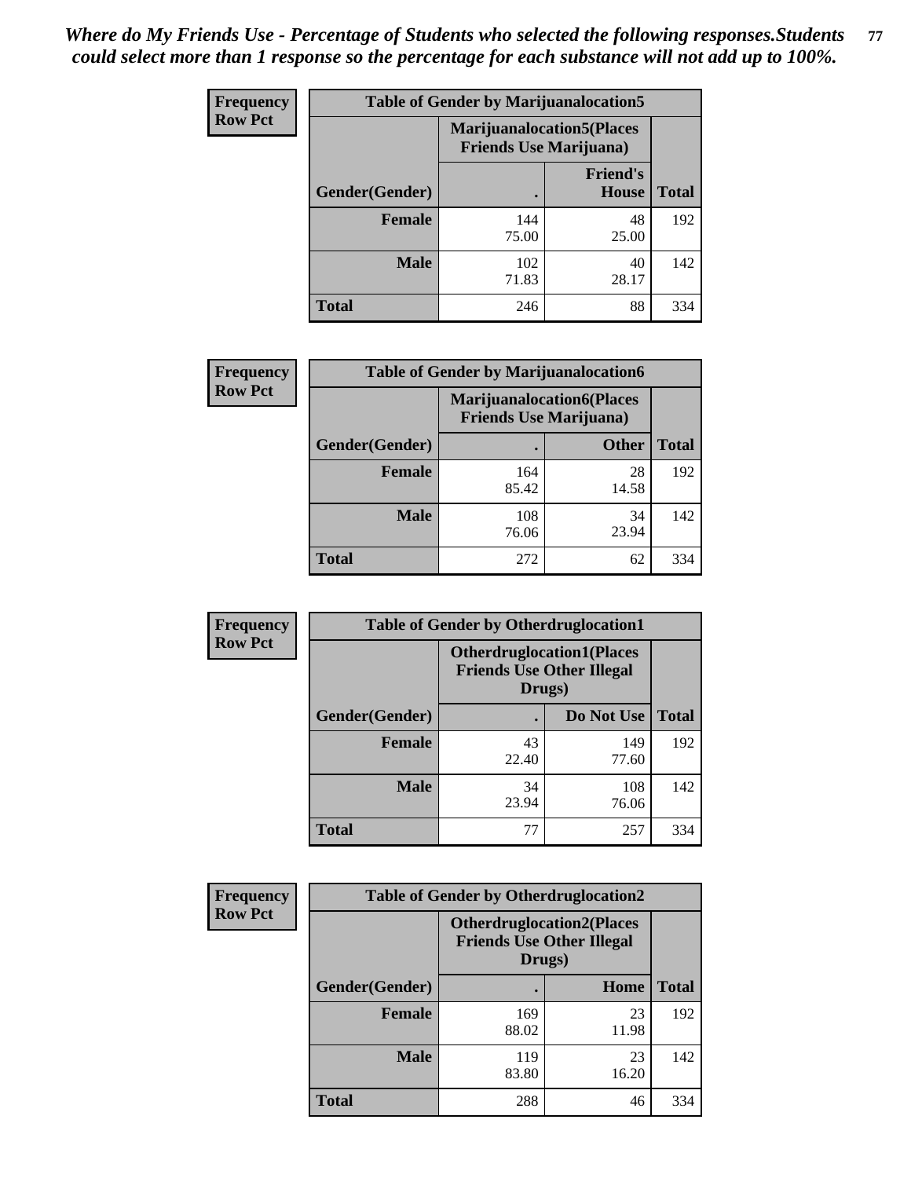*Where do My Friends Use - Percentage of Students who selected the following responses.Students could select more than 1 response so the percentage for each substance will not add up to 100%.*

**Frequency / Row Pct**

| Table of Gender by Marijuanalocation5 | | | |
|---|---|---|---|
| | Marijuanalocation5(Places Friends Use Marijuana) | | |
| Gender(Gender) | . | Friend's House | Total |
| **Female** | 144<br>75.00 | 48<br>25.00 | 192 |
| **Male** | 102<br>71.83 | 40<br>28.17 | 142 |
| **Total** | 246 | 88 | 334 |

**Frequency / Row Pct**

| Table of Gender by Marijuanalocation6 | | | |
|---|---|---|---|
| | Marijuanalocation6(Places Friends Use Marijuana) | | |
| Gender(Gender) | . | Other | Total |
| **Female** | 164<br>85.42 | 28<br>14.58 | 192 |
| **Male** | 108<br>76.06 | 34<br>23.94 | 142 |
| **Total** | 272 | 62 | 334 |

**Frequency / Row Pct**

| Table of Gender by Otherdruglocation1 | | | |
|---|---|---|---|
| | Otherdruglocation1(Places Friends Use Other Illegal Drugs) | | |
| Gender(Gender) | . | Do Not Use | Total |
| **Female** | 43<br>22.40 | 149<br>77.60 | 192 |
| **Male** | 34<br>23.94 | 108<br>76.06 | 142 |
| **Total** | 77 | 257 | 334 |

**Frequency / Row Pct**

| Table of Gender by Otherdruglocation2 | | | |
|---|---|---|---|
| | Otherdruglocation2(Places Friends Use Other Illegal Drugs) | | |
| Gender(Gender) | . | Home | Total |
| **Female** | 169<br>88.02 | 23<br>11.98 | 192 |
| **Male** | 119<br>83.80 | 23<br>16.20 | 142 |
| **Total** | 288 | 46 | 334 |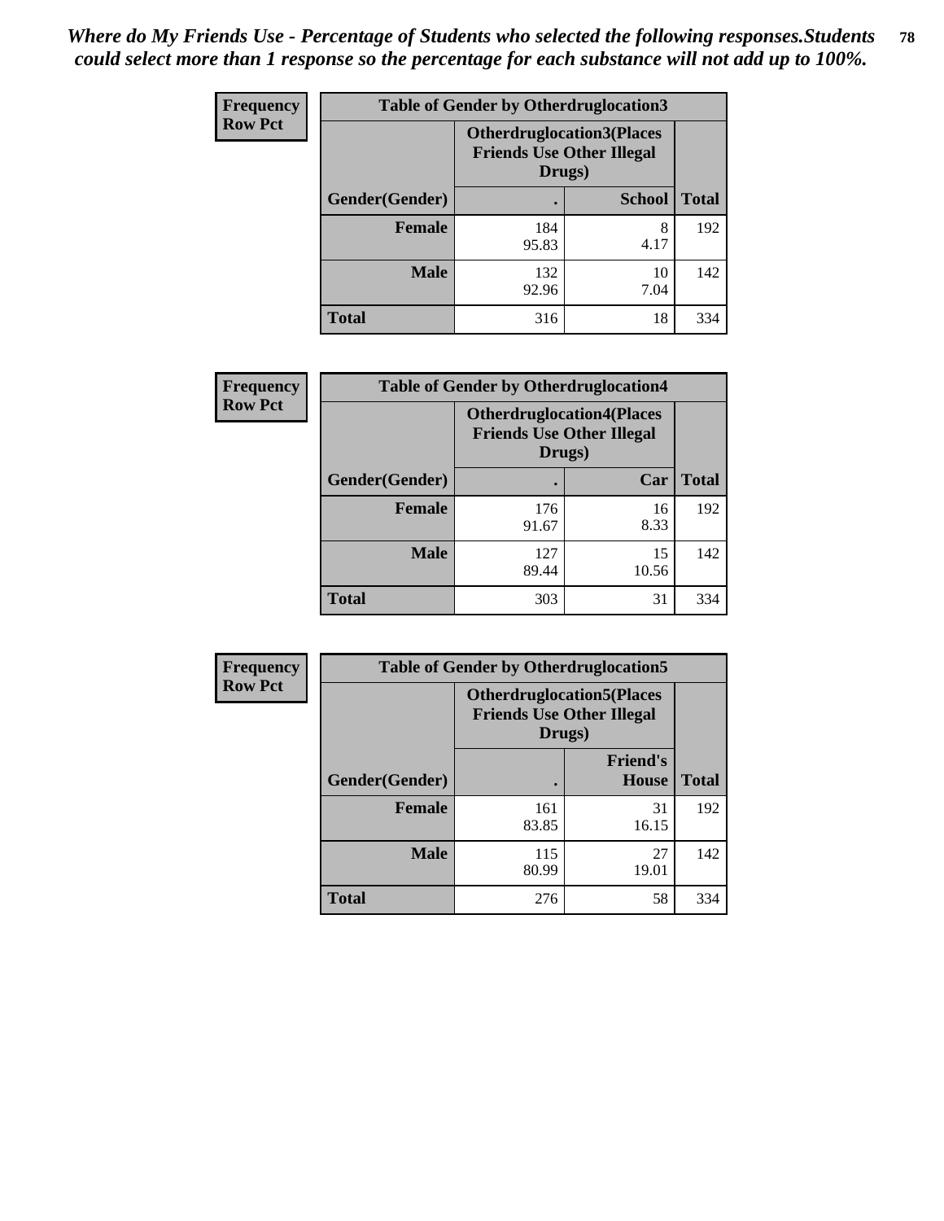*Where do My Friends Use - Percentage of Students who selected the following responses.Students could select more than 1 response so the percentage for each substance will not add up to 100%.*

**Frequency**
**Row Pct**

| Table of Gender by Otherdruglocation3 | | | |
|---|---|---|---|
| | Otherdruglocation3(Places Friends Use Other Illegal Drugs) | | |
| Gender(Gender) | . | School | Total |
| Female | 184<br>95.83 | 8<br>4.17 | 192 |
| Male | 132<br>92.96 | 10<br>7.04 | 142 |
| Total | 316 | 18 | 334 |

**Frequency**
**Row Pct**

| Table of Gender by Otherdruglocation4 | | | |
|---|---|---|---|
| | Otherdruglocation4(Places Friends Use Other Illegal Drugs) | | |
| Gender(Gender) | . | Car | Total |
| Female | 176<br>91.67 | 16<br>8.33 | 192 |
| Male | 127<br>89.44 | 15<br>10.56 | 142 |
| Total | 303 | 31 | 334 |

**Frequency**
**Row Pct**

| Table of Gender by Otherdruglocation5 | | | |
|---|---|---|---|
| | Otherdruglocation5(Places Friends Use Other Illegal Drugs) | | |
| Gender(Gender) | . | Friend's House | Total |
| Female | 161<br>83.85 | 31<br>16.15 | 192 |
| Male | 115<br>80.99 | 27<br>19.01 | 142 |
| Total | 276 | 58 | 334 |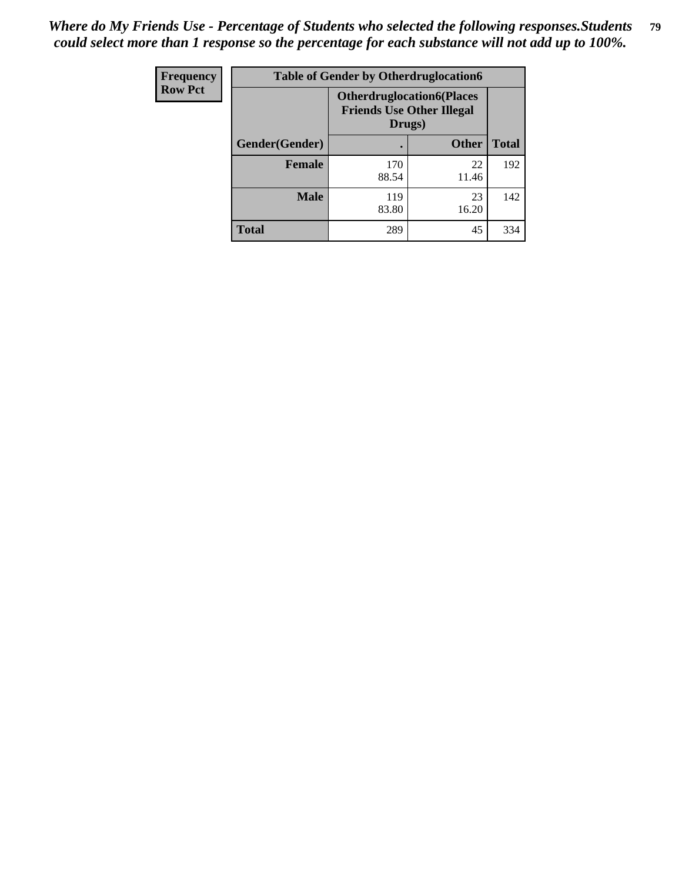*Where do My Friends Use - Percentage of Students who selected the following responses.Students could select more than 1 response so the percentage for each substance will not add up to 100%.*

| Frequency<br>Row Pct | Table of Gender by Otherdruglocation6 | | |
|---|---|---|---|
| | Otherdruglocation6(Places Friends Use Other Illegal Drugs) | | |
| Gender(Gender) | . | Other | Total |
| Female | 170<br>88.54 | 22<br>11.46 | 192 |
| Male | 119<br>83.80 | 23<br>16.20 | 142 |
| Total | 289 | 45 | 334 |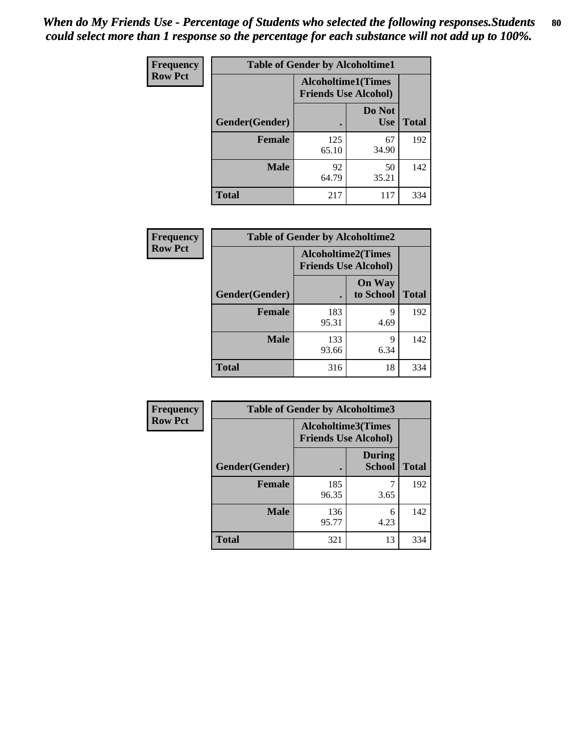*When do My Friends Use - Percentage of Students who selected the following responses.Students could select more than 1 response so the percentage for each substance will not add up to 100%.*

**Frequency**
**Row Pct**

| Table of Gender by Alcoholtime1 | | | |
|---|---|---|---|
| | Alcoholtime1(Times Friends Use Alcohol) | | |
| Gender(Gender) | . | Do Not Use | Total |
| **Female** | 125<br>65.10 | 67<br>34.90 | 192 |
| **Male** | 92<br>64.79 | 50<br>35.21 | 142 |
| **Total** | 217 | 117 | 334 |

**Frequency**
**Row Pct**

| Table of Gender by Alcoholtime2 | | | |
|---|---|---|---|
| | Alcoholtime2(Times Friends Use Alcohol) | | |
| Gender(Gender) | . | On Way to School | Total |
| **Female** | 183<br>95.31 | 9<br>4.69 | 192 |
| **Male** | 133<br>93.66 | 9<br>6.34 | 142 |
| **Total** | 316 | 18 | 334 |

**Frequency**
**Row Pct**

| Table of Gender by Alcoholtime3 | | | |
|---|---|---|---|
| | Alcoholtime3(Times Friends Use Alcohol) | | |
| Gender(Gender) | . | During School | Total |
| **Female** | 185<br>96.35 | 7<br>3.65 | 192 |
| **Male** | 136<br>95.77 | 6<br>4.23 | 142 |
| **Total** | 321 | 13 | 334 |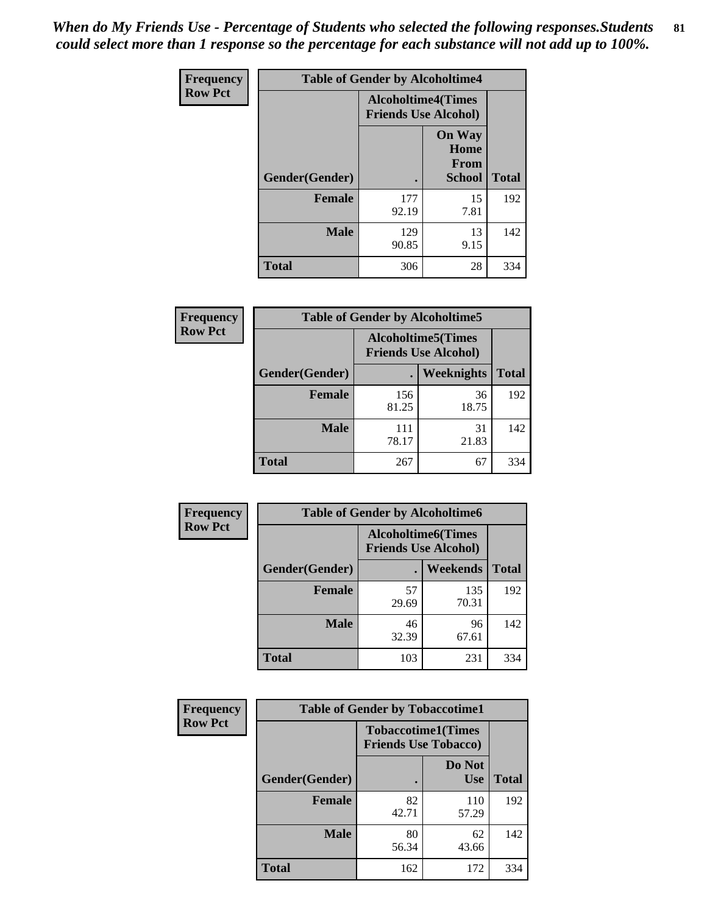*When do My Friends Use - Percentage of Students who selected the following responses.Students could select more than 1 response so the percentage for each substance will not add up to 100%.*

**Frequency / Row Pct**

| Table of Gender by Alcoholtime4 | | | |
|---|---|---|---|
| | Alcoholtime4(Times Friends Use Alcohol) | | |
| Gender(Gender) | . | On Way Home From School | Total |
| **Female** | 177<br>92.19 | 15<br>7.81 | 192 |
| **Male** | 129<br>90.85 | 13<br>9.15 | 142 |
| **Total** | 306 | 28 | 334 |

**Frequency / Row Pct**

| Table of Gender by Alcoholtime5 | | | |
|---|---|---|---|
| | Alcoholtime5(Times Friends Use Alcohol) | | |
| Gender(Gender) | . | Weeknights | Total |
| **Female** | 156<br>81.25 | 36<br>18.75 | 192 |
| **Male** | 111<br>78.17 | 31<br>21.83 | 142 |
| **Total** | 267 | 67 | 334 |

**Frequency / Row Pct**

| Table of Gender by Alcoholtime6 | | | |
|---|---|---|---|
| | Alcoholtime6(Times Friends Use Alcohol) | | |
| Gender(Gender) | . | Weekends | Total |
| **Female** | 57<br>29.69 | 135<br>70.31 | 192 |
| **Male** | 46<br>32.39 | 96<br>67.61 | 142 |
| **Total** | 103 | 231 | 334 |

**Frequency / Row Pct**

| Table of Gender by Tobaccotime1 | | | |
|---|---|---|---|
| | Tobaccotime1(Times Friends Use Tobacco) | | |
| Gender(Gender) | . | Do Not Use | Total |
| **Female** | 82<br>42.71 | 110<br>57.29 | 192 |
| **Male** | 80<br>56.34 | 62<br>43.66 | 142 |
| **Total** | 162 | 172 | 334 |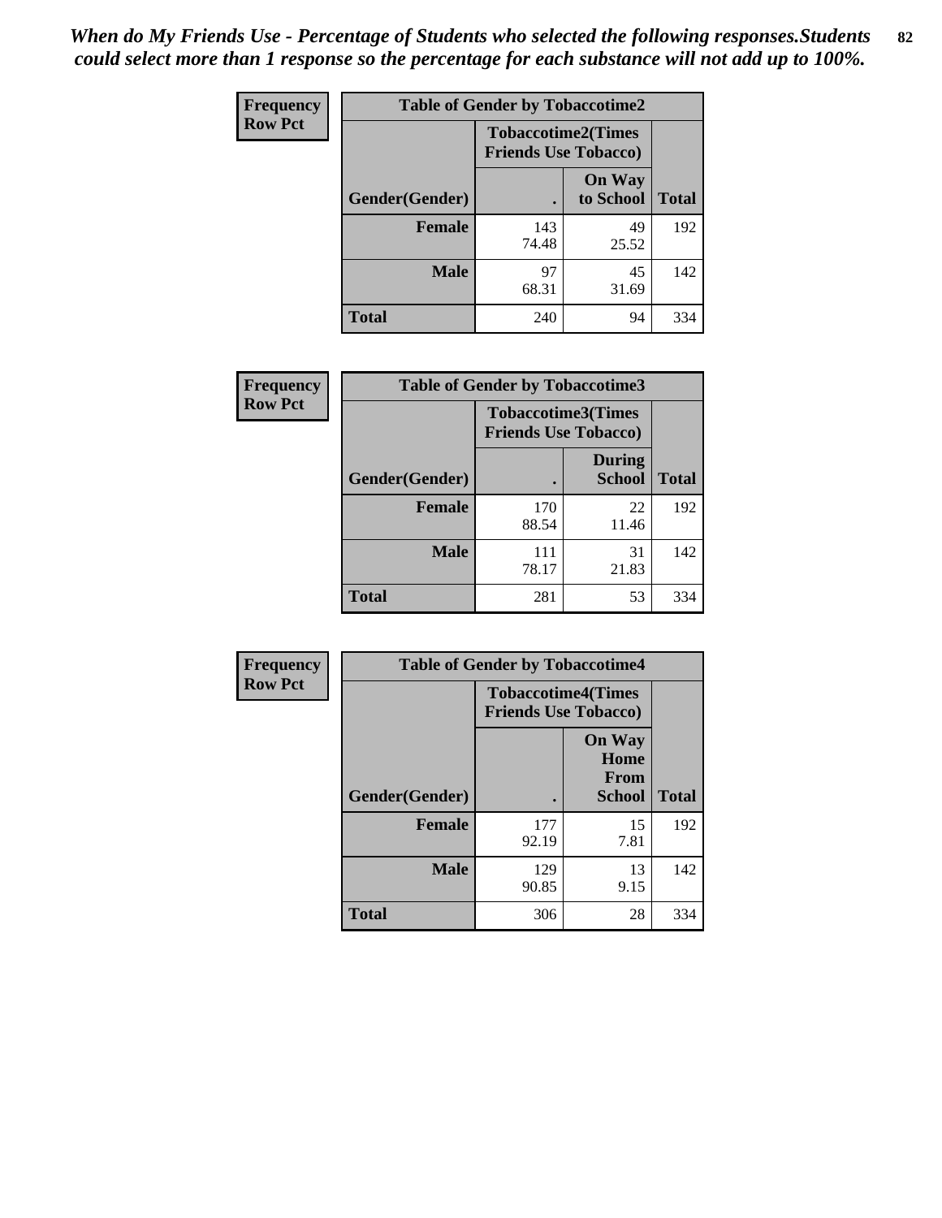*When do My Friends Use - Percentage of Students who selected the following responses.Students could select more than 1 response so the percentage for each substance will not add up to 100%.*

**Frequency**
**Row Pct**

| Table of Gender by Tobaccotime2 | | | |
|---|---|---|---|
| | Tobaccotime2(Times Friends Use Tobacco) | | |
| Gender(Gender) | . | On Way to School | Total |
| **Female** | 143<br>74.48 | 49<br>25.52 | 192 |
| **Male** | 97<br>68.31 | 45<br>31.69 | 142 |
| **Total** | 240 | 94 | 334 |

**Frequency**
**Row Pct**

| Table of Gender by Tobaccotime3 | | | |
|---|---|---|---|
| | Tobaccotime3(Times Friends Use Tobacco) | | |
| Gender(Gender) | . | During School | Total |
| **Female** | 170<br>88.54 | 22<br>11.46 | 192 |
| **Male** | 111<br>78.17 | 31<br>21.83 | 142 |
| **Total** | 281 | 53 | 334 |

**Frequency**
**Row Pct**

| Table of Gender by Tobaccotime4 | | | |
|---|---|---|---|
| | Tobaccotime4(Times Friends Use Tobacco) | | |
| Gender(Gender) | . | On Way Home From School | Total |
| **Female** | 177<br>92.19 | 15<br>7.81 | 192 |
| **Male** | 129<br>90.85 | 13<br>9.15 | 142 |
| **Total** | 306 | 28 | 334 |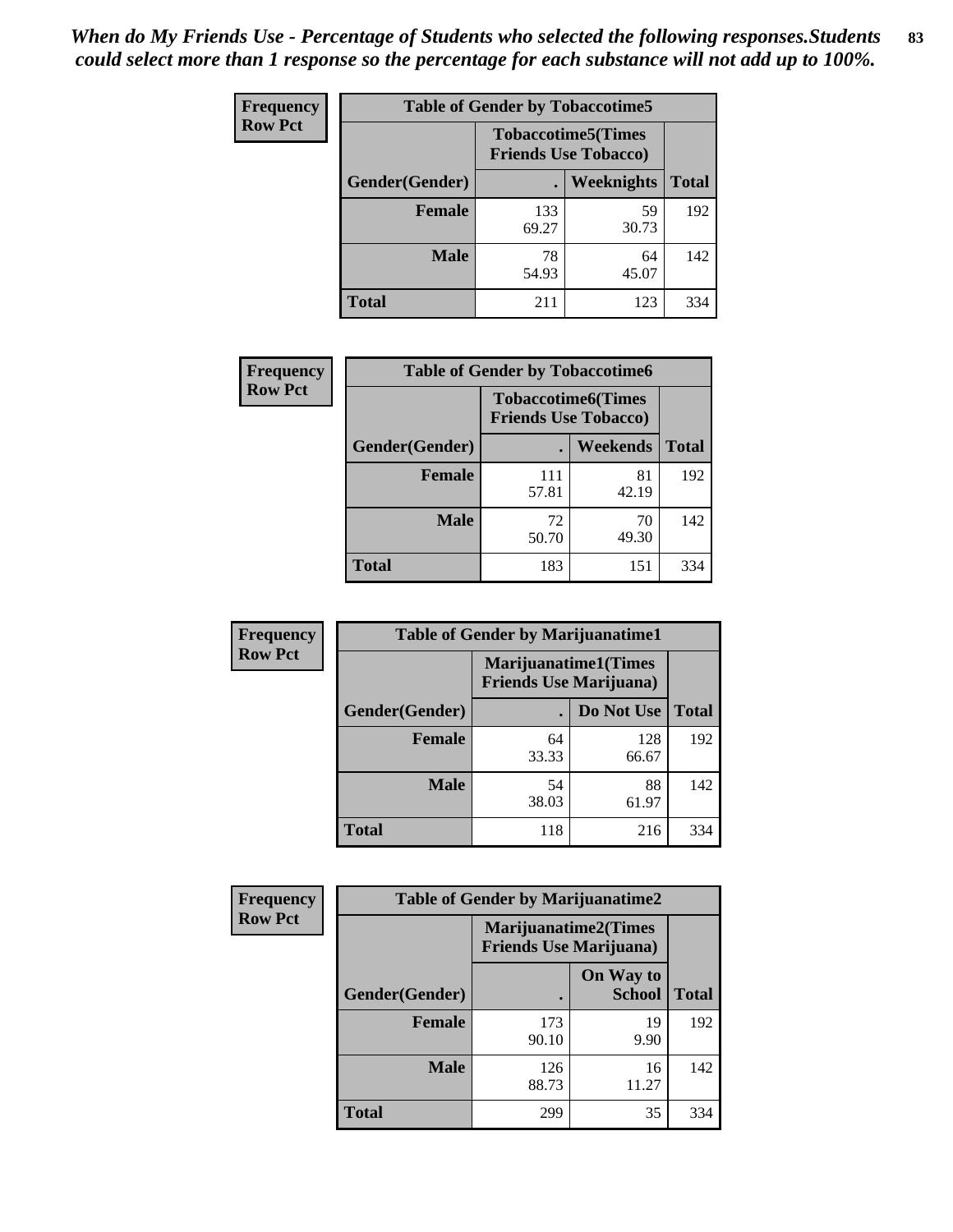*When do My Friends Use - Percentage of Students who selected the following responses.Students could select more than 1 response so the percentage for each substance will not add up to 100%.*

**Frequency**
**Row Pct**

**Table of Gender by Tobaccotime5**

| Gender(Gender) | Tobaccotime5(Times Friends Use Tobacco) . | Weeknights | Total |
|---|---|---|---|
| **Female** | 133<br>69.27 | 59<br>30.73 | 192 |
| **Male** | 78<br>54.93 | 64<br>45.07 | 142 |
| **Total** | 211 | 123 | 334 |

**Frequency**
**Row Pct**

**Table of Gender by Tobaccotime6**

| Gender(Gender) | Tobaccotime6(Times Friends Use Tobacco) . | Weekends | Total |
|---|---|---|---|
| **Female** | 111<br>57.81 | 81<br>42.19 | 192 |
| **Male** | 72<br>50.70 | 70<br>49.30 | 142 |
| **Total** | 183 | 151 | 334 |

**Frequency**
**Row Pct**

**Table of Gender by Marijuanatime1**

| Gender(Gender) | Marijuanatime1(Times Friends Use Marijuana) . | Do Not Use | Total |
|---|---|---|---|
| **Female** | 64<br>33.33 | 128<br>66.67 | 192 |
| **Male** | 54<br>38.03 | 88<br>61.97 | 142 |
| **Total** | 118 | 216 | 334 |

**Frequency**
**Row Pct**

**Table of Gender by Marijuanatime2**

| Gender(Gender) | Marijuanatime2(Times Friends Use Marijuana) . | On Way to School | Total |
|---|---|---|---|
| **Female** | 173<br>90.10 | 19<br>9.90 | 192 |
| **Male** | 126<br>88.73 | 16<br>11.27 | 142 |
| **Total** | 299 | 35 | 334 |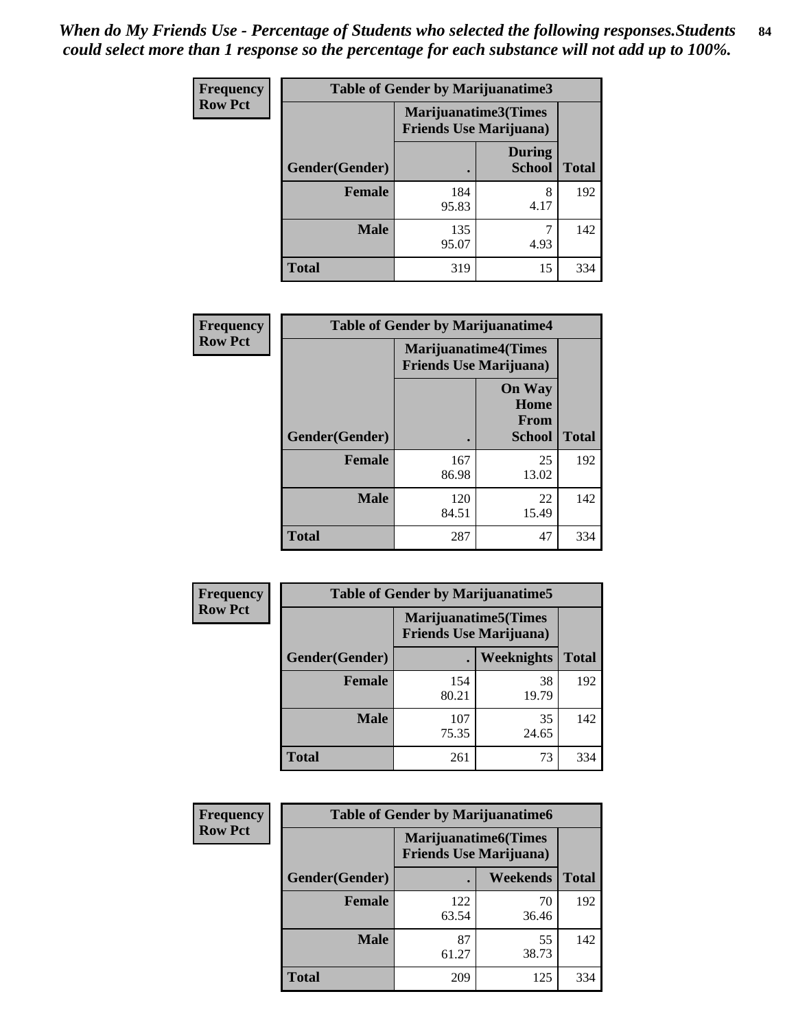*When do My Friends Use - Percentage of Students who selected the following responses.Students could select more than 1 response so the percentage for each substance will not add up to 100%.*

**Frequency**
**Row Pct**

**Table of Gender by Marijuanatime3**

| Gender(Gender) | Marijuanatime3(Times Friends Use Marijuana) . | During School | Total |
|---|---|---|---|
| **Female** | 184<br>95.83 | 8<br>4.17 | 192 |
| **Male** | 135<br>95.07 | 7<br>4.93 | 142 |
| **Total** | 319 | 15 | 334 |

**Frequency**
**Row Pct**

**Table of Gender by Marijuanatime4**

| Gender(Gender) | Marijuanatime4(Times Friends Use Marijuana) . | On Way Home From School | Total |
|---|---|---|---|
| **Female** | 167<br>86.98 | 25<br>13.02 | 192 |
| **Male** | 120<br>84.51 | 22<br>15.49 | 142 |
| **Total** | 287 | 47 | 334 |

**Frequency**
**Row Pct**

**Table of Gender by Marijuanatime5**

| Gender(Gender) | Marijuanatime5(Times Friends Use Marijuana) . | Weeknights | Total |
|---|---|---|---|
| **Female** | 154<br>80.21 | 38<br>19.79 | 192 |
| **Male** | 107<br>75.35 | 35<br>24.65 | 142 |
| **Total** | 261 | 73 | 334 |

**Frequency**
**Row Pct**

**Table of Gender by Marijuanatime6**

| Gender(Gender) | Marijuanatime6(Times Friends Use Marijuana) . | Weekends | Total |
|---|---|---|---|
| **Female** | 122<br>63.54 | 70<br>36.46 | 192 |
| **Male** | 87<br>61.27 | 55<br>38.73 | 142 |
| **Total** | 209 | 125 | 334 |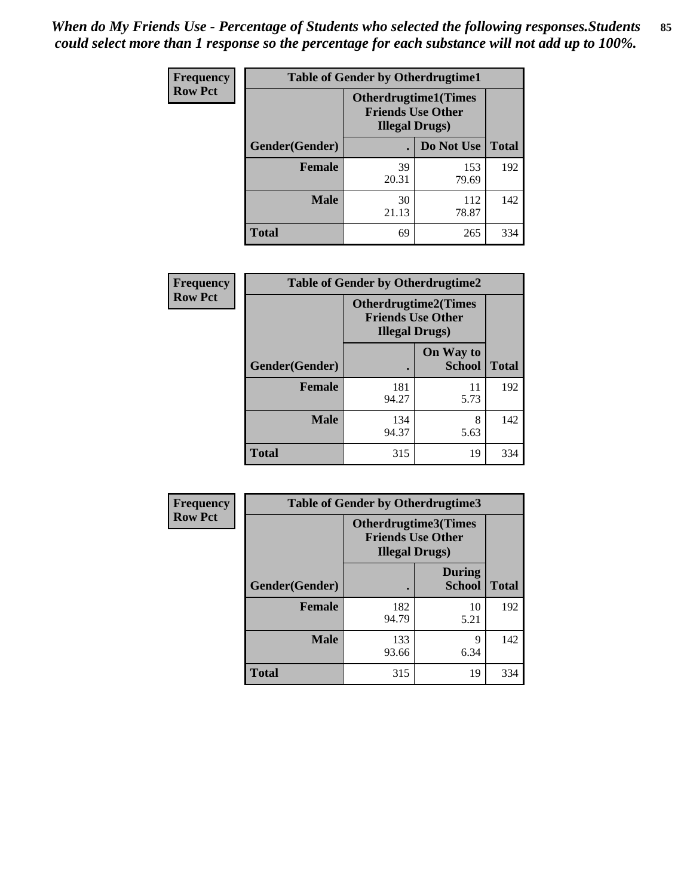*When do My Friends Use - Percentage of Students who selected the following responses.Students could select more than 1 response so the percentage for each substance will not add up to 100%.*

**Frequency**
**Row Pct**

| Table of Gender by Otherdrugtime1 | | | |
|---|---|---|---|
| | Otherdrugtime1(Times Friends Use Other Illegal Drugs) | | |
| Gender(Gender) | . | Do Not Use | Total |
| Female | 39<br>20.31 | 153<br>79.69 | 192 |
| Male | 30<br>21.13 | 112<br>78.87 | 142 |
| Total | 69 | 265 | 334 |

**Frequency**
**Row Pct**

| Table of Gender by Otherdrugtime2 | | | |
|---|---|---|---|
| | Otherdrugtime2(Times Friends Use Other Illegal Drugs) | | |
| Gender(Gender) | . | On Way to School | Total |
| Female | 181<br>94.27 | 11<br>5.73 | 192 |
| Male | 134<br>94.37 | 8<br>5.63 | 142 |
| Total | 315 | 19 | 334 |

**Frequency**
**Row Pct**

| Table of Gender by Otherdrugtime3 | | | |
|---|---|---|---|
| | Otherdrugtime3(Times Friends Use Other Illegal Drugs) | | |
| Gender(Gender) | . | During School | Total |
| Female | 182<br>94.79 | 10<br>5.21 | 192 |
| Male | 133<br>93.66 | 9<br>6.34 | 142 |
| Total | 315 | 19 | 334 |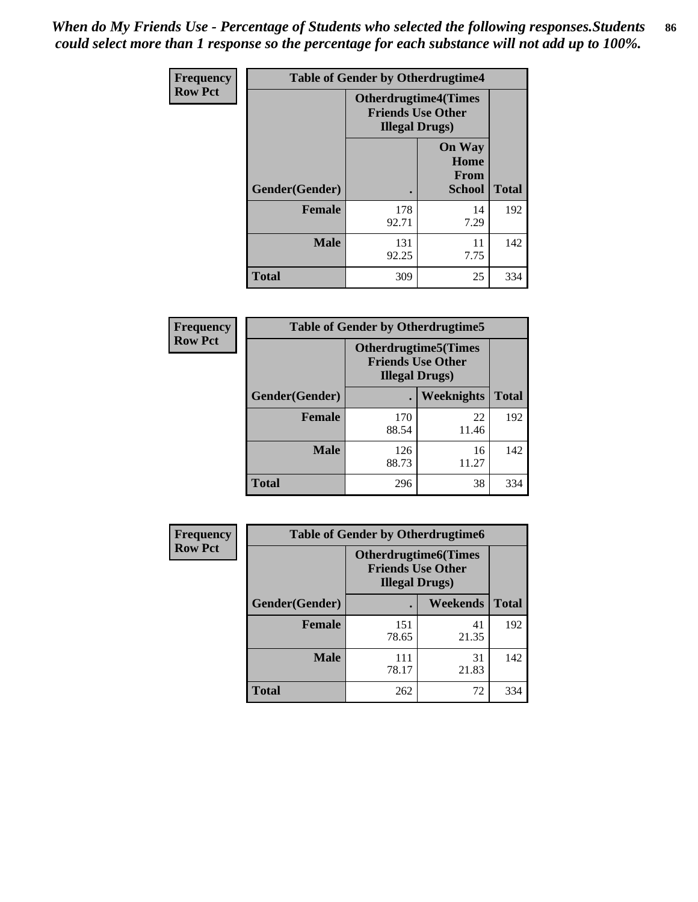*When do My Friends Use - Percentage of Students who selected the following responses.Students could select more than 1 response so the percentage for each substance will not add up to 100%.*

**Frequency**
**Row Pct**

| Table of Gender by Otherdrugtime4 | | | |
|---|---|---|---|
| | Otherdrugtime4(Times Friends Use Other Illegal Drugs) | | |
| Gender(Gender) | . | On Way Home From School | Total |
| Female | 178<br>92.71 | 14<br>7.29 | 192 |
| Male | 131<br>92.25 | 11<br>7.75 | 142 |
| Total | 309 | 25 | 334 |

**Frequency**
**Row Pct**

| Table of Gender by Otherdrugtime5 | | | |
|---|---|---|---|
| | Otherdrugtime5(Times Friends Use Other Illegal Drugs) | | |
| Gender(Gender) | . | Weeknights | Total |
| Female | 170<br>88.54 | 22<br>11.46 | 192 |
| Male | 126<br>88.73 | 16<br>11.27 | 142 |
| Total | 296 | 38 | 334 |

**Frequency**
**Row Pct**

| Table of Gender by Otherdrugtime6 | | | |
|---|---|---|---|
| | Otherdrugtime6(Times Friends Use Other Illegal Drugs) | | |
| Gender(Gender) | . | Weekends | Total |
| Female | 151<br>78.65 | 41<br>21.35 | 192 |
| Male | 111<br>78.17 | 31<br>21.83 | 142 |
| Total | 262 | 72 | 334 |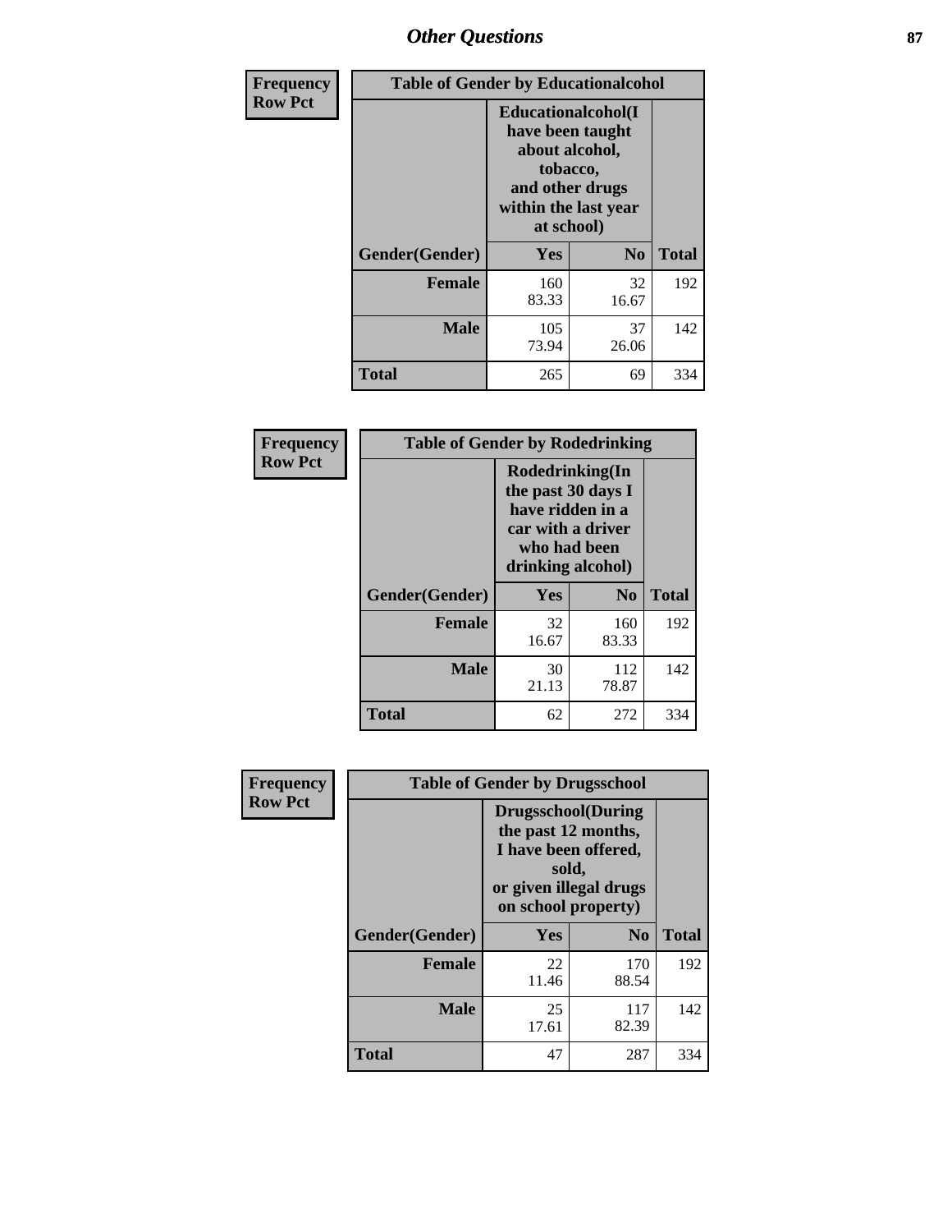## Other Questions

| Frequency Row Pct | Table of Gender by Educationalcohol | | |
|---|---|---|---|
| | Educationalcohol(I have been taught about alcohol, tobacco, and other drugs within the last year at school) | | |
| Gender(Gender) | Yes | No | Total |
| Female | 160<br>83.33 | 32<br>16.67 | 192 |
| Male | 105<br>73.94 | 37<br>26.06 | 142 |
| Total | 265 | 69 | 334 |

| Frequency Row Pct | Table of Gender by Rodedrinking | | |
|---|---|---|---|
| | Rodedrinking(In the past 30 days I have ridden in a car with a driver who had been drinking alcohol) | | |
| Gender(Gender) | Yes | No | Total |
| Female | 32<br>16.67 | 160<br>83.33 | 192 |
| Male | 30<br>21.13 | 112<br>78.87 | 142 |
| Total | 62 | 272 | 334 |

| Frequency Row Pct | Table of Gender by Drugsschool | | |
|---|---|---|---|
| | Drugsschool(During the past 12 months, I have been offered, sold, or given illegal drugs on school property) | | |
| Gender(Gender) | Yes | No | Total |
| Female | 22<br>11.46 | 170<br>88.54 | 192 |
| Male | 25<br>17.61 | 117<br>82.39 | 142 |
| Total | 47 | 287 | 334 |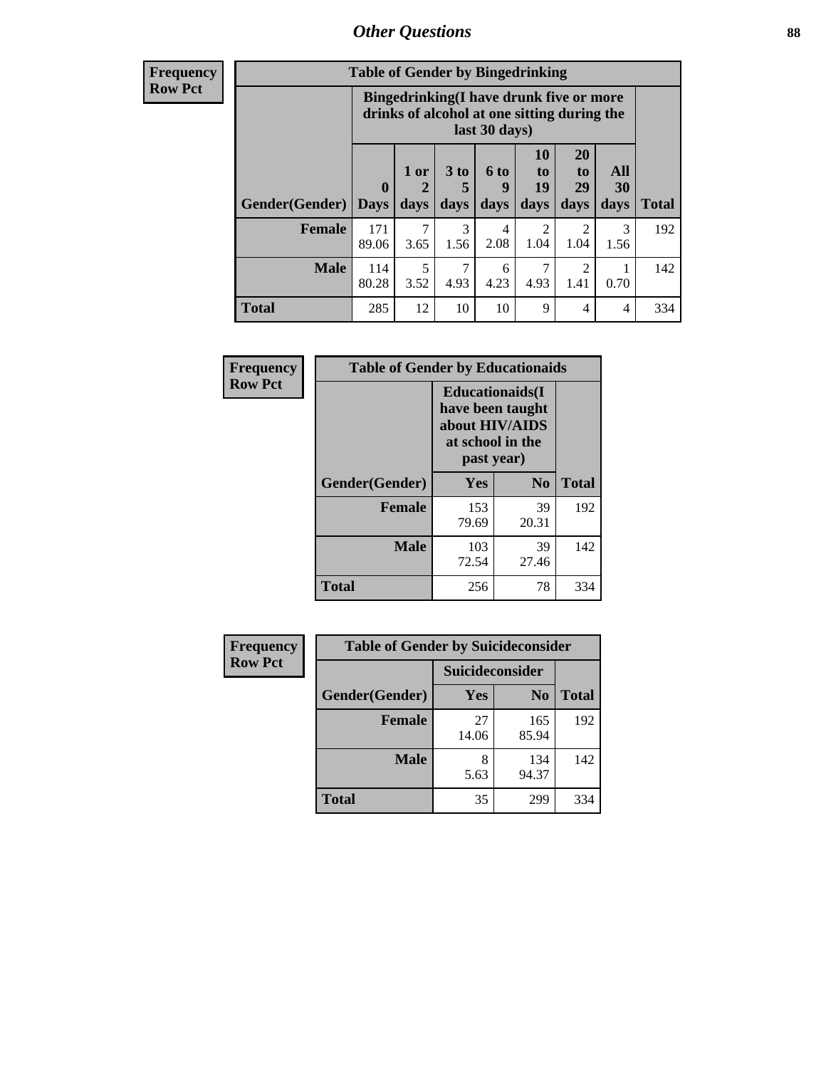**Frequency**
**Row Pct**

| Table of Gender by Bingedrinking | | | | | | | | |
|---|---|---|---|---|---|---|---|---|
| | Bingedrinking(I have drunk five or more drinks of alcohol at one sitting during the last 30 days) | | | | | | | |
| Gender(Gender) | 0 Days | 1 or 2 days | 3 to 5 days | 6 to 9 days | 10 to 19 days | 20 to 29 days | All 30 days | Total |
| **Female** | 171<br>89.06 | 7<br>3.65 | 3<br>1.56 | 4<br>2.08 | 2<br>1.04 | 2<br>1.04 | 3<br>1.56 | 192 |
| **Male** | 114<br>80.28 | 5<br>3.52 | 7<br>4.93 | 6<br>4.23 | 7<br>4.93 | 2<br>1.41 | 1<br>0.70 | 142 |
| **Total** | 285 | 12 | 10 | 10 | 9 | 4 | 4 | 334 |

**Frequency**
**Row Pct**

| Table of Gender by Educationaids | | | |
|---|---|---|---|
| | Educationaids(I have been taught about HIV/AIDS at school in the past year) | | |
| Gender(Gender) | Yes | No | Total |
| **Female** | 153<br>79.69 | 39<br>20.31 | 192 |
| **Male** | 103<br>72.54 | 39<br>27.46 | 142 |
| **Total** | 256 | 78 | 334 |

**Frequency**
**Row Pct**

| Table of Gender by Suicideconsider | | | |
|---|---|---|---|
| | Suicideconsider | | |
| Gender(Gender) | Yes | No | Total |
| **Female** | 27<br>14.06 | 165<br>85.94 | 192 |
| **Male** | 8<br>5.63 | 134<br>94.37 | 142 |
| **Total** | 35 | 299 | 334 |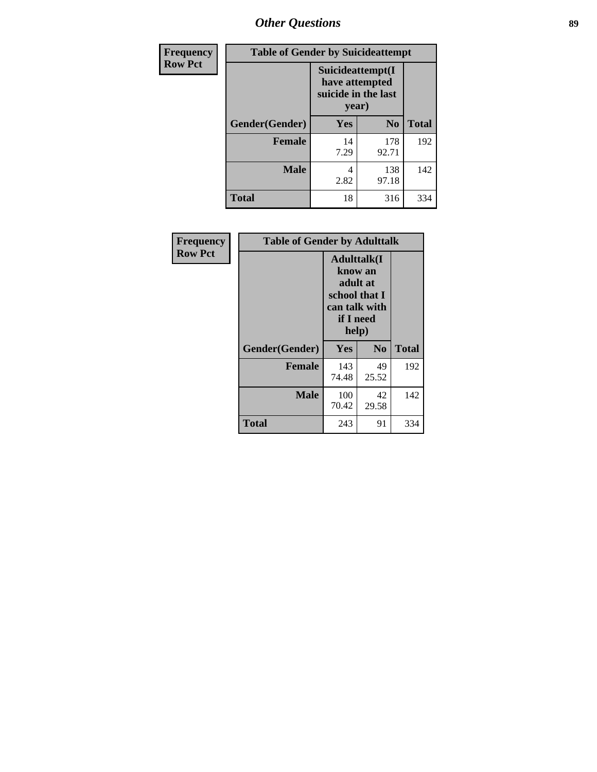| Frequency Row Pct | Table of Gender by Suicideattempt | | |
|---|---|---|---|
| | Suicideattempt(I have attempted suicide in the last year) | | |
| Gender(Gender) | Yes | No | Total |
| Female | 14<br>7.29 | 178<br>92.71 | 192 |
| Male | 4<br>2.82 | 138<br>97.18 | 142 |
| Total | 18 | 316 | 334 |

| Frequency Row Pct | Table of Gender by Adulttalk | | |
|---|---|---|---|
| | Adulttalk(I know an adult at school that I can talk with if I need help) | | |
| Gender(Gender) | Yes | No | Total |
| Female | 143<br>74.48 | 49<br>25.52 | 192 |
| Male | 100<br>70.42 | 42<br>29.58 | 142 |
| Total | 243 | 91 | 334 |